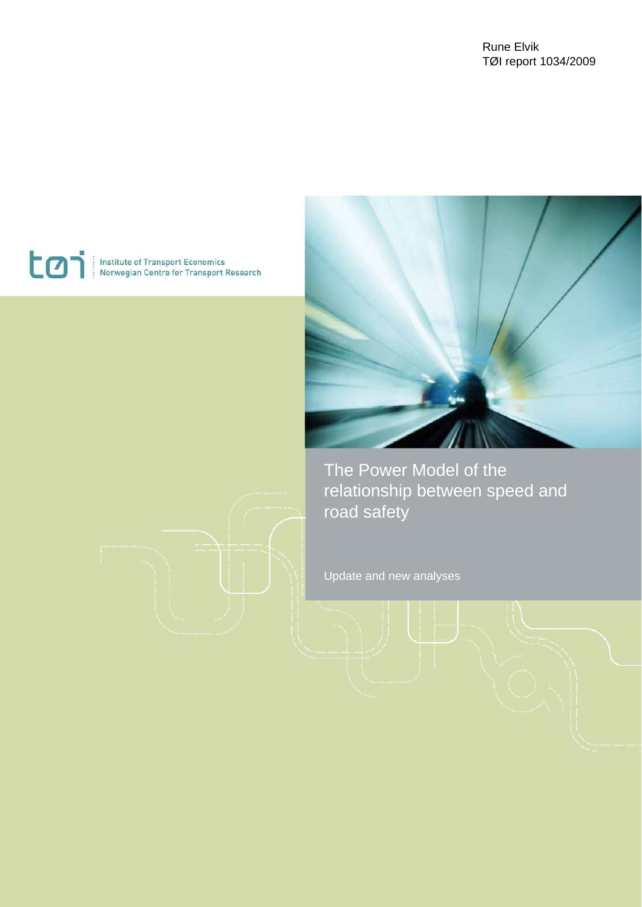Rune Elvik
TØI report 1034/2009

Institute of Transport Economics
Norwegian Centre for Transport Research

# The Power Model of the relationship between speed and road safety

Update and new analyses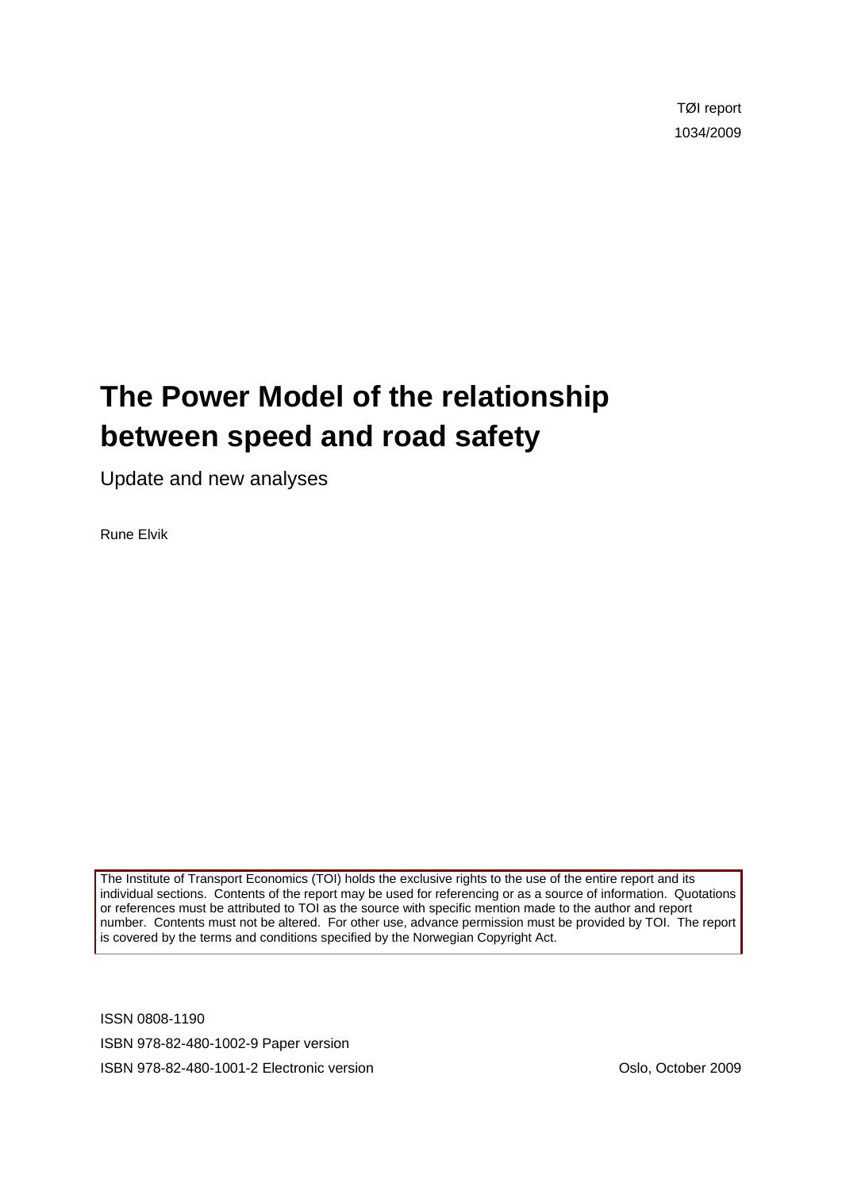TØI report
1034/2009

# The Power Model of the relationship between speed and road safety

Update and new analyses

Rune Elvik

The Institute of Transport Economics (TOI) holds the exclusive rights to the use of the entire report and its individual sections. Contents of the report may be used for referencing or as a source of information. Quotations or references must be attributed to TOI as the source with specific mention made to the author and report number. Contents must not be altered. For other use, advance permission must be provided by TOI. The report is covered by the terms and conditions specified by the Norwegian Copyright Act.

ISSN 0808-1190
ISBN 978-82-480-1002-9 Paper version
ISBN 978-82-480-1001-2 Electronic version

Oslo, October 2009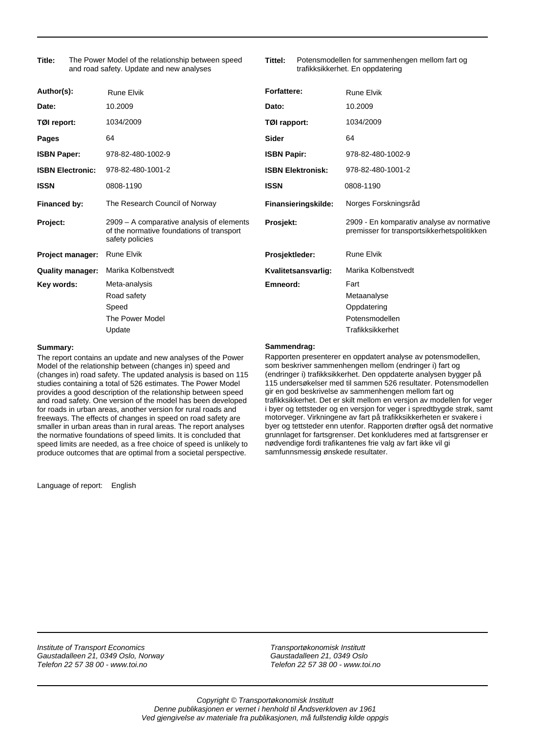| | | | |
|---|---|---|---|
| **Title:** | The Power Model of the relationship between speed and road safety. Update and new analyses | **Tittel:** | Potensmodellen for sammenhengen mellom fart og trafikksikkerhet. En oppdatering |
| **Author(s):** | Rune Elvik | **Forfattere:** | Rune Elvik |
| **Date:** | 10.2009 | **Dato:** | 10.2009 |
| **TØI report:** | 1034/2009 | **TØI rapport:** | 1034/2009 |
| **Pages** | 64 | **Sider** | 64 |
| **ISBN Paper:** | 978-82-480-1002-9 | **ISBN Papir:** | 978-82-480-1002-9 |
| **ISBN Electronic:** | 978-82-480-1001-2 | **ISBN Elektronisk:** | 978-82-480-1001-2 |
| **ISSN** | 0808-1190 | **ISSN** | 0808-1190 |
| **Financed by:** | The Research Council of Norway | **Finansieringskilde:** | Norges Forskningsråd |
| **Project:** | 2909 – A comparative analysis of elements of the normative foundations of transport safety policies | **Prosjekt:** | 2909 - En komparativ analyse av normative premisser for transportsikkerhetspolitikken |
| **Project manager:** | Rune Elvik | **Prosjektleder:** | Rune Elvik |
| **Quality manager:** | Marika Kolbenstvedt | **Kvalitetsansvarlig:** | Marika Kolbenstvedt |
| **Key words:** | Meta-analysis<br>Road safety<br>Speed<br>The Power Model<br>Update | **Emneord:** | Fart<br>Metaanalyse<br>Oppdatering<br>Potensmodellen<br>Trafikksikkerhet |

**Summary:**

The report contains an update and new analyses of the Power Model of the relationship between (changes in) speed and (changes in) road safety. The updated analysis is based on 115 studies containing a total of 526 estimates. The Power Model provides a good description of the relationship between speed and road safety. One version of the model has been developed for roads in urban areas, another version for rural roads and freeways. The effects of changes in speed on road safety are smaller in urban areas than in rural areas. The report analyses the normative foundations of speed limits. It is concluded that speed limits are needed, as a free choice of speed is unlikely to produce outcomes that are optimal from a societal perspective.

**Sammendrag:**

Rapporten presenterer en oppdatert analyse av potensmodellen, som beskriver sammenhengen mellom (endringer i) fart og (endringer i) trafikksikkerhet. Den oppdaterte analysen bygger på 115 undersøkelser med til sammen 526 resultater. Potensmodellen gir en god beskrivelse av sammenhengen mellom fart og trafikksikkerhet. Det er skilt mellom en versjon av modellen for veger i byer og tettsteder og en versjon for veger i spredtbygde strøk, samt motorveger. Virkningene av fart på trafikksikkerheten er svakere i byer og tettsteder enn utenfor. Rapporten drøfter også det normative grunnlaget for fartsgrenser. Det konkluderes med at fartsgrenser er nødvendige fordi trafikantenes frie valg av fart ikke vil gi samfunnsmessig ønskede resultater.

Language of report: English

*Institute of Transport Economics*
*Gaustadalleen 21, 0349 Oslo, Norway*
*Telefon 22 57 38 00 - www.toi.no*

*Transportøkonomisk Institutt*
*Gaustadalleen 21, 0349 Oslo*
*Telefon 22 57 38 00 - www.toi.no*

*Copyright © Transportøkonomisk Institutt*
*Denne publikasjonen er vernet i henhold til Åndsverkloven av 1961*
*Ved gjengivelse av materiale fra publikasjonen, må fullstendig kilde oppgis*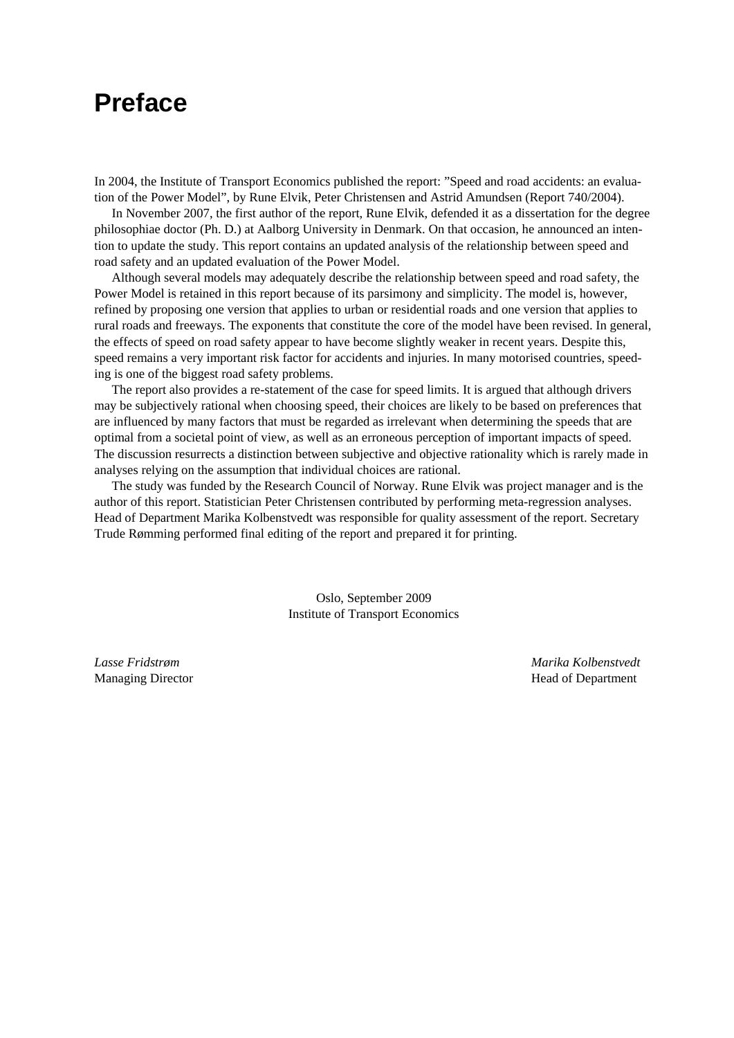# Preface

In 2004, the Institute of Transport Economics published the report: "Speed and road accidents: an evaluation of the Power Model", by Rune Elvik, Peter Christensen and Astrid Amundsen (Report 740/2004).

In November 2007, the first author of the report, Rune Elvik, defended it as a dissertation for the degree philosophiae doctor (Ph. D.) at Aalborg University in Denmark. On that occasion, he announced an intention to update the study. This report contains an updated analysis of the relationship between speed and road safety and an updated evaluation of the Power Model.

Although several models may adequately describe the relationship between speed and road safety, the Power Model is retained in this report because of its parsimony and simplicity. The model is, however, refined by proposing one version that applies to urban or residential roads and one version that applies to rural roads and freeways. The exponents that constitute the core of the model have been revised. In general, the effects of speed on road safety appear to have become slightly weaker in recent years. Despite this, speed remains a very important risk factor for accidents and injuries. In many motorised countries, speeding is one of the biggest road safety problems.

The report also provides a re-statement of the case for speed limits. It is argued that although drivers may be subjectively rational when choosing speed, their choices are likely to be based on preferences that are influenced by many factors that must be regarded as irrelevant when determining the speeds that are optimal from a societal point of view, as well as an erroneous perception of important impacts of speed. The discussion resurrects a distinction between subjective and objective rationality which is rarely made in analyses relying on the assumption that individual choices are rational.

The study was funded by the Research Council of Norway. Rune Elvik was project manager and is the author of this report. Statistician Peter Christensen contributed by performing meta-regression analyses. Head of Department Marika Kolbenstvedt was responsible for quality assessment of the report. Secretary Trude Rømming performed final editing of the report and prepared it for printing.

Oslo, September 2009
Institute of Transport Economics

*Lasse Fridstrøm*
Managing Director

*Marika Kolbenstvedt*
Head of Department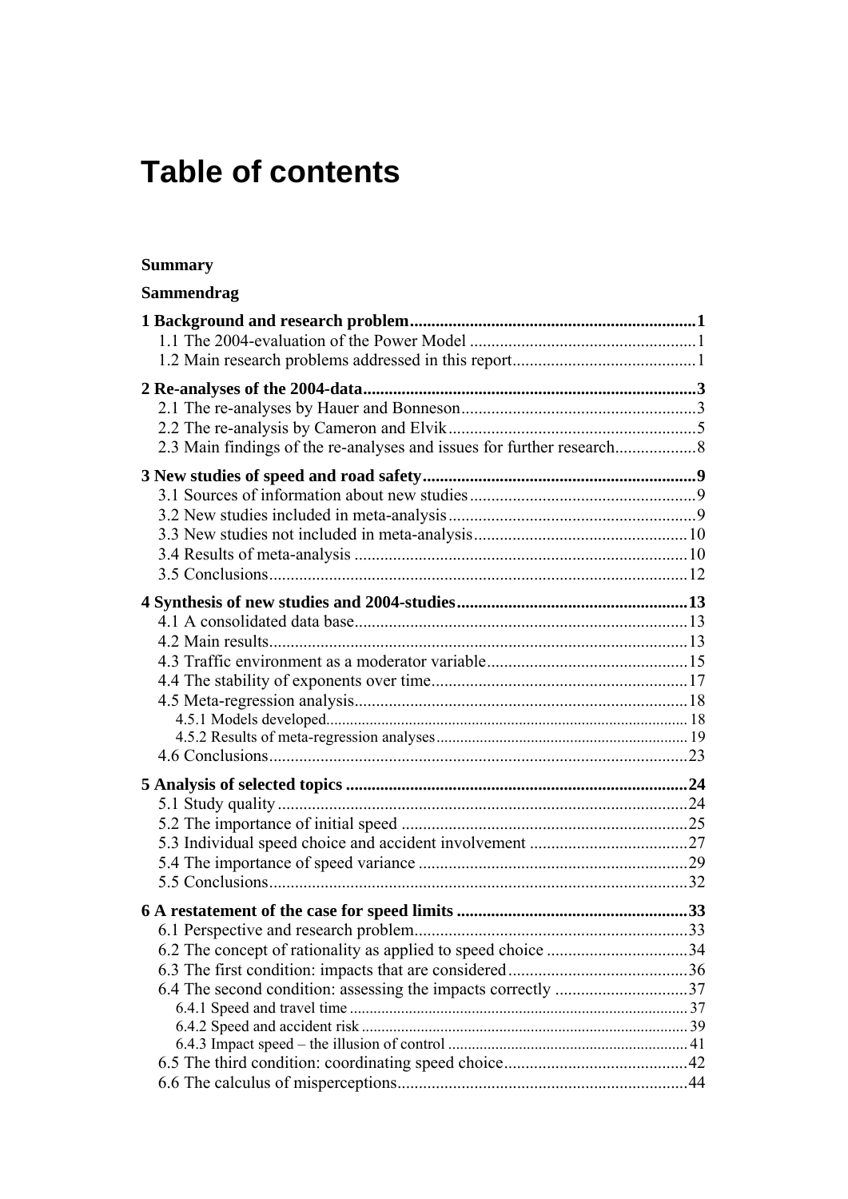# Table of contents

**Summary**

**Sammendrag**

**1 Background and research problem....................................................................1**
  1.1 The 2004-evaluation of the Power Model .....................................................1
  1.2 Main research problems addressed in this report..........................................1

**2 Re-analyses of the 2004-data..............................................................................3**
  2.1 The re-analyses by Hauer and Bonneson.......................................................3
  2.2 The re-analysis by Cameron and Elvik..........................................................5
  2.3 Main findings of the re-analyses and issues for further research...................8

**3 New studies of speed and road safety................................................................9**
  3.1 Sources of information about new studies.....................................................9
  3.2 New studies included in meta-analysis..........................................................9
  3.3 New studies not included in meta-analysis..................................................10
  3.4 Results of meta-analysis .............................................................................10
  3.5 Conclusions.................................................................................................12

**4 Synthesis of new studies and 2004-studies......................................................13**
  4.1 A consolidated data base.............................................................................13
  4.2 Main results.................................................................................................13
  4.3 Traffic environment as a moderator variable...............................................15
  4.4 The stability of exponents over time...........................................................17
  4.5 Meta-regression analysis.............................................................................18
    4.5.1 Models developed.......................................................................................18
    4.5.2 Results of meta-regression analyses...............................................................19
  4.6 Conclusions.................................................................................................23

**5 Analysis of selected topics ................................................................................24**
  5.1 Study quality ...............................................................................................24
  5.2 The importance of initial speed ...................................................................25
  5.3 Individual speed choice and accident involvement .....................................27
  5.4 The importance of speed variance ...............................................................29
  5.5 Conclusions.................................................................................................32

**6 A restatement of the case for speed limits ......................................................33**
  6.1 Perspective and research problem................................................................33
  6.2 The concept of rationality as applied to speed choice .................................34
  6.3 The first condition: impacts that are considered..........................................36
  6.4 The second condition: assessing the impacts correctly ...............................37
    6.4.1 Speed and travel time ....................................................................................37
    6.4.2 Speed and accident risk ..................................................................................39
    6.4.3 Impact speed – the illusion of control ............................................................41
  6.5 The third condition: coordinating speed choice...........................................42
  6.6 The calculus of misperceptions...................................................................44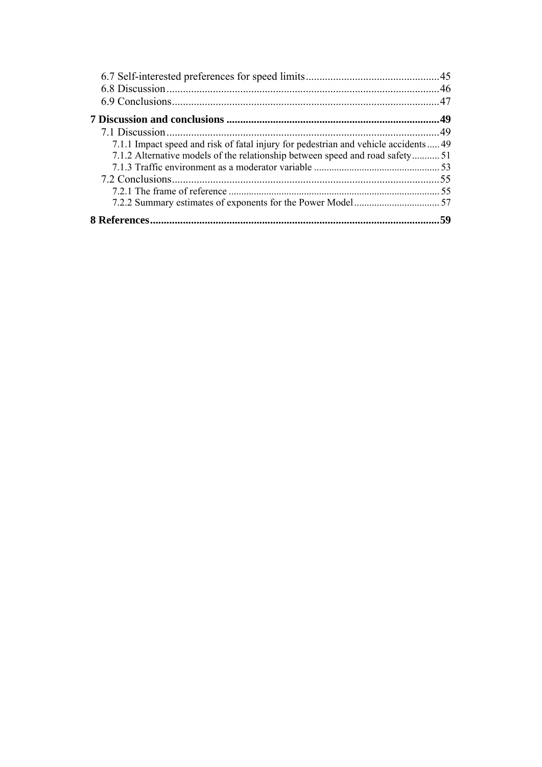6.7 Self-interested preferences for speed limits .......... 45
6.8 Discussion .......... 46
6.9 Conclusions .......... 47

**7 Discussion and conclusions .......... 49**

7.1 Discussion .......... 49

7.1.1 Impact speed and risk of fatal injury for pedestrian and vehicle accidents .......... 49
7.1.2 Alternative models of the relationship between speed and road safety .......... 51
7.1.3 Traffic environment as a moderator variable .......... 53

7.2 Conclusions .......... 55

7.2.1 The frame of reference .......... 55
7.2.2 Summary estimates of exponents for the Power Model .......... 57

**8 References .......... 59**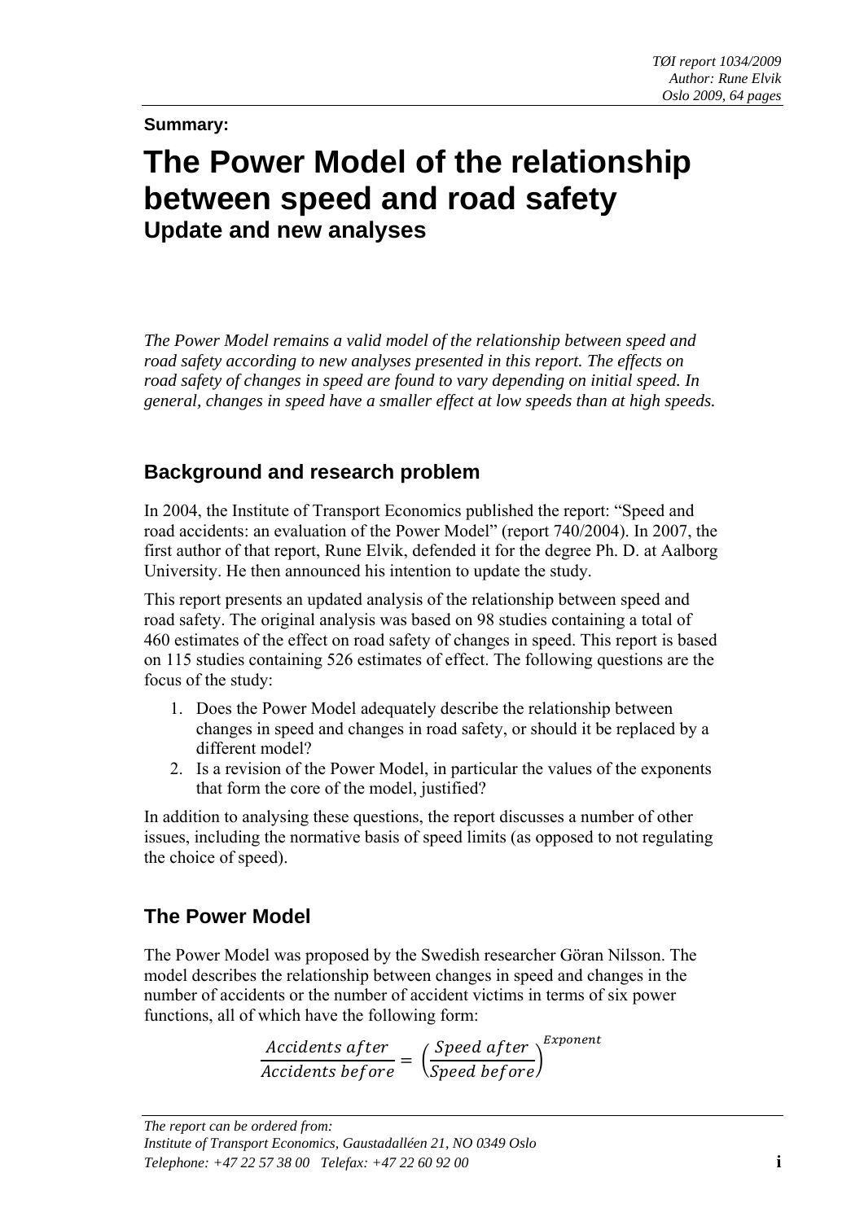*TØI report 1034/2009*
*Author: Rune Elvik*
*Oslo 2009, 64 pages*

**Summary:**

# The Power Model of the relationship between speed and road safety

## Update and new analyses

*The Power Model remains a valid model of the relationship between speed and road safety according to new analyses presented in this report. The effects on road safety of changes in speed are found to vary depending on initial speed. In general, changes in speed have a smaller effect at low speeds than at high speeds.*

## Background and research problem

In 2004, the Institute of Transport Economics published the report: "Speed and road accidents: an evaluation of the Power Model" (report 740/2004). In 2007, the first author of that report, Rune Elvik, defended it for the degree Ph. D. at Aalborg University. He then announced his intention to update the study.

This report presents an updated analysis of the relationship between speed and road safety. The original analysis was based on 98 studies containing a total of 460 estimates of the effect on road safety of changes in speed. This report is based on 115 studies containing 526 estimates of effect. The following questions are the focus of the study:

1. Does the Power Model adequately describe the relationship between changes in speed and changes in road safety, or should it be replaced by a different model?
2. Is a revision of the Power Model, in particular the values of the exponents that form the core of the model, justified?

In addition to analysing these questions, the report discusses a number of other issues, including the normative basis of speed limits (as opposed to not regulating the choice of speed).

## The Power Model

The Power Model was proposed by the Swedish researcher Göran Nilsson. The model describes the relationship between changes in speed and changes in the number of accidents or the number of accident victims in terms of six power functions, all of which have the following form:

$$\frac{Accidents\ after}{Accidents\ before} = \left(\frac{Speed\ after}{Speed\ before}\right)^{Exponent}$$

*The report can be ordered from:*
*Institute of Transport Economics, Gaustadalléen 21, NO 0349 Oslo*
*Telephone: +47 22 57 38 00 Telefax: +47 22 60 92 00*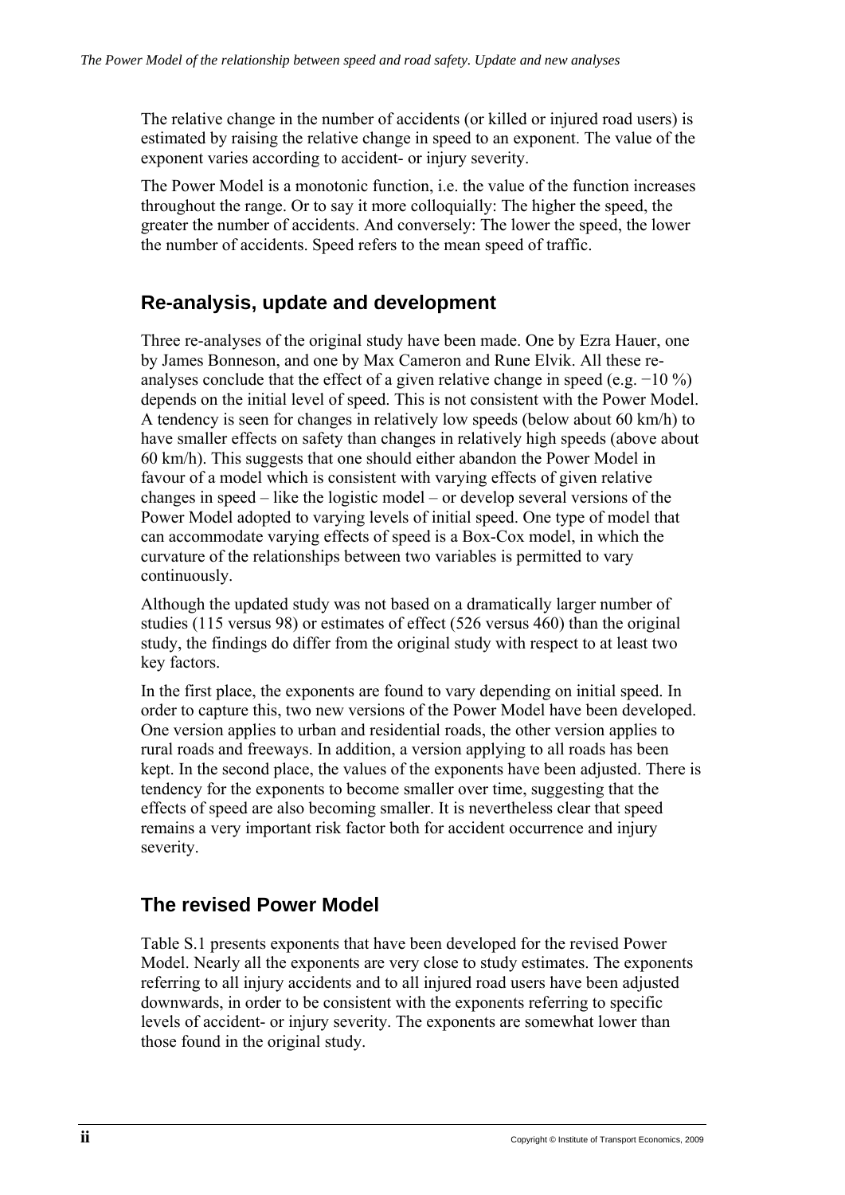The relative change in the number of accidents (or killed or injured road users) is estimated by raising the relative change in speed to an exponent. The value of the exponent varies according to accident- or injury severity.

The Power Model is a monotonic function, i.e. the value of the function increases throughout the range. Or to say it more colloquially: The higher the speed, the greater the number of accidents. And conversely: The lower the speed, the lower the number of accidents. Speed refers to the mean speed of traffic.

## Re-analysis, update and development

Three re-analyses of the original study have been made. One by Ezra Hauer, one by James Bonneson, and one by Max Cameron and Rune Elvik. All these re-analyses conclude that the effect of a given relative change in speed (e.g. −10 %) depends on the initial level of speed. This is not consistent with the Power Model. A tendency is seen for changes in relatively low speeds (below about 60 km/h) to have smaller effects on safety than changes in relatively high speeds (above about 60 km/h). This suggests that one should either abandon the Power Model in favour of a model which is consistent with varying effects of given relative changes in speed – like the logistic model – or develop several versions of the Power Model adopted to varying levels of initial speed. One type of model that can accommodate varying effects of speed is a Box-Cox model, in which the curvature of the relationships between two variables is permitted to vary continuously.

Although the updated study was not based on a dramatically larger number of studies (115 versus 98) or estimates of effect (526 versus 460) than the original study, the findings do differ from the original study with respect to at least two key factors.

In the first place, the exponents are found to vary depending on initial speed. In order to capture this, two new versions of the Power Model have been developed. One version applies to urban and residential roads, the other version applies to rural roads and freeways. In addition, a version applying to all roads has been kept. In the second place, the values of the exponents have been adjusted. There is tendency for the exponents to become smaller over time, suggesting that the effects of speed are also becoming smaller. It is nevertheless clear that speed remains a very important risk factor both for accident occurrence and injury severity.

## The revised Power Model

Table S.1 presents exponents that have been developed for the revised Power Model. Nearly all the exponents are very close to study estimates. The exponents referring to all injury accidents and to all injured road users have been adjusted downwards, in order to be consistent with the exponents referring to specific levels of accident- or injury severity. The exponents are somewhat lower than those found in the original study.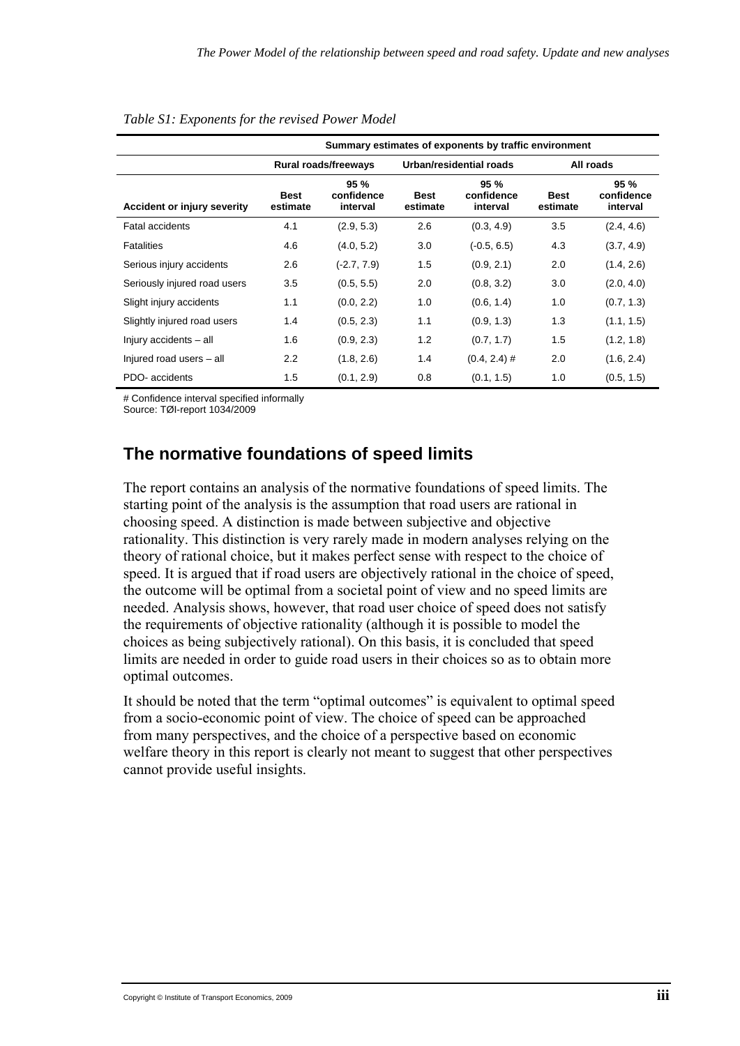*Table S1: Exponents for the revised Power Model*

| | Summary estimates of exponents by traffic environment | | | | | |
|---|---|---|---|---|---|---|
| | Rural roads/freeways | | Urban/residential roads | | All roads | |
| **Accident or injury severity** | **Best estimate** | **95 % confidence interval** | **Best estimate** | **95 % confidence interval** | **Best estimate** | **95 % confidence interval** |
| Fatal accidents | 4.1 | (2.9, 5.3) | 2.6 | (0.3, 4.9) | 3.5 | (2.4, 4.6) |
| Fatalities | 4.6 | (4.0, 5.2) | 3.0 | (-0.5, 6.5) | 4.3 | (3.7, 4.9) |
| Serious injury accidents | 2.6 | (-2.7, 7.9) | 1.5 | (0.9, 2.1) | 2.0 | (1.4, 2.6) |
| Seriously injured road users | 3.5 | (0.5, 5.5) | 2.0 | (0.8, 3.2) | 3.0 | (2.0, 4.0) |
| Slight injury accidents | 1.1 | (0.0, 2.2) | 1.0 | (0.6, 1.4) | 1.0 | (0.7, 1.3) |
| Slightly injured road users | 1.4 | (0.5, 2.3) | 1.1 | (0.9, 1.3) | 1.3 | (1.1, 1.5) |
| Injury accidents – all | 1.6 | (0.9, 2.3) | 1.2 | (0.7, 1.7) | 1.5 | (1.2, 1.8) |
| Injured road users – all | 2.2 | (1.8, 2.6) | 1.4 | (0.4, 2.4) # | 2.0 | (1.6, 2.4) |
| PDO- accidents | 1.5 | (0.1, 2.9) | 0.8 | (0.1, 1.5) | 1.0 | (0.5, 1.5) |

# Confidence interval specified informally
Source: TØI-report 1034/2009

## The normative foundations of speed limits

The report contains an analysis of the normative foundations of speed limits. The starting point of the analysis is the assumption that road users are rational in choosing speed. A distinction is made between subjective and objective rationality. This distinction is very rarely made in modern analyses relying on the theory of rational choice, but it makes perfect sense with respect to the choice of speed. It is argued that if road users are objectively rational in the choice of speed, the outcome will be optimal from a societal point of view and no speed limits are needed. Analysis shows, however, that road user choice of speed does not satisfy the requirements of objective rationality (although it is possible to model the choices as being subjectively rational). On this basis, it is concluded that speed limits are needed in order to guide road users in their choices so as to obtain more optimal outcomes.

It should be noted that the term "optimal outcomes" is equivalent to optimal speed from a socio-economic point of view. The choice of speed can be approached from many perspectives, and the choice of a perspective based on economic welfare theory in this report is clearly not meant to suggest that other perspectives cannot provide useful insights.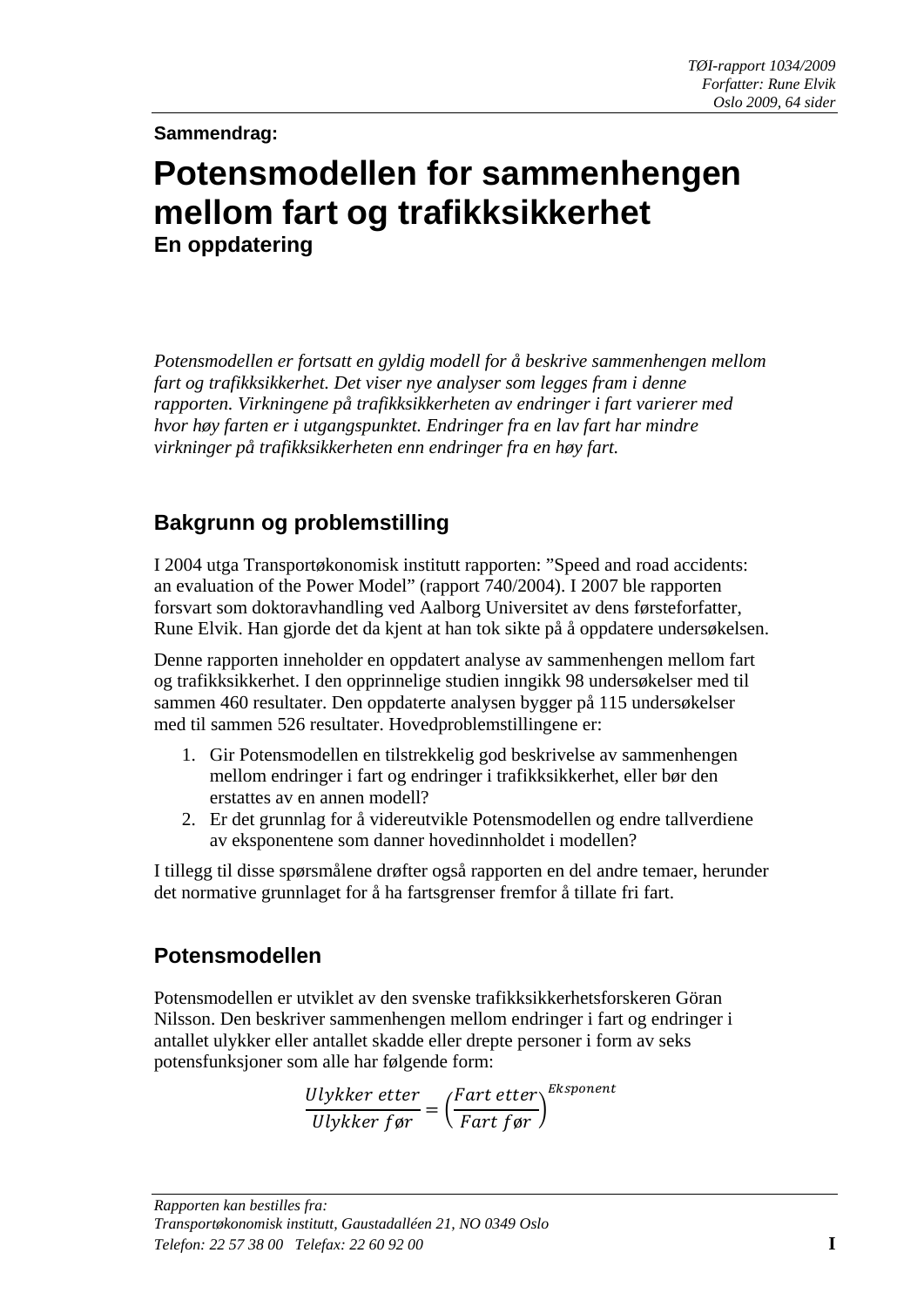Sammendrag:

# Potensmodellen for sammenhengen mellom fart og trafikksikkerhet

**En oppdatering**

*Potensmodellen er fortsatt en gyldig modell for å beskrive sammenhengen mellom fart og trafikksikkerhet. Det viser nye analyser som legges fram i denne rapporten. Virkningene på trafikksikkerheten av endringer i fart varierer med hvor høy farten er i utgangspunktet. Endringer fra en lav fart har mindre virkninger på trafikksikkerheten enn endringer fra en høy fart.*

## Bakgrunn og problemstilling

I 2004 utga Transportøkonomisk institutt rapporten: "Speed and road accidents: an evaluation of the Power Model" (rapport 740/2004). I 2007 ble rapporten forsvart som doktoravhandling ved Aalborg Universitet av dens førsteforfatter, Rune Elvik. Han gjorde det da kjent at han tok sikte på å oppdatere undersøkelsen.

Denne rapporten inneholder en oppdatert analyse av sammenhengen mellom fart og trafikksikkerhet. I den opprinnelige studien inngikk 98 undersøkelser med til sammen 460 resultater. Den oppdaterte analysen bygger på 115 undersøkelser med til sammen 526 resultater. Hovedproblemstillingene er:

1. Gir Potensmodellen en tilstrekkelig god beskrivelse av sammenhengen mellom endringer i fart og endringer i trafikksikkerhet, eller bør den erstattes av en annen modell?
2. Er det grunnlag for å videreutvikle Potensmodellen og endre tallverdiene av eksponentene som danner hovedinnholdet i modellen?

I tillegg til disse spørsmålene drøfter også rapporten en del andre temaer, herunder det normative grunnlaget for å ha fartsgrenser fremfor å tillate fri fart.

## Potensmodellen

Potensmodellen er utviklet av den svenske trafikksikkerhetsforskeren Göran Nilsson. Den beskriver sammenhengen mellom endringer i fart og endringer i antallet ulykker eller antallet skadde eller drepte personer i form av seks potensfunksjoner som alle har følgende form:

$$\frac{Ulykker\ etter}{Ulykker\ før} = \left(\frac{Fart\ etter}{Fart\ før}\right)^{Eksponent}$$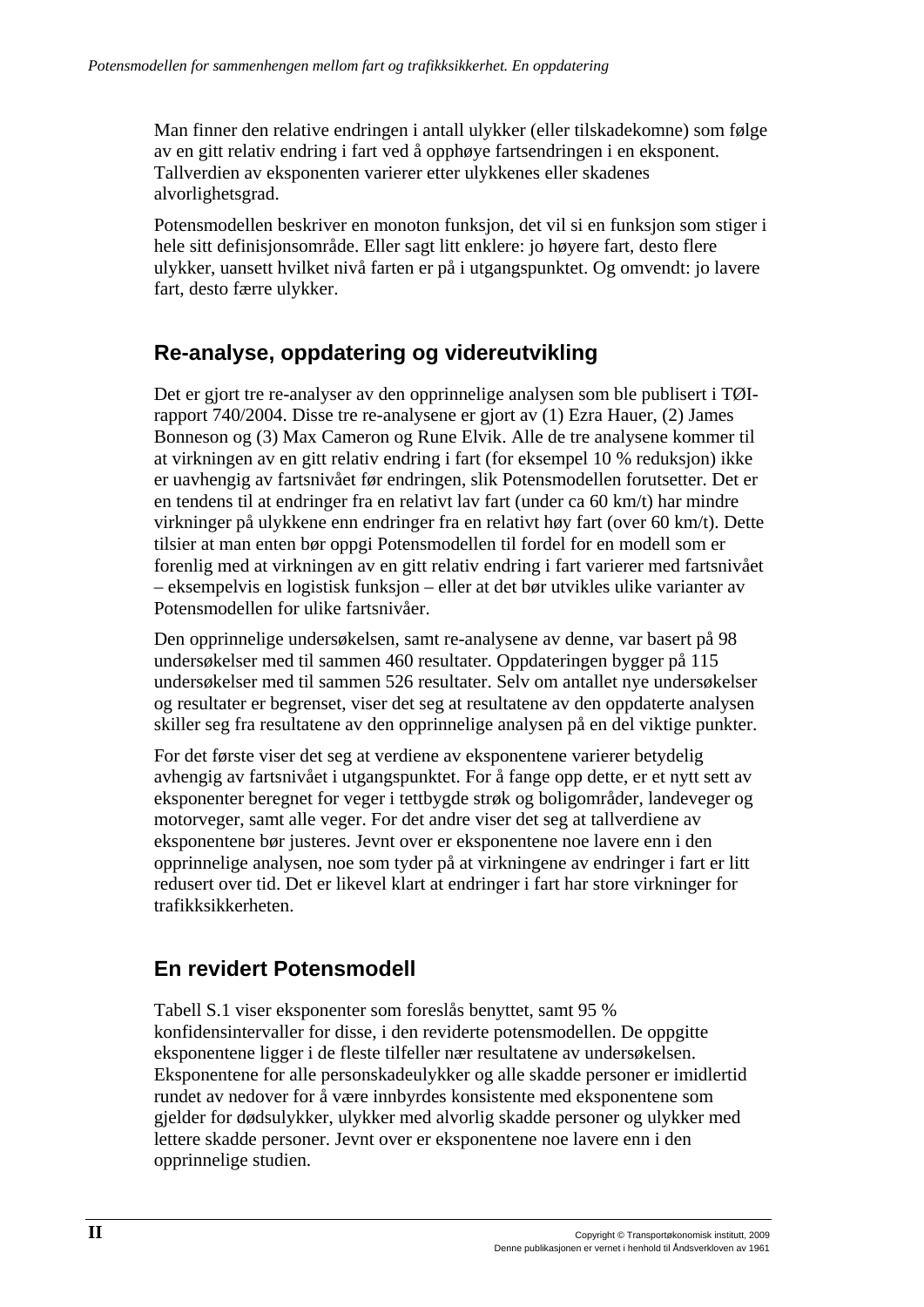Man finner den relative endringen i antall ulykker (eller tilskadekomne) som følge av en gitt relativ endring i fart ved å opphøye fartsendringen i en eksponent. Tallverdien av eksponenten varierer etter ulykkenes eller skadenes alvorlighetsgrad.

Potensmodellen beskriver en monoton funksjon, det vil si en funksjon som stiger i hele sitt definisjonsområde. Eller sagt litt enklere: jo høyere fart, desto flere ulykker, uansett hvilket nivå farten er på i utgangspunktet. Og omvendt: jo lavere fart, desto færre ulykker.

## Re-analyse, oppdatering og videreutvikling

Det er gjort tre re-analyser av den opprinnelige analysen som ble publisert i TØI-rapport 740/2004. Disse tre re-analysene er gjort av (1) Ezra Hauer, (2) James Bonneson og (3) Max Cameron og Rune Elvik. Alle de tre analysene kommer til at virkningen av en gitt relativ endring i fart (for eksempel 10 % reduksjon) ikke er uavhengig av fartsnivået før endringen, slik Potensmodellen forutsetter. Det er en tendens til at endringer fra en relativt lav fart (under ca 60 km/t) har mindre virkninger på ulykkene enn endringer fra en relativt høy fart (over 60 km/t). Dette tilsier at man enten bør oppgi Potensmodellen til fordel for en modell som er forenlig med at virkningen av en gitt relativ endring i fart varierer med fartsnivået – eksempelvis en logistisk funksjon – eller at det bør utvikles ulike varianter av Potensmodellen for ulike fartsnivåer.

Den opprinnelige undersøkelsen, samt re-analysene av denne, var basert på 98 undersøkelser med til sammen 460 resultater. Oppdateringen bygger på 115 undersøkelser med til sammen 526 resultater. Selv om antallet nye undersøkelser og resultater er begrenset, viser det seg at resultatene av den oppdaterte analysen skiller seg fra resultatene av den opprinnelige analysen på en del viktige punkter.

For det første viser det seg at verdiene av eksponentene varierer betydelig avhengig av fartsnivået i utgangspunktet. For å fange opp dette, er et nytt sett av eksponenter beregnet for veger i tettbygde strøk og boligområder, landeveger og motorveger, samt alle veger. For det andre viser det seg at tallverdiene av eksponentene bør justeres. Jevnt over er eksponentene noe lavere enn i den opprinnelige analysen, noe som tyder på at virkningene av endringer i fart er litt redusert over tid. Det er likevel klart at endringer i fart har store virkninger for trafikksikkerheten.

## En revidert Potensmodell

Tabell S.1 viser eksponenter som foreslås benyttet, samt 95 % konfidensintervaller for disse, i den reviderte potensmodellen. De oppgitte eksponentene ligger i de fleste tilfeller nær resultatene av undersøkelsen. Eksponentene for alle personskadeulykker og alle skadde personer er imidlertid rundet av nedover for å være innbyrdes konsistente med eksponentene som gjelder for dødsulykker, ulykker med alvorlig skadde personer og ulykker med lettere skadde personer. Jevnt over er eksponentene noe lavere enn i den opprinnelige studien.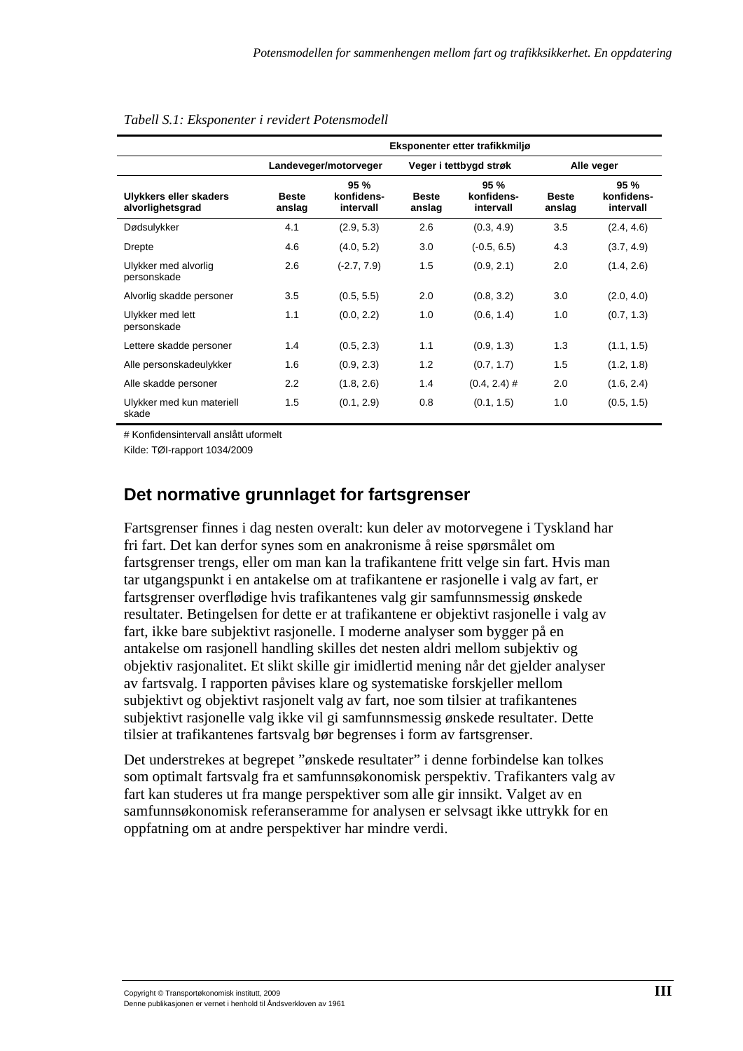*Tabell S.1: Eksponenter i revidert Potensmodell*

| | Eksponenter etter trafikkmiljø | | | | | |
|---|---|---|---|---|---|---|
| | Landeveger/motorveger | | Veger i tettbygd strøk | | Alle veger | |
| **Ulykkers eller skaders alvorlighetsgrad** | **Beste anslag** | **95 % konfidens-intervall** | **Beste anslag** | **95 % konfidens-intervall** | **Beste anslag** | **95 % konfidens-intervall** |
| Dødsulykker | 4.1 | (2.9, 5.3) | 2.6 | (0.3, 4.9) | 3.5 | (2.4, 4.6) |
| Drepte | 4.6 | (4.0, 5.2) | 3.0 | (-0.5, 6.5) | 4.3 | (3.7, 4.9) |
| Ulykker med alvorlig personskade | 2.6 | (-2.7, 7.9) | 1.5 | (0.9, 2.1) | 2.0 | (1.4, 2.6) |
| Alvorlig skadde personer | 3.5 | (0.5, 5.5) | 2.0 | (0.8, 3.2) | 3.0 | (2.0, 4.0) |
| Ulykker med lett personskade | 1.1 | (0.0, 2.2) | 1.0 | (0.6, 1.4) | 1.0 | (0.7, 1.3) |
| Lettere skadde personer | 1.4 | (0.5, 2.3) | 1.1 | (0.9, 1.3) | 1.3 | (1.1, 1.5) |
| Alle personskadeulykker | 1.6 | (0.9, 2.3) | 1.2 | (0.7, 1.7) | 1.5 | (1.2, 1.8) |
| Alle skadde personer | 2.2 | (1.8, 2.6) | 1.4 | (0.4, 2.4) # | 2.0 | (1.6, 2.4) |
| Ulykker med kun materiell skade | 1.5 | (0.1, 2.9) | 0.8 | (0.1, 1.5) | 1.0 | (0.5, 1.5) |

# Konfidensintervall anslått uformelt

Kilde: TØI-rapport 1034/2009

## Det normative grunnlaget for fartsgrenser

Fartsgrenser finnes i dag nesten overalt: kun deler av motorvegene i Tyskland har fri fart. Det kan derfor synes som en anakronisme å reise spørsmålet om fartsgrenser trengs, eller om man kan la trafikantene fritt velge sin fart. Hvis man tar utgangspunkt i en antakelse om at trafikantene er rasjonelle i valg av fart, er fartsgrenser overflødige hvis trafikantenes valg gir samfunnsmessig ønskede resultater. Betingelsen for dette er at trafikantene er objektivt rasjonelle i valg av fart, ikke bare subjektivt rasjonelle. I moderne analyser som bygger på en antakelse om rasjonell handling skilles det nesten aldri mellom subjektiv og objektiv rasjonalitet. Et slikt skille gir imidlertid mening når det gjelder analyser av fartsvalg. I rapporten påvises klare og systematiske forskjeller mellom subjektivt og objektivt rasjonelt valg av fart, noe som tilsier at trafikantenes subjektivt rasjonelle valg ikke vil gi samfunnsmessig ønskede resultater. Dette tilsier at trafikantenes fartsvalg bør begrenses i form av fartsgrenser.

Det understrekes at begrepet ”ønskede resultater” i denne forbindelse kan tolkes som optimalt fartsvalg fra et samfunnsøkonomisk perspektiv. Trafikanters valg av fart kan studeres ut fra mange perspektiver som alle gir innsikt. Valget av en samfunnsøkonomisk referanseramme for analysen er selvsagt ikke uttrykk for en oppfatning om at andre perspektiver har mindre verdi.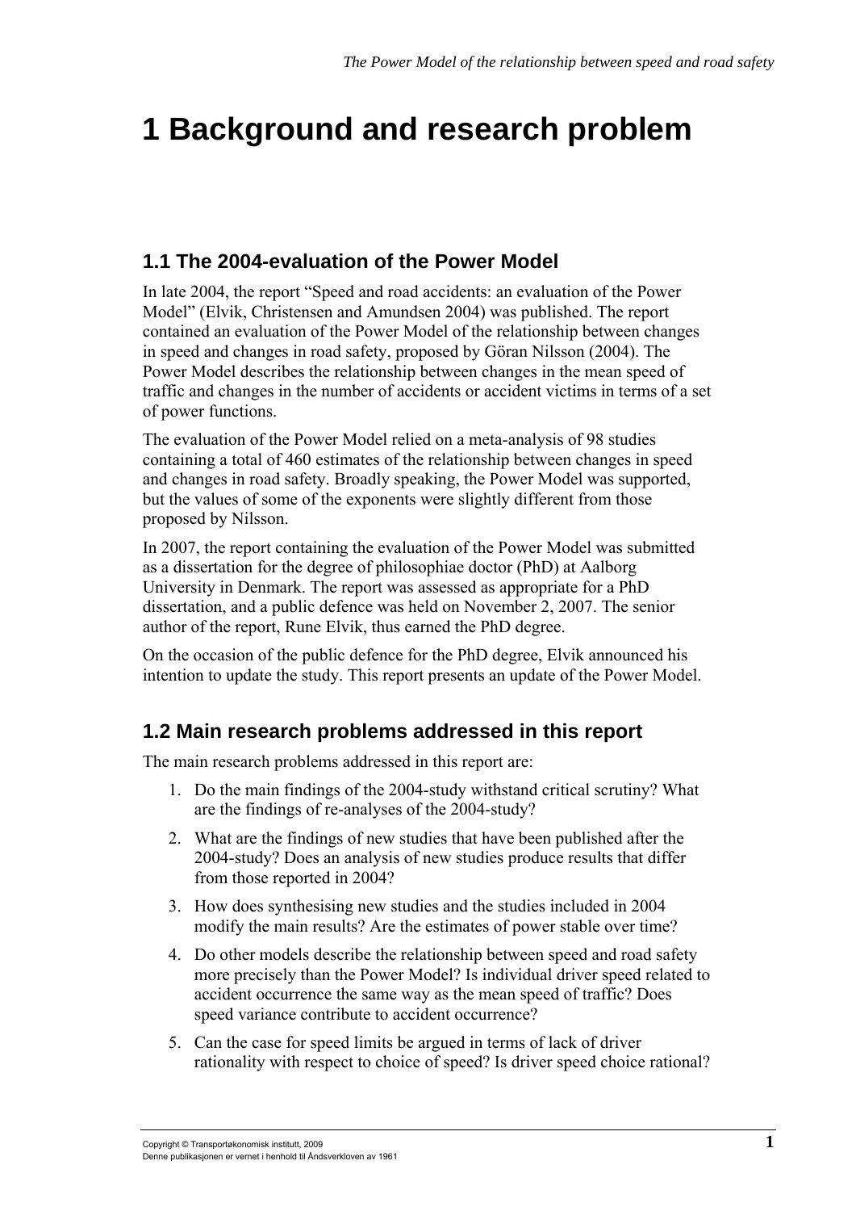# 1 Background and research problem

## 1.1 The 2004-evaluation of the Power Model

In late 2004, the report "Speed and road accidents: an evaluation of the Power Model" (Elvik, Christensen and Amundsen 2004) was published. The report contained an evaluation of the Power Model of the relationship between changes in speed and changes in road safety, proposed by Göran Nilsson (2004). The Power Model describes the relationship between changes in the mean speed of traffic and changes in the number of accidents or accident victims in terms of a set of power functions.

The evaluation of the Power Model relied on a meta-analysis of 98 studies containing a total of 460 estimates of the relationship between changes in speed and changes in road safety. Broadly speaking, the Power Model was supported, but the values of some of the exponents were slightly different from those proposed by Nilsson.

In 2007, the report containing the evaluation of the Power Model was submitted as a dissertation for the degree of philosophiae doctor (PhD) at Aalborg University in Denmark. The report was assessed as appropriate for a PhD dissertation, and a public defence was held on November 2, 2007. The senior author of the report, Rune Elvik, thus earned the PhD degree.

On the occasion of the public defence for the PhD degree, Elvik announced his intention to update the study. This report presents an update of the Power Model.

## 1.2 Main research problems addressed in this report

The main research problems addressed in this report are:

1. Do the main findings of the 2004-study withstand critical scrutiny? What are the findings of re-analyses of the 2004-study?
2. What are the findings of new studies that have been published after the 2004-study? Does an analysis of new studies produce results that differ from those reported in 2004?
3. How does synthesising new studies and the studies included in 2004 modify the main results? Are the estimates of power stable over time?
4. Do other models describe the relationship between speed and road safety more precisely than the Power Model? Is individual driver speed related to accident occurrence the same way as the mean speed of traffic? Does speed variance contribute to accident occurrence?
5. Can the case for speed limits be argued in terms of lack of driver rationality with respect to choice of speed? Is driver speed choice rational?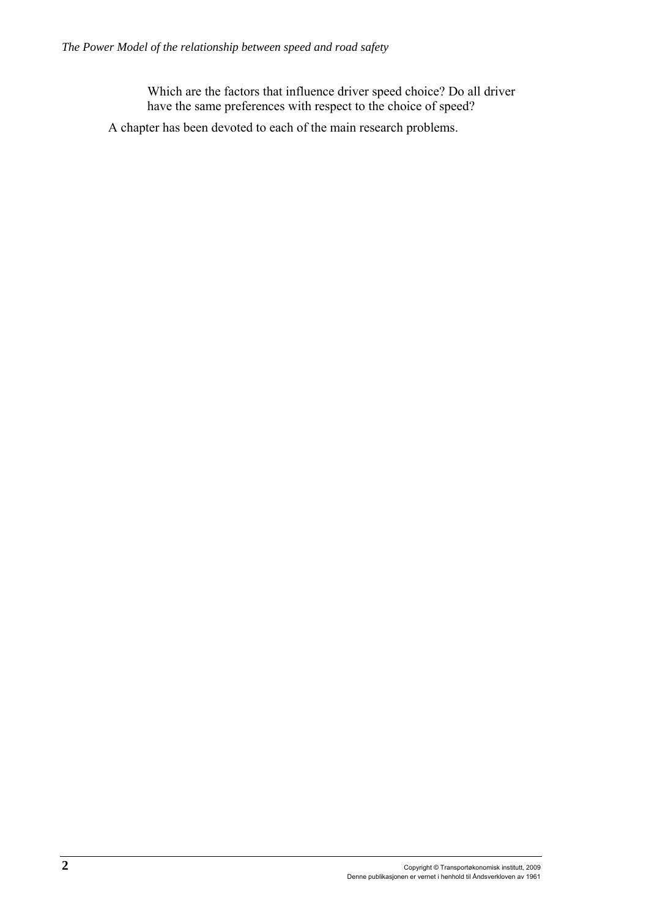Which are the factors that influence driver speed choice? Do all driver have the same preferences with respect to the choice of speed?

A chapter has been devoted to each of the main research problems.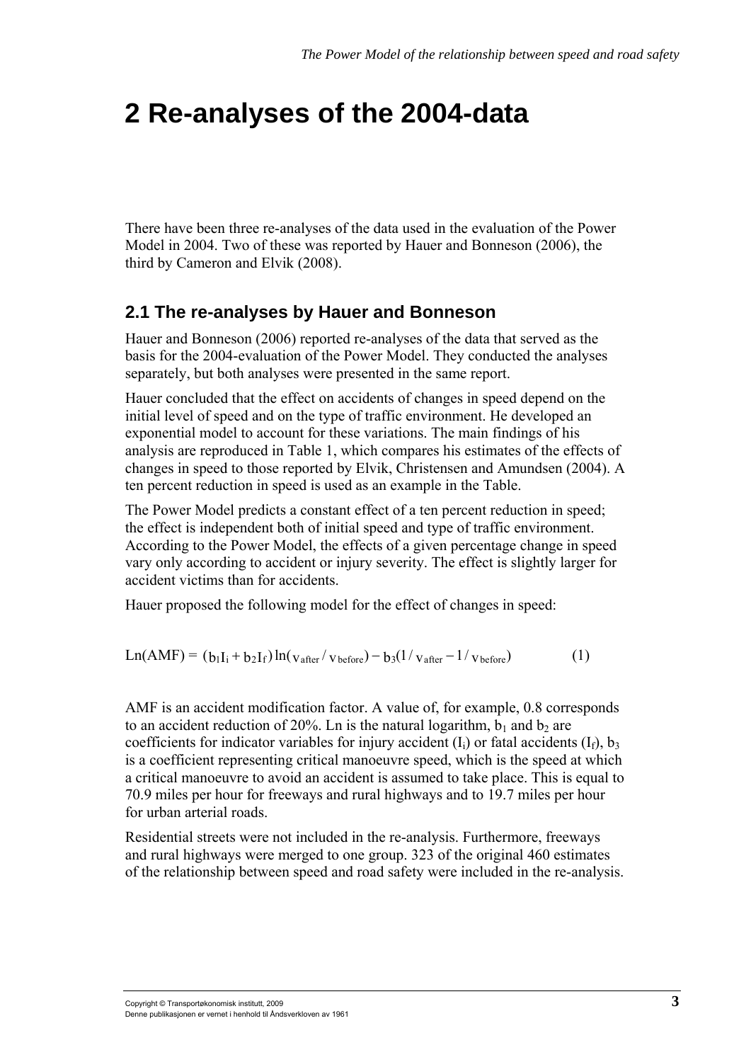# 2 Re-analyses of the 2004-data

There have been three re-analyses of the data used in the evaluation of the Power Model in 2004. Two of these was reported by Hauer and Bonneson (2006), the third by Cameron and Elvik (2008).

## 2.1 The re-analyses by Hauer and Bonneson

Hauer and Bonneson (2006) reported re-analyses of the data that served as the basis for the 2004-evaluation of the Power Model. They conducted the analyses separately, but both analyses were presented in the same report.

Hauer concluded that the effect on accidents of changes in speed depend on the initial level of speed and on the type of traffic environment. He developed an exponential model to account for these variations. The main findings of his analysis are reproduced in Table 1, which compares his estimates of the effects of changes in speed to those reported by Elvik, Christensen and Amundsen (2004). A ten percent reduction in speed is used as an example in the Table.

The Power Model predicts a constant effect of a ten percent reduction in speed; the effect is independent both of initial speed and type of traffic environment. According to the Power Model, the effects of a given percentage change in speed vary only according to accident or injury severity. The effect is slightly larger for accident victims than for accidents.

Hauer proposed the following model for the effect of changes in speed:

$$\text{Ln(AMF)} = (b_1 I_i + b_2 I_f)\ln(v_{after}/v_{before}) - b_3(1/v_{after} - 1/v_{before}) \qquad (1)$$

AMF is an accident modification factor. A value of, for example, 0.8 corresponds to an accident reduction of 20%. Ln is the natural logarithm, $b_1$ and $b_2$ are coefficients for indicator variables for injury accident ($I_i$) or fatal accidents ($I_f$), $b_3$ is a coefficient representing critical manoeuvre speed, which is the speed at which a critical manoeuvre to avoid an accident is assumed to take place. This is equal to 70.9 miles per hour for freeways and rural highways and to 19.7 miles per hour for urban arterial roads.

Residential streets were not included in the re-analysis. Furthermore, freeways and rural highways were merged to one group. 323 of the original 460 estimates of the relationship between speed and road safety were included in the re-analysis.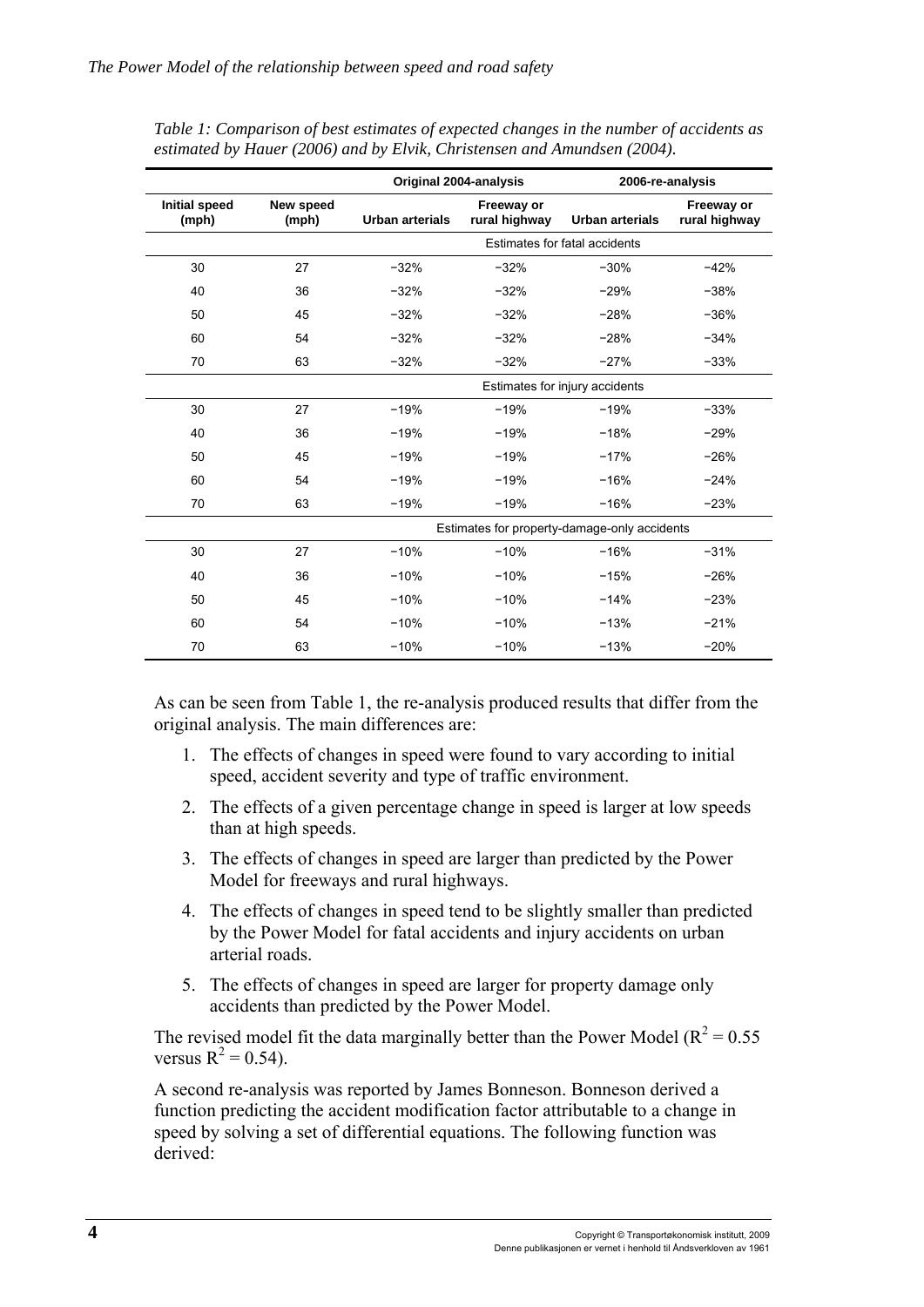*Table 1: Comparison of best estimates of expected changes in the number of accidents as estimated by Hauer (2006) and by Elvik, Christensen and Amundsen (2004).*

| | | Original 2004-analysis | | 2006-re-analysis | |
|---|---|---|---|---|---|
| Initial speed (mph) | New speed (mph) | Urban arterials | Freeway or rural highway | Urban arterials | Freeway or rural highway |
| | | Estimates for fatal accidents | | | |
| 30 | 27 | −32% | −32% | −30% | −42% |
| 40 | 36 | −32% | −32% | −29% | −38% |
| 50 | 45 | −32% | −32% | −28% | −36% |
| 60 | 54 | −32% | −32% | −28% | −34% |
| 70 | 63 | −32% | −32% | −27% | −33% |
| | | Estimates for injury accidents | | | |
| 30 | 27 | −19% | −19% | −19% | −33% |
| 40 | 36 | −19% | −19% | −18% | −29% |
| 50 | 45 | −19% | −19% | −17% | −26% |
| 60 | 54 | −19% | −19% | −16% | −24% |
| 70 | 63 | −19% | −19% | −16% | −23% |
| | | Estimates for property-damage-only accidents | | | |
| 30 | 27 | −10% | −10% | −16% | −31% |
| 40 | 36 | −10% | −10% | −15% | −26% |
| 50 | 45 | −10% | −10% | −14% | −23% |
| 60 | 54 | −10% | −10% | −13% | −21% |
| 70 | 63 | −10% | −10% | −13% | −20% |

As can be seen from Table 1, the re-analysis produced results that differ from the original analysis. The main differences are:

1. The effects of changes in speed were found to vary according to initial speed, accident severity and type of traffic environment.
2. The effects of a given percentage change in speed is larger at low speeds than at high speeds.
3. The effects of changes in speed are larger than predicted by the Power Model for freeways and rural highways.
4. The effects of changes in speed tend to be slightly smaller than predicted by the Power Model for fatal accidents and injury accidents on urban arterial roads.
5. The effects of changes in speed are larger for property damage only accidents than predicted by the Power Model.

The revised model fit the data marginally better than the Power Model ($R^2 = 0.55$ versus $R^2 = 0.54$).

A second re-analysis was reported by James Bonneson. Bonneson derived a function predicting the accident modification factor attributable to a change in speed by solving a set of differential equations. The following function was derived: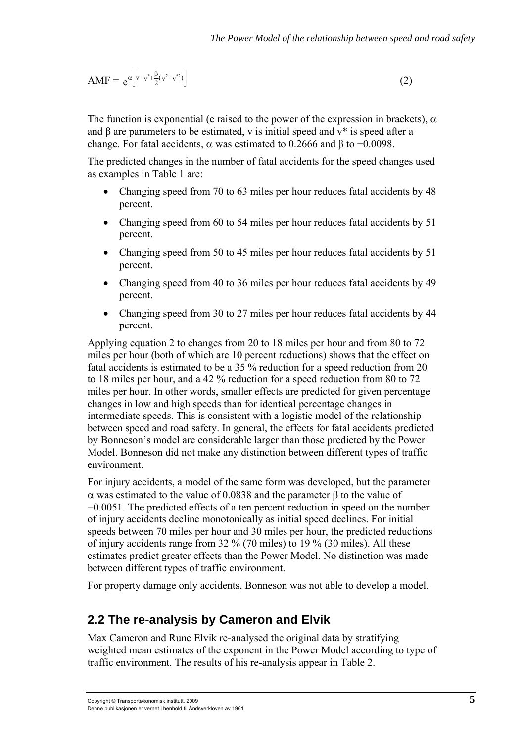$$\text{AMF} = e^{\alpha\left[v - v^{*} + \frac{\beta}{2}(v^{2} - v^{*2})\right]} \qquad (2)$$

The function is exponential (e raised to the power of the expression in brackets), $\alpha$ and $\beta$ are parameters to be estimated, v is initial speed and v* is speed after a change. For fatal accidents, $\alpha$ was estimated to 0.2666 and $\beta$ to −0.0098.

The predicted changes in the number of fatal accidents for the speed changes used as examples in Table 1 are:

- Changing speed from 70 to 63 miles per hour reduces fatal accidents by 48 percent.
- Changing speed from 60 to 54 miles per hour reduces fatal accidents by 51 percent.
- Changing speed from 50 to 45 miles per hour reduces fatal accidents by 51 percent.
- Changing speed from 40 to 36 miles per hour reduces fatal accidents by 49 percent.
- Changing speed from 30 to 27 miles per hour reduces fatal accidents by 44 percent.

Applying equation 2 to changes from 20 to 18 miles per hour and from 80 to 72 miles per hour (both of which are 10 percent reductions) shows that the effect on fatal accidents is estimated to be a 35 % reduction for a speed reduction from 20 to 18 miles per hour, and a 42 % reduction for a speed reduction from 80 to 72 miles per hour. In other words, smaller effects are predicted for given percentage changes in low and high speeds than for identical percentage changes in intermediate speeds. This is consistent with a logistic model of the relationship between speed and road safety. In general, the effects for fatal accidents predicted by Bonneson's model are considerable larger than those predicted by the Power Model. Bonneson did not make any distinction between different types of traffic environment.

For injury accidents, a model of the same form was developed, but the parameter $\alpha$ was estimated to the value of 0.0838 and the parameter $\beta$ to the value of −0.0051. The predicted effects of a ten percent reduction in speed on the number of injury accidents decline monotonically as initial speed declines. For initial speeds between 70 miles per hour and 30 miles per hour, the predicted reductions of injury accidents range from 32 % (70 miles) to 19 % (30 miles). All these estimates predict greater effects than the Power Model. No distinction was made between different types of traffic environment.

For property damage only accidents, Bonneson was not able to develop a model.

## 2.2 The re-analysis by Cameron and Elvik

Max Cameron and Rune Elvik re-analysed the original data by stratifying weighted mean estimates of the exponent in the Power Model according to type of traffic environment. The results of his re-analysis appear in Table 2.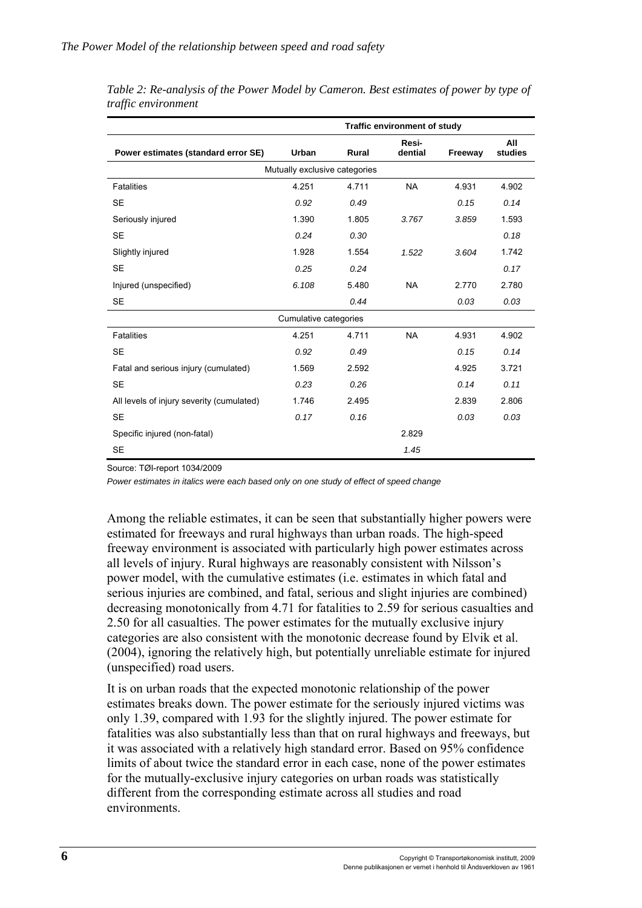*Table 2: Re-analysis of the Power Model by Cameron. Best estimates of power by type of traffic environment*

| | Traffic environment of study | | | | |
|---|---|---|---|---|---|
| **Power estimates (standard error SE)** | **Urban** | **Rural** | **Resi-dential** | **Freeway** | **All studies** |
| | Mutually exclusive categories | | | | |
| Fatalities | 4.251 | 4.711 | NA | 4.931 | 4.902 |
| SE | *0.92* | *0.49* | | *0.15* | *0.14* |
| Seriously injured | 1.390 | 1.805 | *3.767* | *3.859* | 1.593 |
| SE | *0.24* | *0.30* | | | *0.18* |
| Slightly injured | 1.928 | 1.554 | *1.522* | *3.604* | 1.742 |
| SE | *0.25* | *0.24* | | | *0.17* |
| Injured (unspecified) | *6.108* | 5.480 | NA | 2.770 | 2.780 |
| SE | | *0.44* | | *0.03* | *0.03* |
| | Cumulative categories | | | | |
| Fatalities | 4.251 | 4.711 | NA | 4.931 | 4.902 |
| SE | *0.92* | *0.49* | | *0.15* | *0.14* |
| Fatal and serious injury (cumulated) | 1.569 | 2.592 | | 4.925 | 3.721 |
| SE | *0.23* | *0.26* | | *0.14* | *0.11* |
| All levels of injury severity (cumulated) | 1.746 | 2.495 | | 2.839 | 2.806 |
| SE | *0.17* | *0.16* | | *0.03* | *0.03* |
| Specific injured (non-fatal) | | | 2.829 | | |
| SE | | | *1.45* | | |

Source: TØI-report 1034/2009

*Power estimates in italics were each based only on one study of effect of speed change*

Among the reliable estimates, it can be seen that substantially higher powers were estimated for freeways and rural highways than urban roads. The high-speed freeway environment is associated with particularly high power estimates across all levels of injury. Rural highways are reasonably consistent with Nilsson's power model, with the cumulative estimates (i.e. estimates in which fatal and serious injuries are combined, and fatal, serious and slight injuries are combined) decreasing monotonically from 4.71 for fatalities to 2.59 for serious casualties and 2.50 for all casualties. The power estimates for the mutually exclusive injury categories are also consistent with the monotonic decrease found by Elvik et al. (2004), ignoring the relatively high, but potentially unreliable estimate for injured (unspecified) road users.

It is on urban roads that the expected monotonic relationship of the power estimates breaks down. The power estimate for the seriously injured victims was only 1.39, compared with 1.93 for the slightly injured. The power estimate for fatalities was also substantially less than that on rural highways and freeways, but it was associated with a relatively high standard error. Based on 95% confidence limits of about twice the standard error in each case, none of the power estimates for the mutually-exclusive injury categories on urban roads was statistically different from the corresponding estimate across all studies and road environments.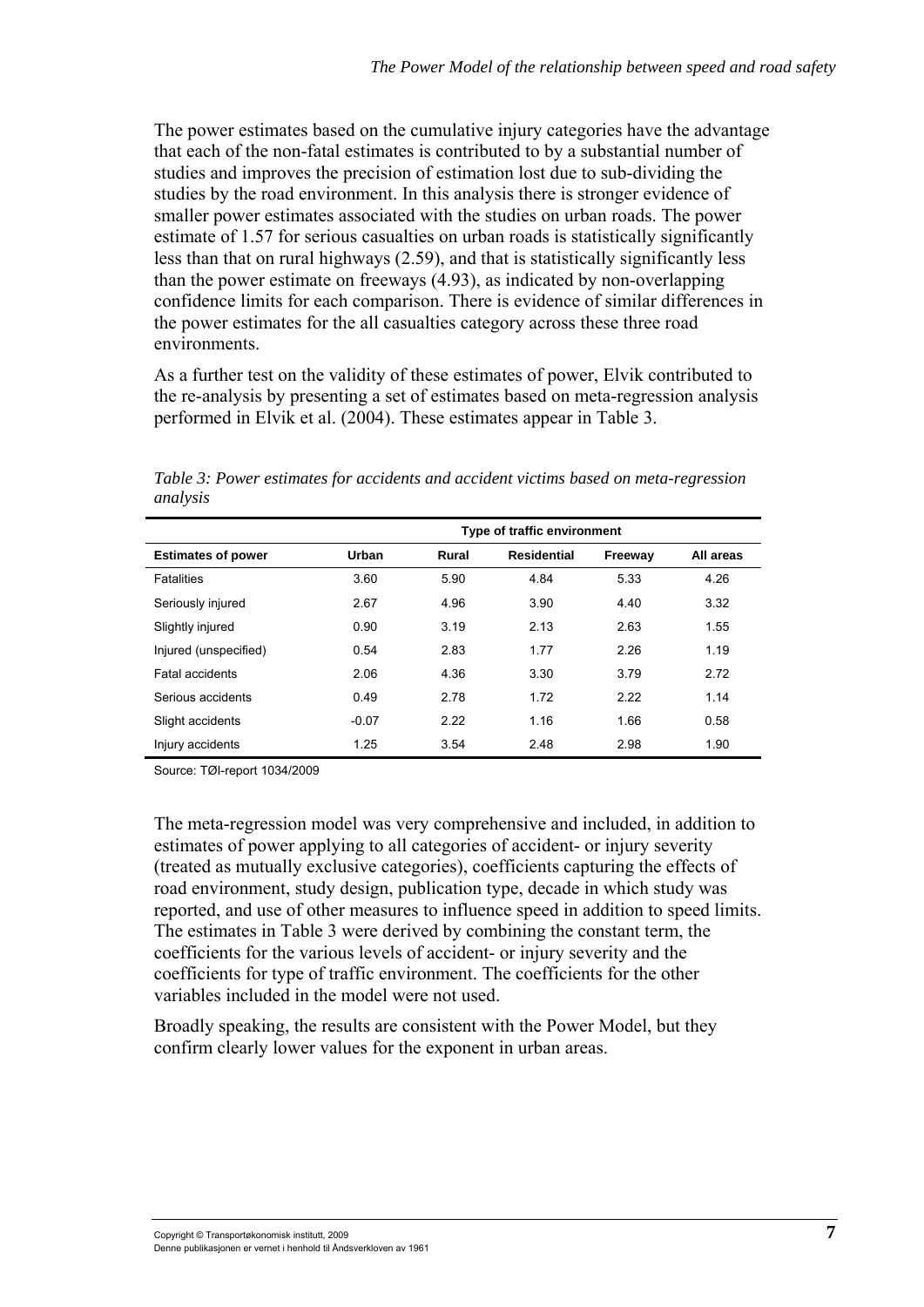The power estimates based on the cumulative injury categories have the advantage that each of the non-fatal estimates is contributed to by a substantial number of studies and improves the precision of estimation lost due to sub-dividing the studies by the road environment. In this analysis there is stronger evidence of smaller power estimates associated with the studies on urban roads. The power estimate of 1.57 for serious casualties on urban roads is statistically significantly less than that on rural highways (2.59), and that is statistically significantly less than the power estimate on freeways (4.93), as indicated by non-overlapping confidence limits for each comparison. There is evidence of similar differences in the power estimates for the all casualties category across these three road environments.

As a further test on the validity of these estimates of power, Elvik contributed to the re-analysis by presenting a set of estimates based on meta-regression analysis performed in Elvik et al. (2004). These estimates appear in Table 3.

*Table 3: Power estimates for accidents and accident victims based on meta-regression analysis*

| | Type of traffic environment | | | | |
|---|---|---|---|---|---|
| **Estimates of power** | **Urban** | **Rural** | **Residential** | **Freeway** | **All areas** |
| Fatalities | 3.60 | 5.90 | 4.84 | 5.33 | 4.26 |
| Seriously injured | 2.67 | 4.96 | 3.90 | 4.40 | 3.32 |
| Slightly injured | 0.90 | 3.19 | 2.13 | 2.63 | 1.55 |
| Injured (unspecified) | 0.54 | 2.83 | 1.77 | 2.26 | 1.19 |
| Fatal accidents | 2.06 | 4.36 | 3.30 | 3.79 | 2.72 |
| Serious accidents | 0.49 | 2.78 | 1.72 | 2.22 | 1.14 |
| Slight accidents | -0.07 | 2.22 | 1.16 | 1.66 | 0.58 |
| Injury accidents | 1.25 | 3.54 | 2.48 | 2.98 | 1.90 |

Source: TØI-report 1034/2009

The meta-regression model was very comprehensive and included, in addition to estimates of power applying to all categories of accident- or injury severity (treated as mutually exclusive categories), coefficients capturing the effects of road environment, study design, publication type, decade in which study was reported, and use of other measures to influence speed in addition to speed limits. The estimates in Table 3 were derived by combining the constant term, the coefficients for the various levels of accident- or injury severity and the coefficients for type of traffic environment. The coefficients for the other variables included in the model were not used.

Broadly speaking, the results are consistent with the Power Model, but they confirm clearly lower values for the exponent in urban areas.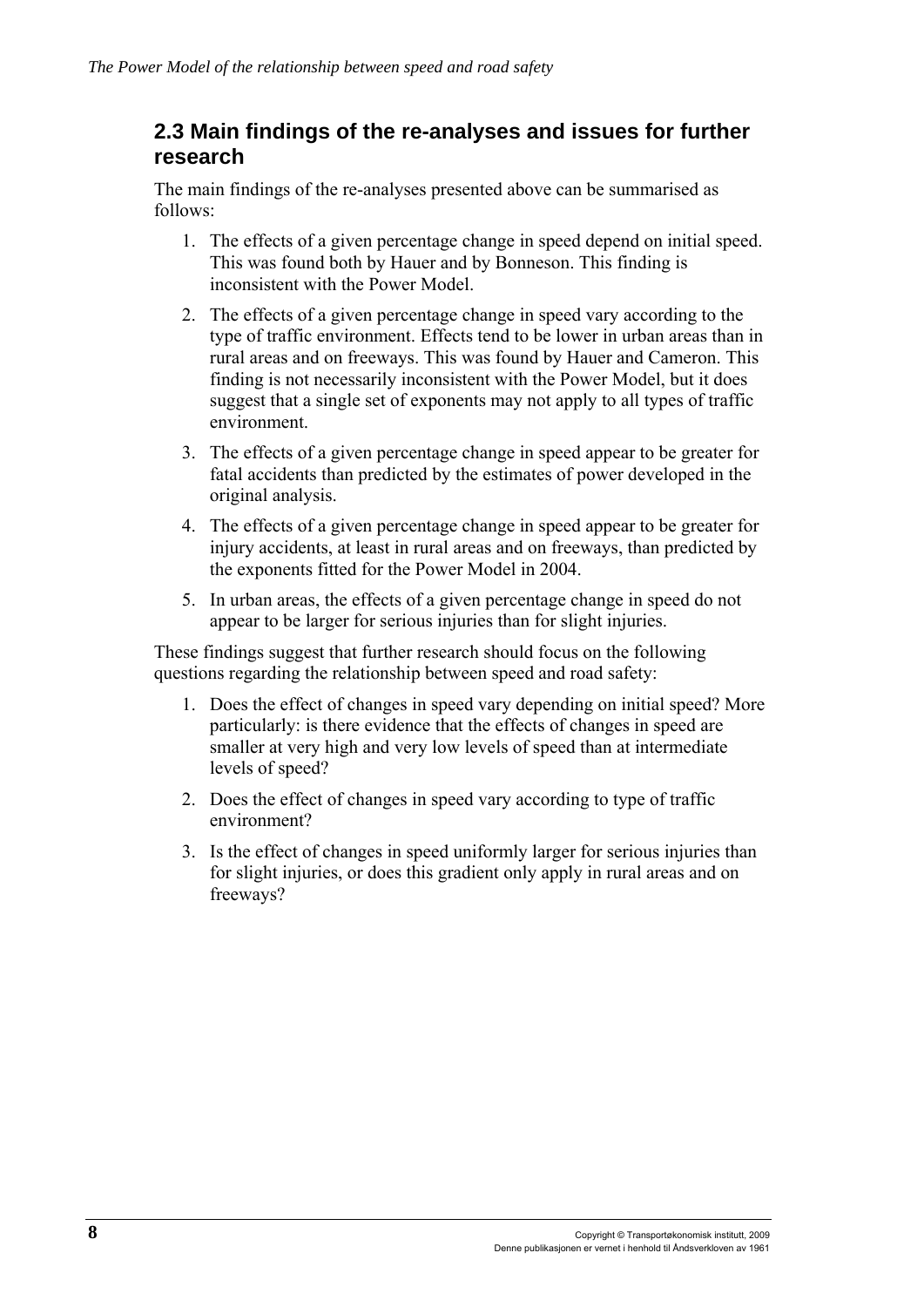## 2.3 Main findings of the re-analyses and issues for further research

The main findings of the re-analyses presented above can be summarised as follows:

1. The effects of a given percentage change in speed depend on initial speed. This was found both by Hauer and by Bonneson. This finding is inconsistent with the Power Model.
2. The effects of a given percentage change in speed vary according to the type of traffic environment. Effects tend to be lower in urban areas than in rural areas and on freeways. This was found by Hauer and Cameron. This finding is not necessarily inconsistent with the Power Model, but it does suggest that a single set of exponents may not apply to all types of traffic environment.
3. The effects of a given percentage change in speed appear to be greater for fatal accidents than predicted by the estimates of power developed in the original analysis.
4. The effects of a given percentage change in speed appear to be greater for injury accidents, at least in rural areas and on freeways, than predicted by the exponents fitted for the Power Model in 2004.
5. In urban areas, the effects of a given percentage change in speed do not appear to be larger for serious injuries than for slight injuries.

These findings suggest that further research should focus on the following questions regarding the relationship between speed and road safety:

1. Does the effect of changes in speed vary depending on initial speed? More particularly: is there evidence that the effects of changes in speed are smaller at very high and very low levels of speed than at intermediate levels of speed?
2. Does the effect of changes in speed vary according to type of traffic environment?
3. Is the effect of changes in speed uniformly larger for serious injuries than for slight injuries, or does this gradient only apply in rural areas and on freeways?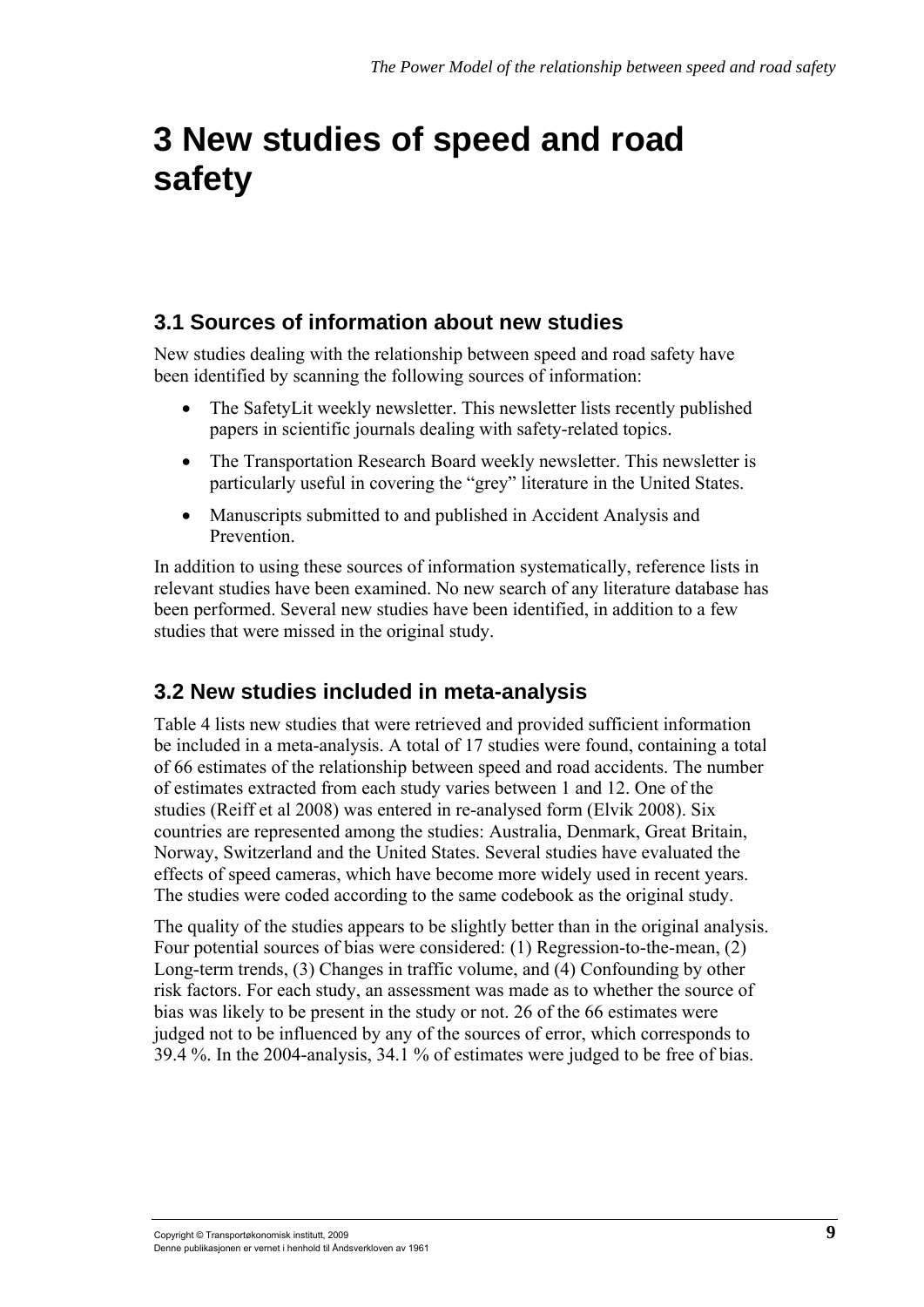# 3 New studies of speed and road safety

## 3.1 Sources of information about new studies

New studies dealing with the relationship between speed and road safety have been identified by scanning the following sources of information:

- The SafetyLit weekly newsletter. This newsletter lists recently published papers in scientific journals dealing with safety-related topics.
- The Transportation Research Board weekly newsletter. This newsletter is particularly useful in covering the "grey" literature in the United States.
- Manuscripts submitted to and published in Accident Analysis and Prevention.

In addition to using these sources of information systematically, reference lists in relevant studies have been examined. No new search of any literature database has been performed. Several new studies have been identified, in addition to a few studies that were missed in the original study.

## 3.2 New studies included in meta-analysis

Table 4 lists new studies that were retrieved and provided sufficient information be included in a meta-analysis. A total of 17 studies were found, containing a total of 66 estimates of the relationship between speed and road accidents. The number of estimates extracted from each study varies between 1 and 12. One of the studies (Reiff et al 2008) was entered in re-analysed form (Elvik 2008). Six countries are represented among the studies: Australia, Denmark, Great Britain, Norway, Switzerland and the United States. Several studies have evaluated the effects of speed cameras, which have become more widely used in recent years. The studies were coded according to the same codebook as the original study.

The quality of the studies appears to be slightly better than in the original analysis. Four potential sources of bias were considered: (1) Regression-to-the-mean, (2) Long-term trends, (3) Changes in traffic volume, and (4) Confounding by other risk factors. For each study, an assessment was made as to whether the source of bias was likely to be present in the study or not. 26 of the 66 estimates were judged not to be influenced by any of the sources of error, which corresponds to 39.4 %. In the 2004-analysis, 34.1 % of estimates were judged to be free of bias.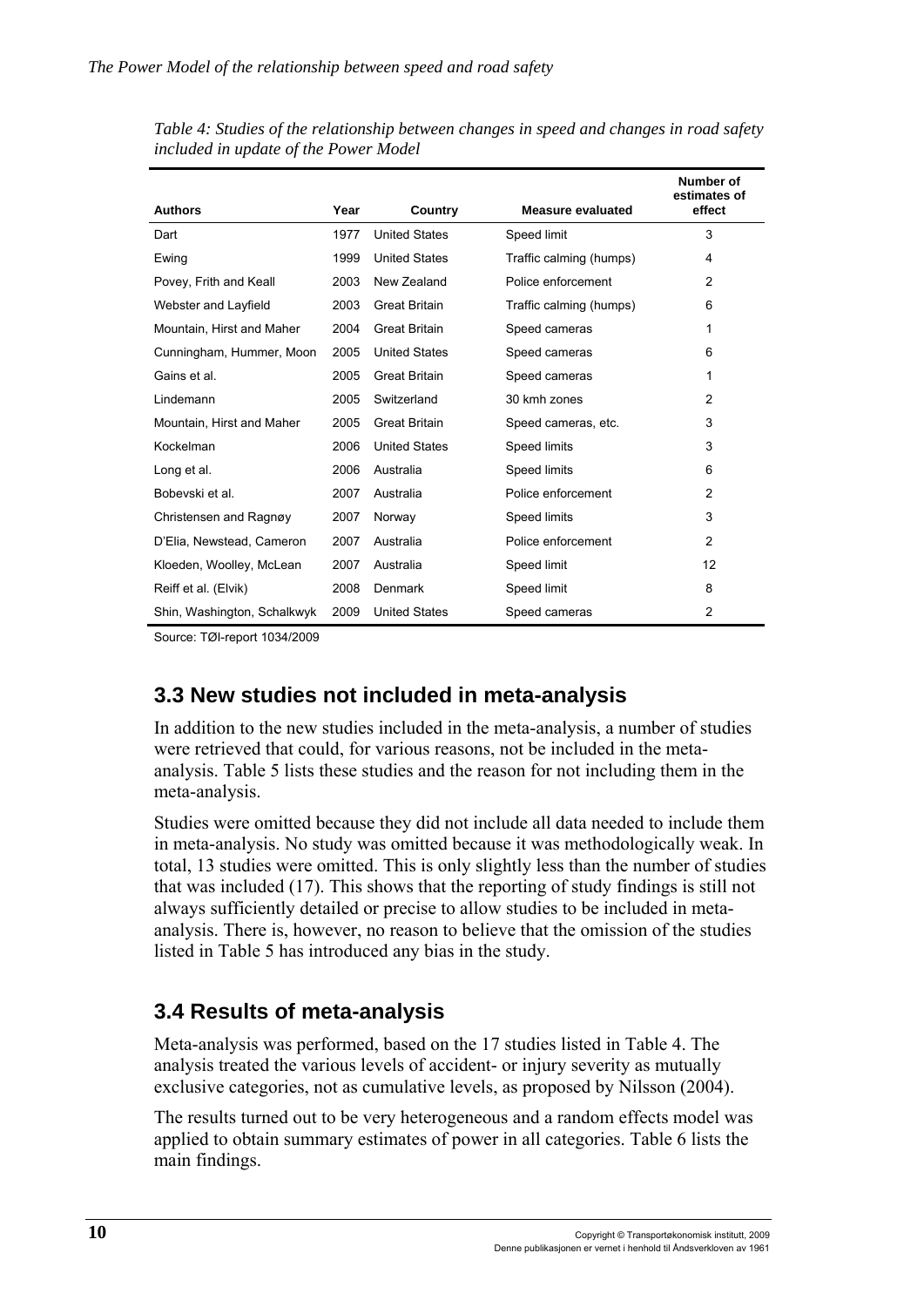*Table 4: Studies of the relationship between changes in speed and changes in road safety included in update of the Power Model*

| Authors | Year | Country | Measure evaluated | Number of estimates of effect |
|---|---|---|---|---|
| Dart | 1977 | United States | Speed limit | 3 |
| Ewing | 1999 | United States | Traffic calming (humps) | 4 |
| Povey, Frith and Keall | 2003 | New Zealand | Police enforcement | 2 |
| Webster and Layfield | 2003 | Great Britain | Traffic calming (humps) | 6 |
| Mountain, Hirst and Maher | 2004 | Great Britain | Speed cameras | 1 |
| Cunningham, Hummer, Moon | 2005 | United States | Speed cameras | 6 |
| Gains et al. | 2005 | Great Britain | Speed cameras | 1 |
| Lindemann | 2005 | Switzerland | 30 kmh zones | 2 |
| Mountain, Hirst and Maher | 2005 | Great Britain | Speed cameras, etc. | 3 |
| Kockelman | 2006 | United States | Speed limits | 3 |
| Long et al. | 2006 | Australia | Speed limits | 6 |
| Bobevski et al. | 2007 | Australia | Police enforcement | 2 |
| Christensen and Ragnøy | 2007 | Norway | Speed limits | 3 |
| D'Elia, Newstead, Cameron | 2007 | Australia | Police enforcement | 2 |
| Kloeden, Woolley, McLean | 2007 | Australia | Speed limit | 12 |
| Reiff et al. (Elvik) | 2008 | Denmark | Speed limit | 8 |
| Shin, Washington, Schalkwyk | 2009 | United States | Speed cameras | 2 |

Source: TØI-report 1034/2009

## 3.3 New studies not included in meta-analysis

In addition to the new studies included in the meta-analysis, a number of studies were retrieved that could, for various reasons, not be included in the meta-analysis. Table 5 lists these studies and the reason for not including them in the meta-analysis.

Studies were omitted because they did not include all data needed to include them in meta-analysis. No study was omitted because it was methodologically weak. In total, 13 studies were omitted. This is only slightly less than the number of studies that was included (17). This shows that the reporting of study findings is still not always sufficiently detailed or precise to allow studies to be included in meta-analysis. There is, however, no reason to believe that the omission of the studies listed in Table 5 has introduced any bias in the study.

## 3.4 Results of meta-analysis

Meta-analysis was performed, based on the 17 studies listed in Table 4. The analysis treated the various levels of accident- or injury severity as mutually exclusive categories, not as cumulative levels, as proposed by Nilsson (2004).

The results turned out to be very heterogeneous and a random effects model was applied to obtain summary estimates of power in all categories. Table 6 lists the main findings.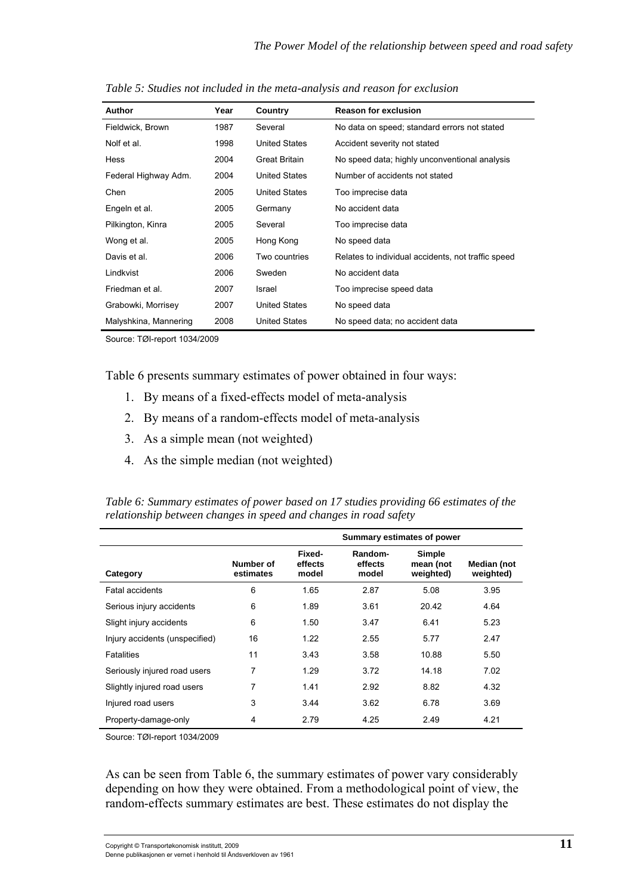*Table 5: Studies not included in the meta-analysis and reason for exclusion*

| Author | Year | Country | Reason for exclusion |
|---|---|---|---|
| Fieldwick, Brown | 1987 | Several | No data on speed; standard errors not stated |
| Nolf et al. | 1998 | United States | Accident severity not stated |
| Hess | 2004 | Great Britain | No speed data; highly unconventional analysis |
| Federal Highway Adm. | 2004 | United States | Number of accidents not stated |
| Chen | 2005 | United States | Too imprecise data |
| Engeln et al. | 2005 | Germany | No accident data |
| Pilkington, Kinra | 2005 | Several | Too imprecise data |
| Wong et al. | 2005 | Hong Kong | No speed data |
| Davis et al. | 2006 | Two countries | Relates to individual accidents, not traffic speed |
| Lindkvist | 2006 | Sweden | No accident data |
| Friedman et al. | 2007 | Israel | Too imprecise speed data |
| Grabowki, Morrisey | 2007 | United States | No speed data |
| Malyshkina, Mannering | 2008 | United States | No speed data; no accident data |

Source: TØI-report 1034/2009

Table 6 presents summary estimates of power obtained in four ways:

1. By means of a fixed-effects model of meta-analysis
2. By means of a random-effects model of meta-analysis
3. As a simple mean (not weighted)
4. As the simple median (not weighted)

*Table 6: Summary estimates of power based on 17 studies providing 66 estimates of the relationship between changes in speed and changes in road safety*

| | | Summary estimates of power | | | |
|---|---|---|---|---|---|
| Category | Number of estimates | Fixed-effects model | Random-effects model | Simple mean (not weighted) | Median (not weighted) |
| Fatal accidents | 6 | 1.65 | 2.87 | 5.08 | 3.95 |
| Serious injury accidents | 6 | 1.89 | 3.61 | 20.42 | 4.64 |
| Slight injury accidents | 6 | 1.50 | 3.47 | 6.41 | 5.23 |
| Injury accidents (unspecified) | 16 | 1.22 | 2.55 | 5.77 | 2.47 |
| Fatalities | 11 | 3.43 | 3.58 | 10.88 | 5.50 |
| Seriously injured road users | 7 | 1.29 | 3.72 | 14.18 | 7.02 |
| Slightly injured road users | 7 | 1.41 | 2.92 | 8.82 | 4.32 |
| Injured road users | 3 | 3.44 | 3.62 | 6.78 | 3.69 |
| Property-damage-only | 4 | 2.79 | 4.25 | 2.49 | 4.21 |

Source: TØI-report 1034/2009

As can be seen from Table 6, the summary estimates of power vary considerably depending on how they were obtained. From a methodological point of view, the random-effects summary estimates are best. These estimates do not display the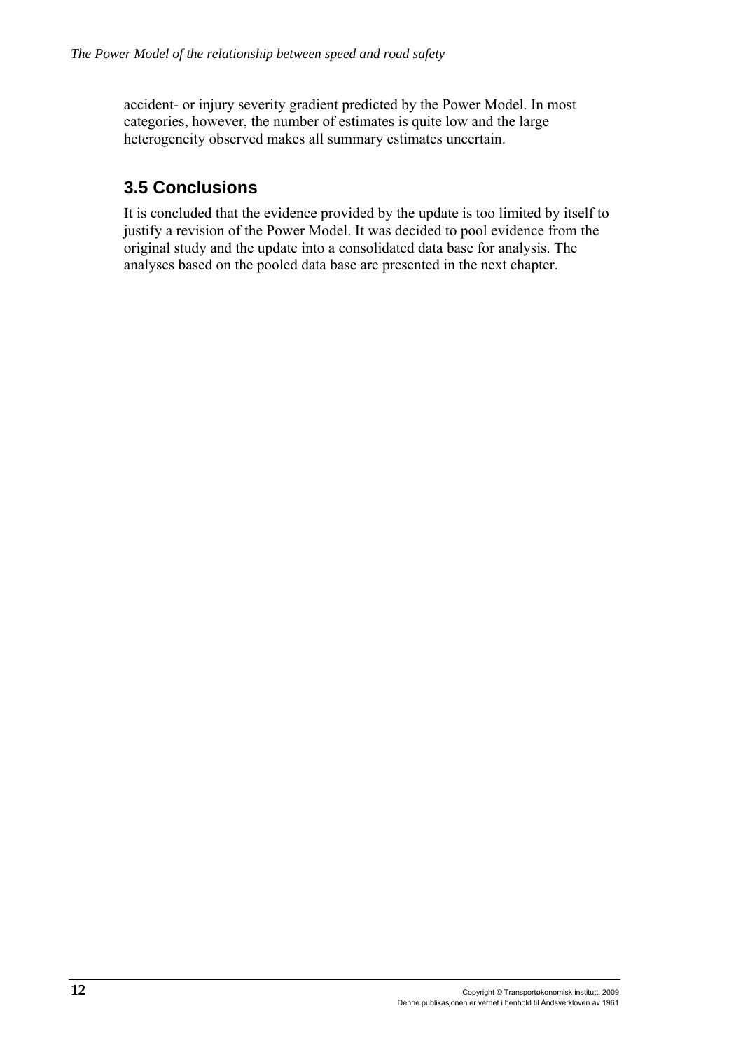accident- or injury severity gradient predicted by the Power Model. In most categories, however, the number of estimates is quite low and the large heterogeneity observed makes all summary estimates uncertain.

## 3.5 Conclusions

It is concluded that the evidence provided by the update is too limited by itself to justify a revision of the Power Model. It was decided to pool evidence from the original study and the update into a consolidated data base for analysis. The analyses based on the pooled data base are presented in the next chapter.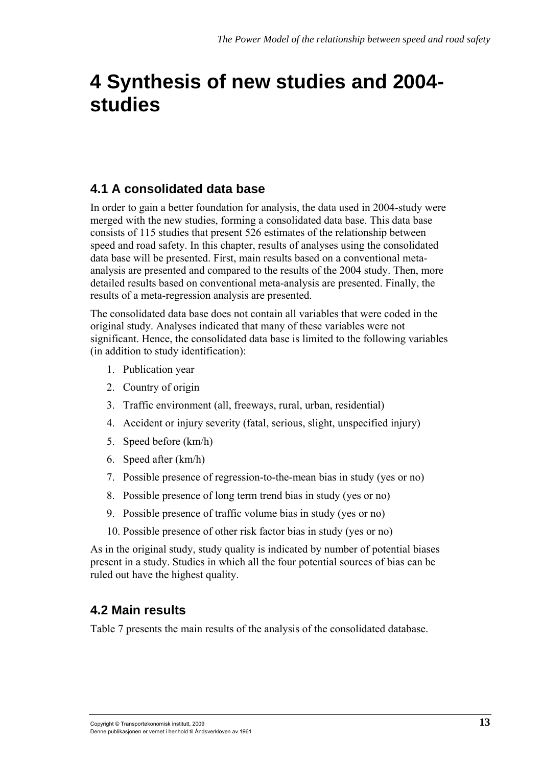# 4 Synthesis of new studies and 2004-studies

## 4.1 A consolidated data base

In order to gain a better foundation for analysis, the data used in 2004-study were merged with the new studies, forming a consolidated data base. This data base consists of 115 studies that present 526 estimates of the relationship between speed and road safety. In this chapter, results of analyses using the consolidated data base will be presented. First, main results based on a conventional meta-analysis are presented and compared to the results of the 2004 study. Then, more detailed results based on conventional meta-analysis are presented. Finally, the results of a meta-regression analysis are presented.

The consolidated data base does not contain all variables that were coded in the original study. Analyses indicated that many of these variables were not significant. Hence, the consolidated data base is limited to the following variables (in addition to study identification):

1. Publication year
2. Country of origin
3. Traffic environment (all, freeways, rural, urban, residential)
4. Accident or injury severity (fatal, serious, slight, unspecified injury)
5. Speed before (km/h)
6. Speed after (km/h)
7. Possible presence of regression-to-the-mean bias in study (yes or no)
8. Possible presence of long term trend bias in study (yes or no)
9. Possible presence of traffic volume bias in study (yes or no)
10. Possible presence of other risk factor bias in study (yes or no)

As in the original study, study quality is indicated by number of potential biases present in a study. Studies in which all the four potential sources of bias can be ruled out have the highest quality.

## 4.2 Main results

Table 7 presents the main results of the analysis of the consolidated database.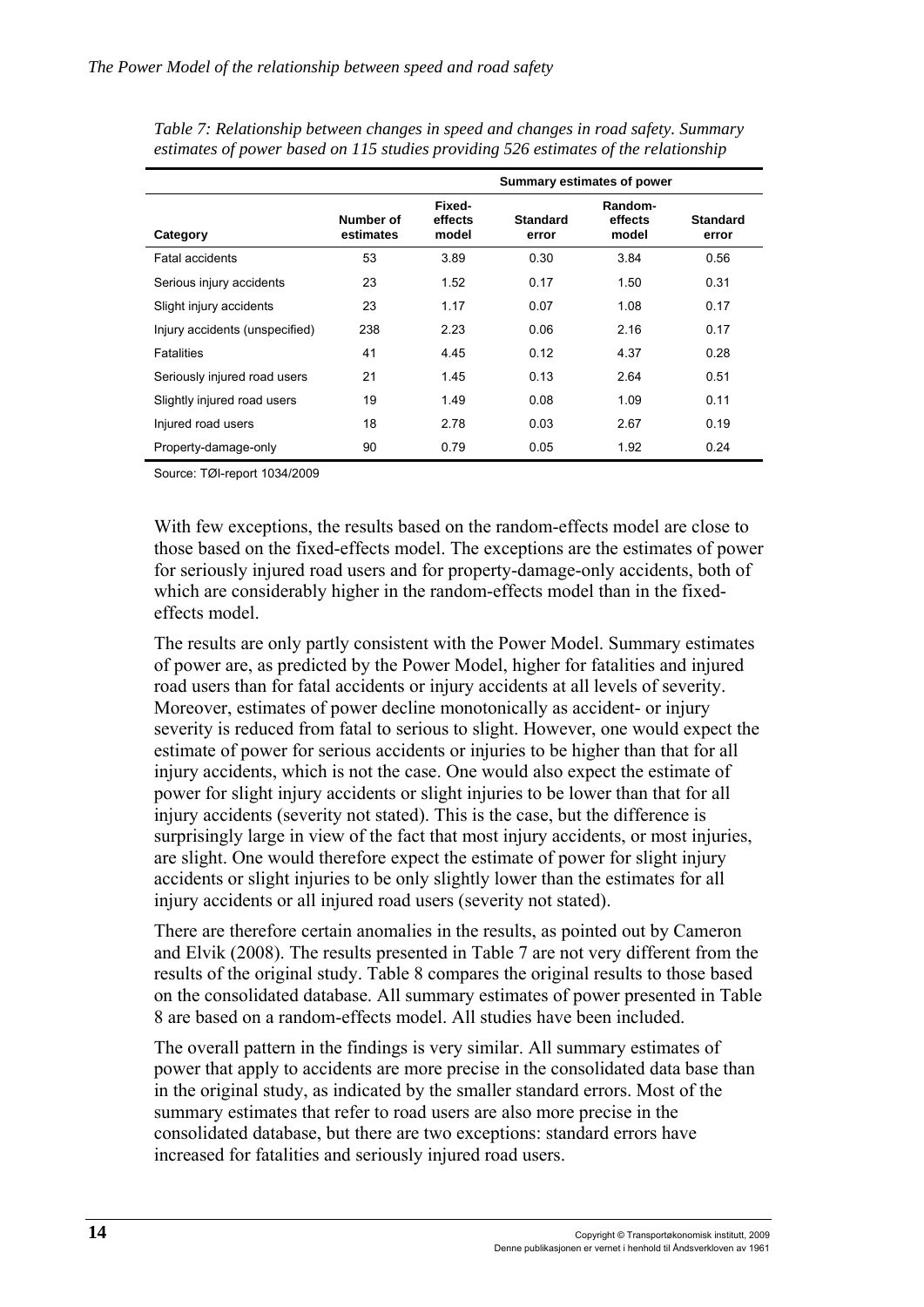*Table 7: Relationship between changes in speed and changes in road safety. Summary estimates of power based on 115 studies providing 526 estimates of the relationship*

| | | Summary estimates of power | | | |
|---|---|---|---|---|---|
| **Category** | **Number of estimates** | **Fixed-effects model** | **Standard error** | **Random-effects model** | **Standard error** |
| Fatal accidents | 53 | 3.89 | 0.30 | 3.84 | 0.56 |
| Serious injury accidents | 23 | 1.52 | 0.17 | 1.50 | 0.31 |
| Slight injury accidents | 23 | 1.17 | 0.07 | 1.08 | 0.17 |
| Injury accidents (unspecified) | 238 | 2.23 | 0.06 | 2.16 | 0.17 |
| Fatalities | 41 | 4.45 | 0.12 | 4.37 | 0.28 |
| Seriously injured road users | 21 | 1.45 | 0.13 | 2.64 | 0.51 |
| Slightly injured road users | 19 | 1.49 | 0.08 | 1.09 | 0.11 |
| Injured road users | 18 | 2.78 | 0.03 | 2.67 | 0.19 |
| Property-damage-only | 90 | 0.79 | 0.05 | 1.92 | 0.24 |

Source: TØI-report 1034/2009

With few exceptions, the results based on the random-effects model are close to those based on the fixed-effects model. The exceptions are the estimates of power for seriously injured road users and for property-damage-only accidents, both of which are considerably higher in the random-effects model than in the fixed-effects model.

The results are only partly consistent with the Power Model. Summary estimates of power are, as predicted by the Power Model, higher for fatalities and injured road users than for fatal accidents or injury accidents at all levels of severity. Moreover, estimates of power decline monotonically as accident- or injury severity is reduced from fatal to serious to slight. However, one would expect the estimate of power for serious accidents or injuries to be higher than that for all injury accidents, which is not the case. One would also expect the estimate of power for slight injury accidents or slight injuries to be lower than that for all injury accidents (severity not stated). This is the case, but the difference is surprisingly large in view of the fact that most injury accidents, or most injuries, are slight. One would therefore expect the estimate of power for slight injury accidents or slight injuries to be only slightly lower than the estimates for all injury accidents or all injured road users (severity not stated).

There are therefore certain anomalies in the results, as pointed out by Cameron and Elvik (2008). The results presented in Table 7 are not very different from the results of the original study. Table 8 compares the original results to those based on the consolidated database. All summary estimates of power presented in Table 8 are based on a random-effects model. All studies have been included.

The overall pattern in the findings is very similar. All summary estimates of power that apply to accidents are more precise in the consolidated data base than in the original study, as indicated by the smaller standard errors. Most of the summary estimates that refer to road users are also more precise in the consolidated database, but there are two exceptions: standard errors have increased for fatalities and seriously injured road users.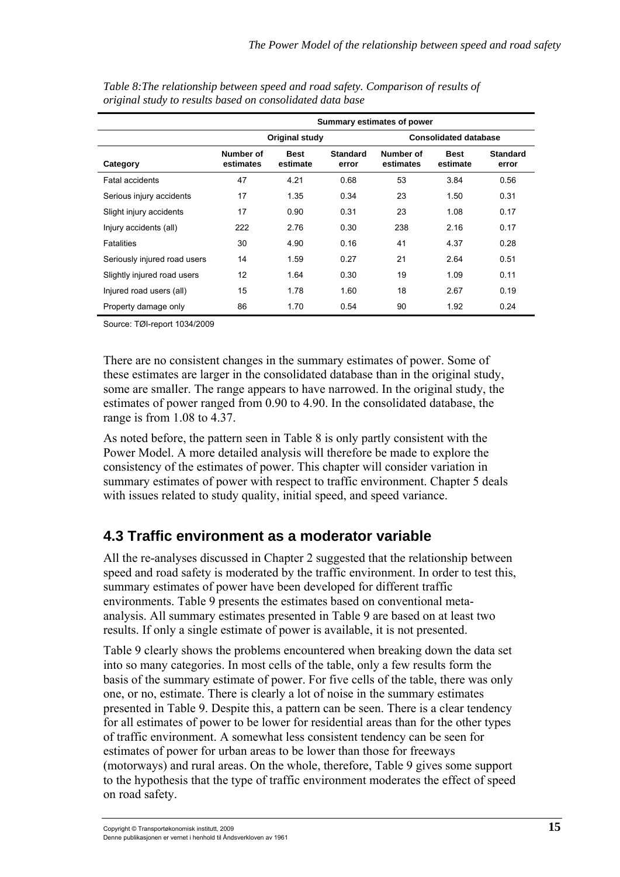*Table 8:The relationship between speed and road safety. Comparison of results of original study to results based on consolidated data base*

| | Summary estimates of power | | | | | |
|---|---|---|---|---|---|---|
| | Original study | | | Consolidated database | | |
| Category | Number of estimates | Best estimate | Standard error | Number of estimates | Best estimate | Standard error |
| Fatal accidents | 47 | 4.21 | 0.68 | 53 | 3.84 | 0.56 |
| Serious injury accidents | 17 | 1.35 | 0.34 | 23 | 1.50 | 0.31 |
| Slight injury accidents | 17 | 0.90 | 0.31 | 23 | 1.08 | 0.17 |
| Injury accidents (all) | 222 | 2.76 | 0.30 | 238 | 2.16 | 0.17 |
| Fatalities | 30 | 4.90 | 0.16 | 41 | 4.37 | 0.28 |
| Seriously injured road users | 14 | 1.59 | 0.27 | 21 | 2.64 | 0.51 |
| Slightly injured road users | 12 | 1.64 | 0.30 | 19 | 1.09 | 0.11 |
| Injured road users (all) | 15 | 1.78 | 1.60 | 18 | 2.67 | 0.19 |
| Property damage only | 86 | 1.70 | 0.54 | 90 | 1.92 | 0.24 |

Source: TØI-report 1034/2009

There are no consistent changes in the summary estimates of power. Some of these estimates are larger in the consolidated database than in the original study, some are smaller. The range appears to have narrowed. In the original study, the estimates of power ranged from 0.90 to 4.90. In the consolidated database, the range is from 1.08 to 4.37.

As noted before, the pattern seen in Table 8 is only partly consistent with the Power Model. A more detailed analysis will therefore be made to explore the consistency of the estimates of power. This chapter will consider variation in summary estimates of power with respect to traffic environment. Chapter 5 deals with issues related to study quality, initial speed, and speed variance.

## 4.3 Traffic environment as a moderator variable

All the re-analyses discussed in Chapter 2 suggested that the relationship between speed and road safety is moderated by the traffic environment. In order to test this, summary estimates of power have been developed for different traffic environments. Table 9 presents the estimates based on conventional meta-analysis. All summary estimates presented in Table 9 are based on at least two results. If only a single estimate of power is available, it is not presented.

Table 9 clearly shows the problems encountered when breaking down the data set into so many categories. In most cells of the table, only a few results form the basis of the summary estimate of power. For five cells of the table, there was only one, or no, estimate. There is clearly a lot of noise in the summary estimates presented in Table 9. Despite this, a pattern can be seen. There is a clear tendency for all estimates of power to be lower for residential areas than for the other types of traffic environment. A somewhat less consistent tendency can be seen for estimates of power for urban areas to be lower than those for freeways (motorways) and rural areas. On the whole, therefore, Table 9 gives some support to the hypothesis that the type of traffic environment moderates the effect of speed on road safety.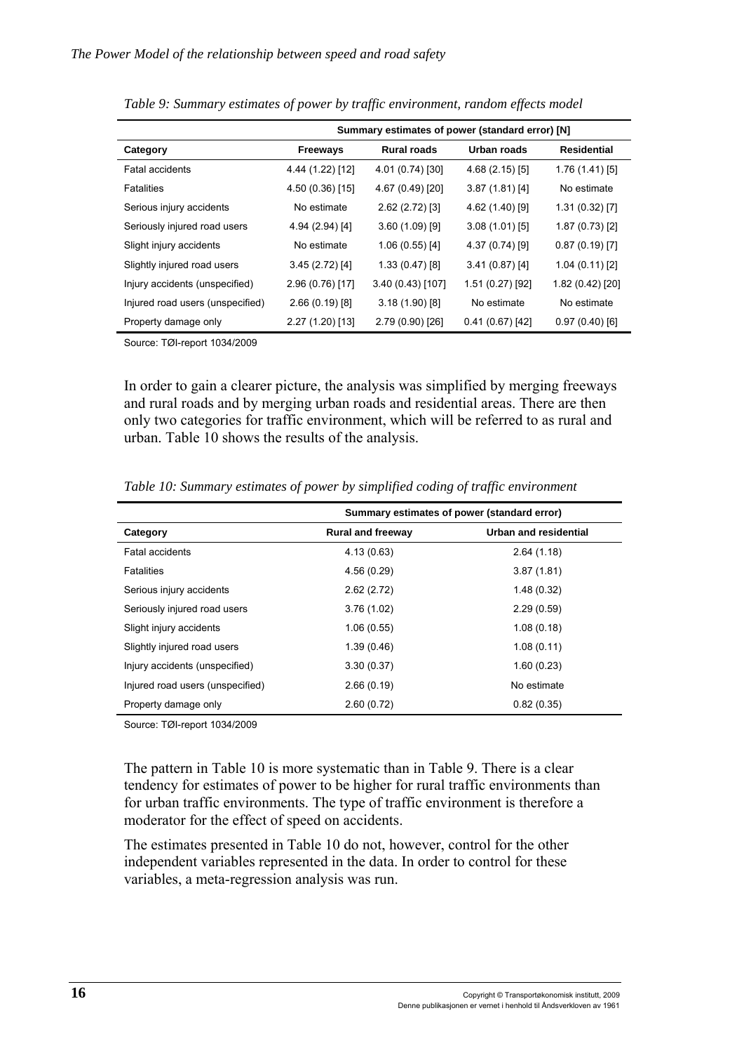*Table 9: Summary estimates of power by traffic environment, random effects model*

| | Summary estimates of power (standard error) [N] | | | |
|---|---|---|---|---|
| **Category** | **Freeways** | **Rural roads** | **Urban roads** | **Residential** |
| Fatal accidents | 4.44 (1.22) [12] | 4.01 (0.74) [30] | 4.68 (2.15) [5] | 1.76 (1.41) [5] |
| Fatalities | 4.50 (0.36) [15] | 4.67 (0.49) [20] | 3.87 (1.81) [4] | No estimate |
| Serious injury accidents | No estimate | 2.62 (2.72) [3] | 4.62 (1.40) [9] | 1.31 (0.32) [7] |
| Seriously injured road users | 4.94 (2.94) [4] | 3.60 (1.09) [9] | 3.08 (1.01) [5] | 1.87 (0.73) [2] |
| Slight injury accidents | No estimate | 1.06 (0.55) [4] | 4.37 (0.74) [9] | 0.87 (0.19) [7] |
| Slightly injured road users | 3.45 (2.72) [4] | 1.33 (0.47) [8] | 3.41 (0.87) [4] | 1.04 (0.11) [2] |
| Injury accidents (unspecified) | 2.96 (0.76) [17] | 3.40 (0.43) [107] | 1.51 (0.27) [92] | 1.82 (0.42) [20] |
| Injured road users (unspecified) | 2.66 (0.19) [8] | 3.18 (1.90) [8] | No estimate | No estimate |
| Property damage only | 2.27 (1.20) [13] | 2.79 (0.90) [26] | 0.41 (0.67) [42] | 0.97 (0.40) [6] |

Source: TØI-report 1034/2009

In order to gain a clearer picture, the analysis was simplified by merging freeways and rural roads and by merging urban roads and residential areas. There are then only two categories for traffic environment, which will be referred to as rural and urban. Table 10 shows the results of the analysis.

*Table 10: Summary estimates of power by simplified coding of traffic environment*

| | Summary estimates of power (standard error) | |
|---|---|---|
| **Category** | **Rural and freeway** | **Urban and residential** |
| Fatal accidents | 4.13 (0.63) | 2.64 (1.18) |
| Fatalities | 4.56 (0.29) | 3.87 (1.81) |
| Serious injury accidents | 2.62 (2.72) | 1.48 (0.32) |
| Seriously injured road users | 3.76 (1.02) | 2.29 (0.59) |
| Slight injury accidents | 1.06 (0.55) | 1.08 (0.18) |
| Slightly injured road users | 1.39 (0.46) | 1.08 (0.11) |
| Injury accidents (unspecified) | 3.30 (0.37) | 1.60 (0.23) |
| Injured road users (unspecified) | 2.66 (0.19) | No estimate |
| Property damage only | 2.60 (0.72) | 0.82 (0.35) |

Source: TØI-report 1034/2009

The pattern in Table 10 is more systematic than in Table 9. There is a clear tendency for estimates of power to be higher for rural traffic environments than for urban traffic environments. The type of traffic environment is therefore a moderator for the effect of speed on accidents.

The estimates presented in Table 10 do not, however, control for the other independent variables represented in the data. In order to control for these variables, a meta-regression analysis was run.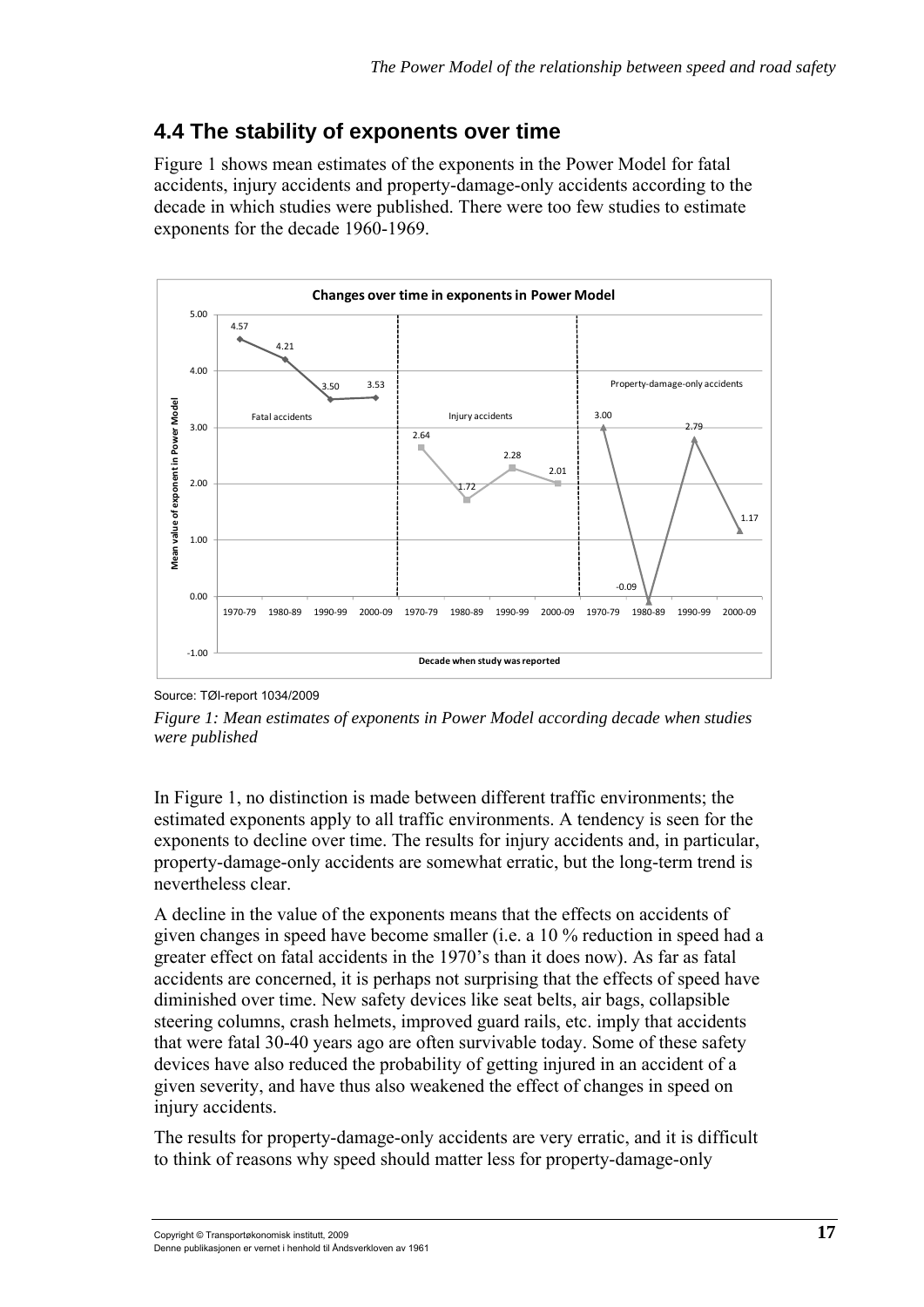## 4.4 The stability of exponents over time

Figure 1 shows mean estimates of the exponents in the Power Model for fatal accidents, injury accidents and property-damage-only accidents according to the decade in which studies were published. There were too few studies to estimate exponents for the decade 1960-1969.

Source: TØI-report 1034/2009

*Figure 1: Mean estimates of exponents in Power Model according decade when studies were published*

In Figure 1, no distinction is made between different traffic environments; the estimated exponents apply to all traffic environments. A tendency is seen for the exponents to decline over time. The results for injury accidents and, in particular, property-damage-only accidents are somewhat erratic, but the long-term trend is nevertheless clear.

A decline in the value of the exponents means that the effects on accidents of given changes in speed have become smaller (i.e. a 10 % reduction in speed had a greater effect on fatal accidents in the 1970's than it does now). As far as fatal accidents are concerned, it is perhaps not surprising that the effects of speed have diminished over time. New safety devices like seat belts, air bags, collapsible steering columns, crash helmets, improved guard rails, etc. imply that accidents that were fatal 30-40 years ago are often survivable today. Some of these safety devices have also reduced the probability of getting injured in an accident of a given severity, and have thus also weakened the effect of changes in speed on injury accidents.

The results for property-damage-only accidents are very erratic, and it is difficult to think of reasons why speed should matter less for property-damage-only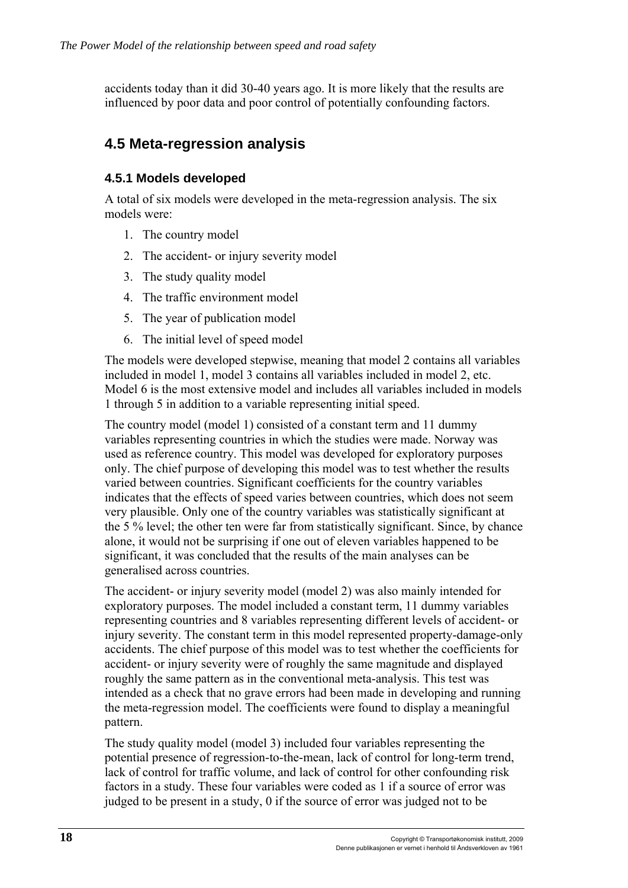accidents today than it did 30-40 years ago. It is more likely that the results are influenced by poor data and poor control of potentially confounding factors.

## 4.5 Meta-regression analysis

### 4.5.1 Models developed

A total of six models were developed in the meta-regression analysis. The six models were:

1. The country model
2. The accident- or injury severity model
3. The study quality model
4. The traffic environment model
5. The year of publication model
6. The initial level of speed model

The models were developed stepwise, meaning that model 2 contains all variables included in model 1, model 3 contains all variables included in model 2, etc. Model 6 is the most extensive model and includes all variables included in models 1 through 5 in addition to a variable representing initial speed.

The country model (model 1) consisted of a constant term and 11 dummy variables representing countries in which the studies were made. Norway was used as reference country. This model was developed for exploratory purposes only. The chief purpose of developing this model was to test whether the results varied between countries. Significant coefficients for the country variables indicates that the effects of speed varies between countries, which does not seem very plausible. Only one of the country variables was statistically significant at the 5 % level; the other ten were far from statistically significant. Since, by chance alone, it would not be surprising if one out of eleven variables happened to be significant, it was concluded that the results of the main analyses can be generalised across countries.

The accident- or injury severity model (model 2) was also mainly intended for exploratory purposes. The model included a constant term, 11 dummy variables representing countries and 8 variables representing different levels of accident- or injury severity. The constant term in this model represented property-damage-only accidents. The chief purpose of this model was to test whether the coefficients for accident- or injury severity were of roughly the same magnitude and displayed roughly the same pattern as in the conventional meta-analysis. This test was intended as a check that no grave errors had been made in developing and running the meta-regression model. The coefficients were found to display a meaningful pattern.

The study quality model (model 3) included four variables representing the potential presence of regression-to-the-mean, lack of control for long-term trend, lack of control for traffic volume, and lack of control for other confounding risk factors in a study. These four variables were coded as 1 if a source of error was judged to be present in a study, 0 if the source of error was judged not to be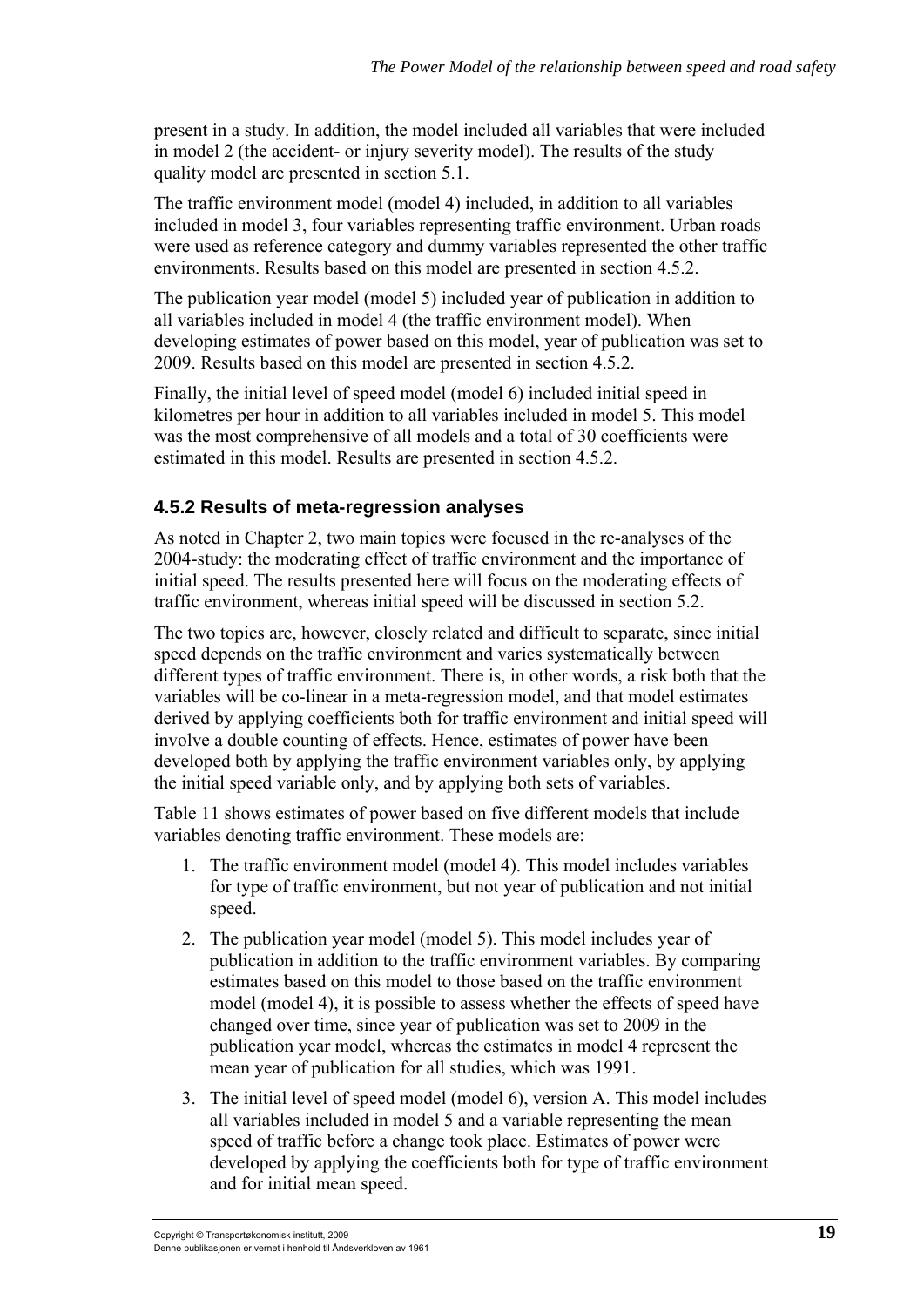present in a study. In addition, the model included all variables that were included in model 2 (the accident- or injury severity model). The results of the study quality model are presented in section 5.1.

The traffic environment model (model 4) included, in addition to all variables included in model 3, four variables representing traffic environment. Urban roads were used as reference category and dummy variables represented the other traffic environments. Results based on this model are presented in section 4.5.2.

The publication year model (model 5) included year of publication in addition to all variables included in model 4 (the traffic environment model). When developing estimates of power based on this model, year of publication was set to 2009. Results based on this model are presented in section 4.5.2.

Finally, the initial level of speed model (model 6) included initial speed in kilometres per hour in addition to all variables included in model 5. This model was the most comprehensive of all models and a total of 30 coefficients were estimated in this model. Results are presented in section 4.5.2.

### 4.5.2 Results of meta-regression analyses

As noted in Chapter 2, two main topics were focused in the re-analyses of the 2004-study: the moderating effect of traffic environment and the importance of initial speed. The results presented here will focus on the moderating effects of traffic environment, whereas initial speed will be discussed in section 5.2.

The two topics are, however, closely related and difficult to separate, since initial speed depends on the traffic environment and varies systematically between different types of traffic environment. There is, in other words, a risk both that the variables will be co-linear in a meta-regression model, and that model estimates derived by applying coefficients both for traffic environment and initial speed will involve a double counting of effects. Hence, estimates of power have been developed both by applying the traffic environment variables only, by applying the initial speed variable only, and by applying both sets of variables.

Table 11 shows estimates of power based on five different models that include variables denoting traffic environment. These models are:

1. The traffic environment model (model 4). This model includes variables for type of traffic environment, but not year of publication and not initial speed.
2. The publication year model (model 5). This model includes year of publication in addition to the traffic environment variables. By comparing estimates based on this model to those based on the traffic environment model (model 4), it is possible to assess whether the effects of speed have changed over time, since year of publication was set to 2009 in the publication year model, whereas the estimates in model 4 represent the mean year of publication for all studies, which was 1991.
3. The initial level of speed model (model 6), version A. This model includes all variables included in model 5 and a variable representing the mean speed of traffic before a change took place. Estimates of power were developed by applying the coefficients both for type of traffic environment and for initial mean speed.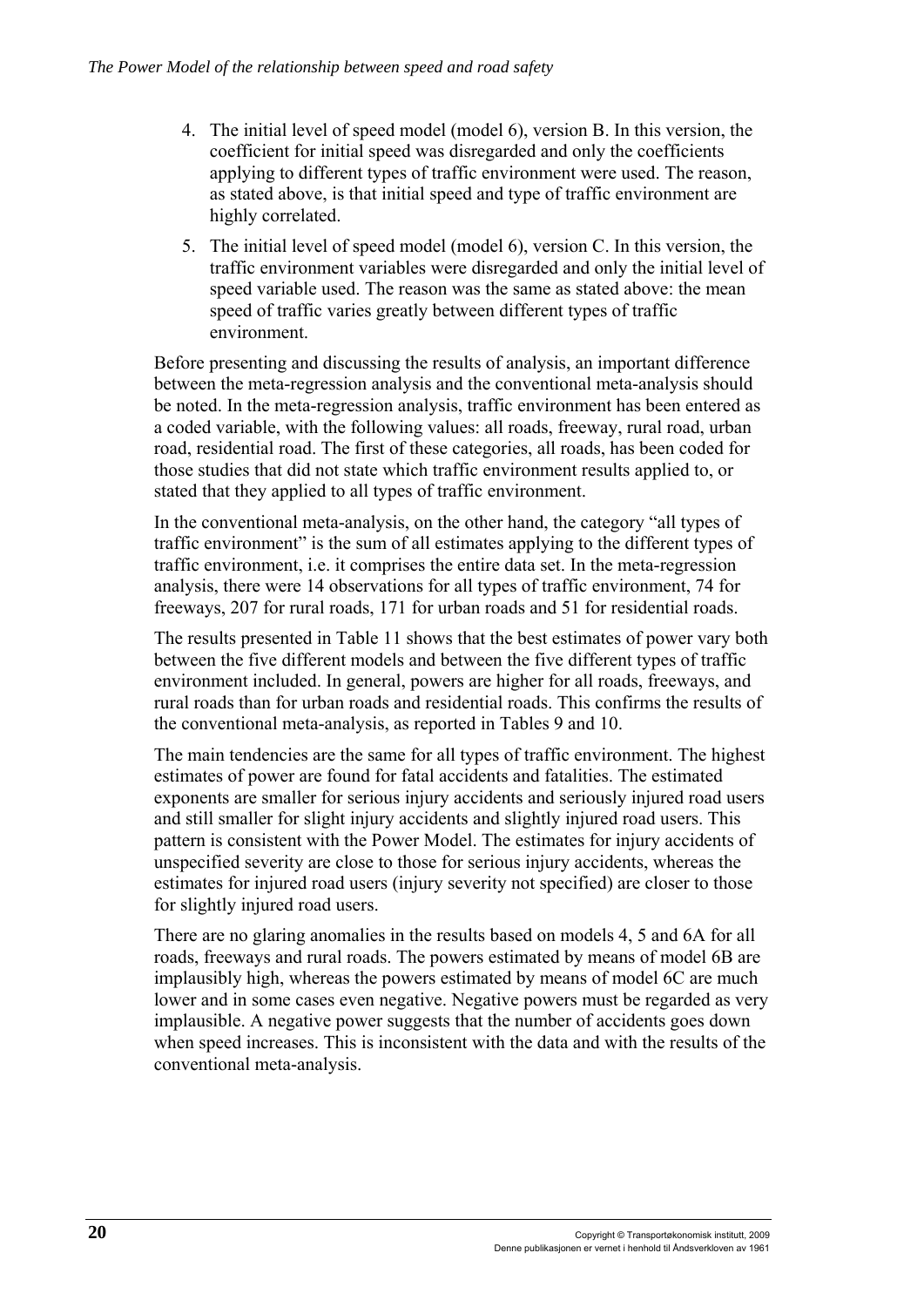4. The initial level of speed model (model 6), version B. In this version, the coefficient for initial speed was disregarded and only the coefficients applying to different types of traffic environment were used. The reason, as stated above, is that initial speed and type of traffic environment are highly correlated.
5. The initial level of speed model (model 6), version C. In this version, the traffic environment variables were disregarded and only the initial level of speed variable used. The reason was the same as stated above: the mean speed of traffic varies greatly between different types of traffic environment.

Before presenting and discussing the results of analysis, an important difference between the meta-regression analysis and the conventional meta-analysis should be noted. In the meta-regression analysis, traffic environment has been entered as a coded variable, with the following values: all roads, freeway, rural road, urban road, residential road. The first of these categories, all roads, has been coded for those studies that did not state which traffic environment results applied to, or stated that they applied to all types of traffic environment.

In the conventional meta-analysis, on the other hand, the category "all types of traffic environment" is the sum of all estimates applying to the different types of traffic environment, i.e. it comprises the entire data set. In the meta-regression analysis, there were 14 observations for all types of traffic environment, 74 for freeways, 207 for rural roads, 171 for urban roads and 51 for residential roads.

The results presented in Table 11 shows that the best estimates of power vary both between the five different models and between the five different types of traffic environment included. In general, powers are higher for all roads, freeways, and rural roads than for urban roads and residential roads. This confirms the results of the conventional meta-analysis, as reported in Tables 9 and 10.

The main tendencies are the same for all types of traffic environment. The highest estimates of power are found for fatal accidents and fatalities. The estimated exponents are smaller for serious injury accidents and seriously injured road users and still smaller for slight injury accidents and slightly injured road users. This pattern is consistent with the Power Model. The estimates for injury accidents of unspecified severity are close to those for serious injury accidents, whereas the estimates for injured road users (injury severity not specified) are closer to those for slightly injured road users.

There are no glaring anomalies in the results based on models 4, 5 and 6A for all roads, freeways and rural roads. The powers estimated by means of model 6B are implausibly high, whereas the powers estimated by means of model 6C are much lower and in some cases even negative. Negative powers must be regarded as very implausible. A negative power suggests that the number of accidents goes down when speed increases. This is inconsistent with the data and with the results of the conventional meta-analysis.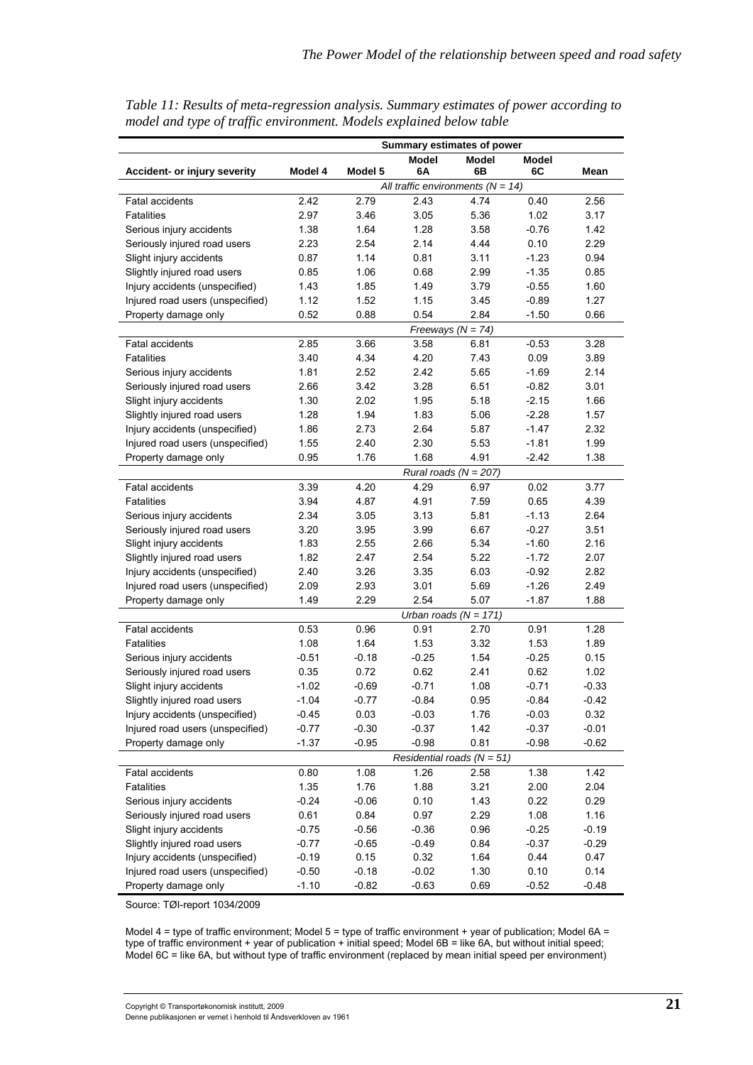*Table 11: Results of meta-regression analysis. Summary estimates of power according to model and type of traffic environment. Models explained below table*

| Accident- or injury severity | Summary estimates of power | | | | | |
|---|---|---|---|---|---|---|
| | Model 4 | Model 5 | Model 6A | Model 6B | Model 6C | Mean |
| *All traffic environments (N = 14)* | | | | | | |
| Fatal accidents | 2.42 | 2.79 | 2.43 | 4.74 | 0.40 | 2.56 |
| Fatalities | 2.97 | 3.46 | 3.05 | 5.36 | 1.02 | 3.17 |
| Serious injury accidents | 1.38 | 1.64 | 1.28 | 3.58 | -0.76 | 1.42 |
| Seriously injured road users | 2.23 | 2.54 | 2.14 | 4.44 | 0.10 | 2.29 |
| Slight injury accidents | 0.87 | 1.14 | 0.81 | 3.11 | -1.23 | 0.94 |
| Slightly injured road users | 0.85 | 1.06 | 0.68 | 2.99 | -1.35 | 0.85 |
| Injury accidents (unspecified) | 1.43 | 1.85 | 1.49 | 3.79 | -0.55 | 1.60 |
| Injured road users (unspecified) | 1.12 | 1.52 | 1.15 | 3.45 | -0.89 | 1.27 |
| Property damage only | 0.52 | 0.88 | 0.54 | 2.84 | -1.50 | 0.66 |
| *Freeways (N = 74)* | | | | | | |
| Fatal accidents | 2.85 | 3.66 | 3.58 | 6.81 | -0.53 | 3.28 |
| Fatalities | 3.40 | 4.34 | 4.20 | 7.43 | 0.09 | 3.89 |
| Serious injury accidents | 1.81 | 2.52 | 2.42 | 5.65 | -1.69 | 2.14 |
| Seriously injured road users | 2.66 | 3.42 | 3.28 | 6.51 | -0.82 | 3.01 |
| Slight injury accidents | 1.30 | 2.02 | 1.95 | 5.18 | -2.15 | 1.66 |
| Slightly injured road users | 1.28 | 1.94 | 1.83 | 5.06 | -2.28 | 1.57 |
| Injury accidents (unspecified) | 1.86 | 2.73 | 2.64 | 5.87 | -1.47 | 2.32 |
| Injured road users (unspecified) | 1.55 | 2.40 | 2.30 | 5.53 | -1.81 | 1.99 |
| Property damage only | 0.95 | 1.76 | 1.68 | 4.91 | -2.42 | 1.38 |
| *Rural roads (N = 207)* | | | | | | |
| Fatal accidents | 3.39 | 4.20 | 4.29 | 6.97 | 0.02 | 3.77 |
| Fatalities | 3.94 | 4.87 | 4.91 | 7.59 | 0.65 | 4.39 |
| Serious injury accidents | 2.34 | 3.05 | 3.13 | 5.81 | -1.13 | 2.64 |
| Seriously injured road users | 3.20 | 3.95 | 3.99 | 6.67 | -0.27 | 3.51 |
| Slight injury accidents | 1.83 | 2.55 | 2.66 | 5.34 | -1.60 | 2.16 |
| Slightly injured road users | 1.82 | 2.47 | 2.54 | 5.22 | -1.72 | 2.07 |
| Injury accidents (unspecified) | 2.40 | 3.26 | 3.35 | 6.03 | -0.92 | 2.82 |
| Injured road users (unspecified) | 2.09 | 2.93 | 3.01 | 5.69 | -1.26 | 2.49 |
| Property damage only | 1.49 | 2.29 | 2.54 | 5.07 | -1.87 | 1.88 |
| *Urban roads (N = 171)* | | | | | | |
| Fatal accidents | 0.53 | 0.96 | 0.91 | 2.70 | 0.91 | 1.28 |
| Fatalities | 1.08 | 1.64 | 1.53 | 3.32 | 1.53 | 1.89 |
| Serious injury accidents | -0.51 | -0.18 | -0.25 | 1.54 | -0.25 | 0.15 |
| Seriously injured road users | 0.35 | 0.72 | 0.62 | 2.41 | 0.62 | 1.02 |
| Slight injury accidents | -1.02 | -0.69 | -0.71 | 1.08 | -0.71 | -0.33 |
| Slightly injured road users | -1.04 | -0.77 | -0.84 | 0.95 | -0.84 | -0.42 |
| Injury accidents (unspecified) | -0.45 | 0.03 | -0.03 | 1.76 | -0.03 | 0.32 |
| Injured road users (unspecified) | -0.77 | -0.30 | -0.37 | 1.42 | -0.37 | -0.01 |
| Property damage only | -1.37 | -0.95 | -0.98 | 0.81 | -0.98 | -0.62 |
| *Residential roads (N = 51)* | | | | | | |
| Fatal accidents | 0.80 | 1.08 | 1.26 | 2.58 | 1.38 | 1.42 |
| Fatalities | 1.35 | 1.76 | 1.88 | 3.21 | 2.00 | 2.04 |
| Serious injury accidents | -0.24 | -0.06 | 0.10 | 1.43 | 0.22 | 0.29 |
| Seriously injured road users | 0.61 | 0.84 | 0.97 | 2.29 | 1.08 | 1.16 |
| Slight injury accidents | -0.75 | -0.56 | -0.36 | 0.96 | -0.25 | -0.19 |
| Slightly injured road users | -0.77 | -0.65 | -0.49 | 0.84 | -0.37 | -0.29 |
| Injury accidents (unspecified) | -0.19 | 0.15 | 0.32 | 1.64 | 0.44 | 0.47 |
| Injured road users (unspecified) | -0.50 | -0.18 | -0.02 | 1.30 | 0.10 | 0.14 |
| Property damage only | -1.10 | -0.82 | -0.63 | 0.69 | -0.52 | -0.48 |

Source: TØI-report 1034/2009

Model 4 = type of traffic environment; Model 5 = type of traffic environment + year of publication; Model 6A = type of traffic environment + year of publication + initial speed; Model 6B = like 6A, but without initial speed; Model 6C = like 6A, but without type of traffic environment (replaced by mean initial speed per environment)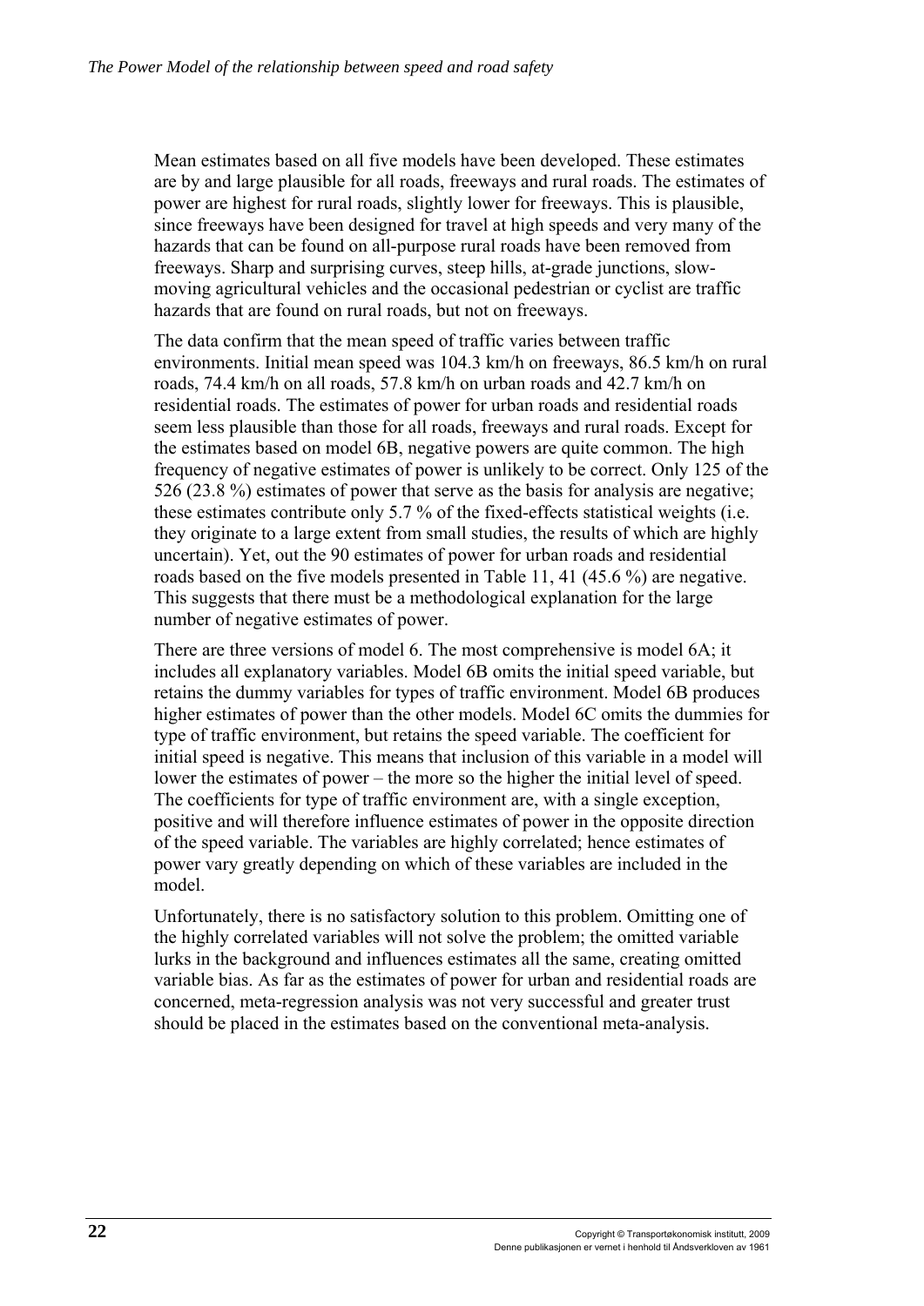Mean estimates based on all five models have been developed. These estimates are by and large plausible for all roads, freeways and rural roads. The estimates of power are highest for rural roads, slightly lower for freeways. This is plausible, since freeways have been designed for travel at high speeds and very many of the hazards that can be found on all-purpose rural roads have been removed from freeways. Sharp and surprising curves, steep hills, at-grade junctions, slow-moving agricultural vehicles and the occasional pedestrian or cyclist are traffic hazards that are found on rural roads, but not on freeways.

The data confirm that the mean speed of traffic varies between traffic environments. Initial mean speed was 104.3 km/h on freeways, 86.5 km/h on rural roads, 74.4 km/h on all roads, 57.8 km/h on urban roads and 42.7 km/h on residential roads. The estimates of power for urban roads and residential roads seem less plausible than those for all roads, freeways and rural roads. Except for the estimates based on model 6B, negative powers are quite common. The high frequency of negative estimates of power is unlikely to be correct. Only 125 of the 526 (23.8 %) estimates of power that serve as the basis for analysis are negative; these estimates contribute only 5.7 % of the fixed-effects statistical weights (i.e. they originate to a large extent from small studies, the results of which are highly uncertain). Yet, out the 90 estimates of power for urban roads and residential roads based on the five models presented in Table 11, 41 (45.6 %) are negative. This suggests that there must be a methodological explanation for the large number of negative estimates of power.

There are three versions of model 6. The most comprehensive is model 6A; it includes all explanatory variables. Model 6B omits the initial speed variable, but retains the dummy variables for types of traffic environment. Model 6B produces higher estimates of power than the other models. Model 6C omits the dummies for type of traffic environment, but retains the speed variable. The coefficient for initial speed is negative. This means that inclusion of this variable in a model will lower the estimates of power – the more so the higher the initial level of speed. The coefficients for type of traffic environment are, with a single exception, positive and will therefore influence estimates of power in the opposite direction of the speed variable. The variables are highly correlated; hence estimates of power vary greatly depending on which of these variables are included in the model.

Unfortunately, there is no satisfactory solution to this problem. Omitting one of the highly correlated variables will not solve the problem; the omitted variable lurks in the background and influences estimates all the same, creating omitted variable bias. As far as the estimates of power for urban and residential roads are concerned, meta-regression analysis was not very successful and greater trust should be placed in the estimates based on the conventional meta-analysis.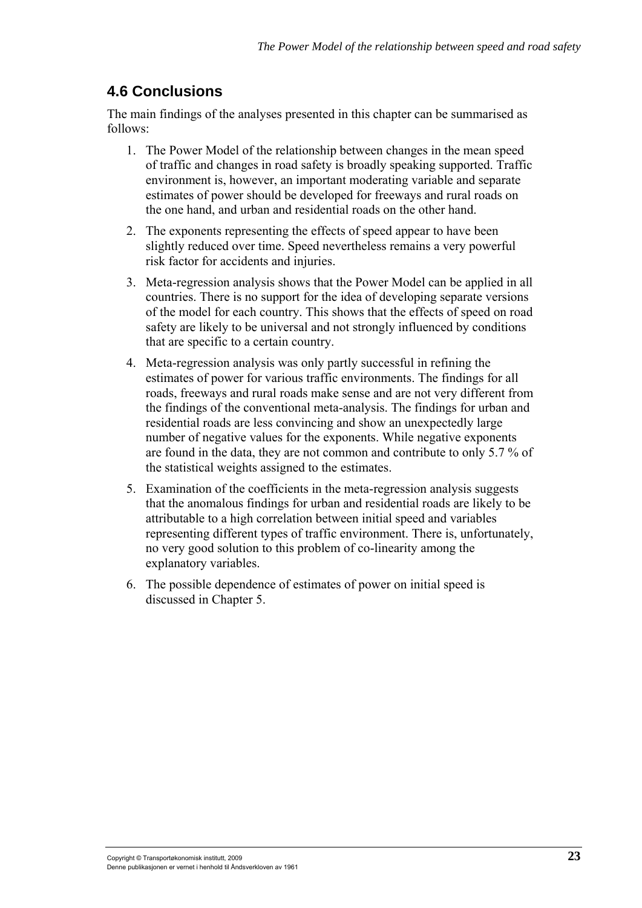## 4.6 Conclusions

The main findings of the analyses presented in this chapter can be summarised as follows:

1. The Power Model of the relationship between changes in the mean speed of traffic and changes in road safety is broadly speaking supported. Traffic environment is, however, an important moderating variable and separate estimates of power should be developed for freeways and rural roads on the one hand, and urban and residential roads on the other hand.
2. The exponents representing the effects of speed appear to have been slightly reduced over time. Speed nevertheless remains a very powerful risk factor for accidents and injuries.
3. Meta-regression analysis shows that the Power Model can be applied in all countries. There is no support for the idea of developing separate versions of the model for each country. This shows that the effects of speed on road safety are likely to be universal and not strongly influenced by conditions that are specific to a certain country.
4. Meta-regression analysis was only partly successful in refining the estimates of power for various traffic environments. The findings for all roads, freeways and rural roads make sense and are not very different from the findings of the conventional meta-analysis. The findings for urban and residential roads are less convincing and show an unexpectedly large number of negative values for the exponents. While negative exponents are found in the data, they are not common and contribute to only 5.7 % of the statistical weights assigned to the estimates.
5. Examination of the coefficients in the meta-regression analysis suggests that the anomalous findings for urban and residential roads are likely to be attributable to a high correlation between initial speed and variables representing different types of traffic environment. There is, unfortunately, no very good solution to this problem of co-linearity among the explanatory variables.
6. The possible dependence of estimates of power on initial speed is discussed in Chapter 5.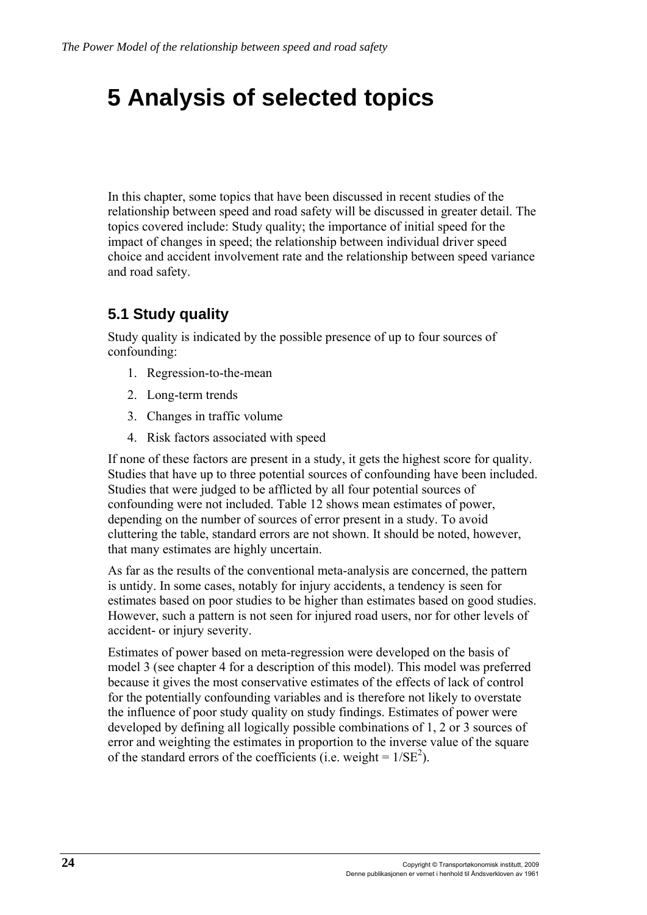# 5 Analysis of selected topics

In this chapter, some topics that have been discussed in recent studies of the relationship between speed and road safety will be discussed in greater detail. The topics covered include: Study quality; the importance of initial speed for the impact of changes in speed; the relationship between individual driver speed choice and accident involvement rate and the relationship between speed variance and road safety.

## 5.1 Study quality

Study quality is indicated by the possible presence of up to four sources of confounding:

1. Regression-to-the-mean
2. Long-term trends
3. Changes in traffic volume
4. Risk factors associated with speed

If none of these factors are present in a study, it gets the highest score for quality. Studies that have up to three potential sources of confounding have been included. Studies that were judged to be afflicted by all four potential sources of confounding were not included. Table 12 shows mean estimates of power, depending on the number of sources of error present in a study. To avoid cluttering the table, standard errors are not shown. It should be noted, however, that many estimates are highly uncertain.

As far as the results of the conventional meta-analysis are concerned, the pattern is untidy. In some cases, notably for injury accidents, a tendency is seen for estimates based on poor studies to be higher than estimates based on good studies. However, such a pattern is not seen for injured road users, nor for other levels of accident- or injury severity.

Estimates of power based on meta-regression were developed on the basis of model 3 (see chapter 4 for a description of this model). This model was preferred because it gives the most conservative estimates of the effects of lack of control for the potentially confounding variables and is therefore not likely to overstate the influence of poor study quality on study findings. Estimates of power were developed by defining all logically possible combinations of 1, 2 or 3 sources of error and weighting the estimates in proportion to the inverse value of the square of the standard errors of the coefficients (i.e. weight = $1/SE^2$).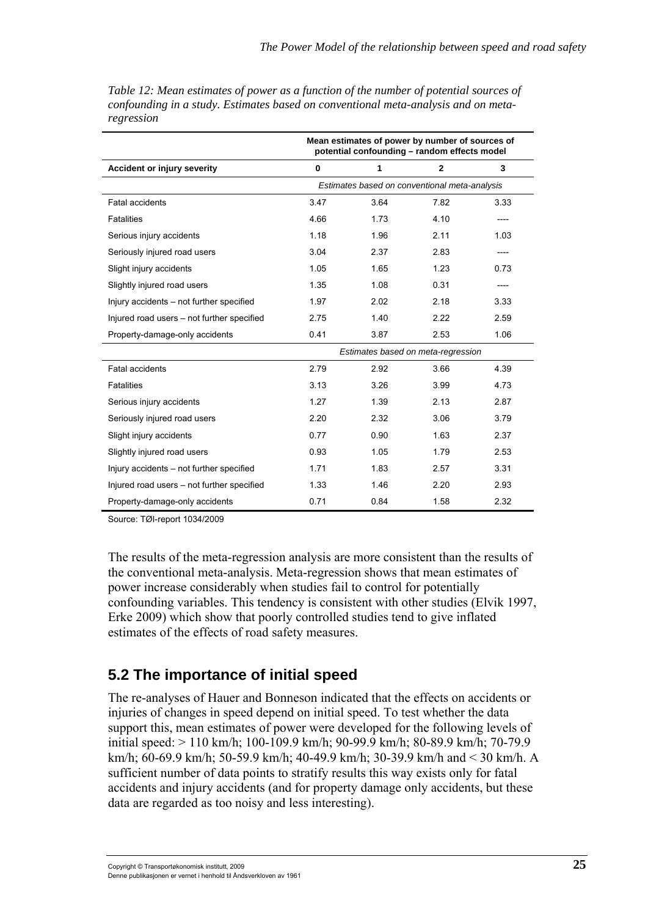*Table 12: Mean estimates of power as a function of the number of potential sources of confounding in a study. Estimates based on conventional meta-analysis and on meta-regression*

| | Mean estimates of power by number of sources of potential confounding – random effects model | | | |
|---|---|---|---|---|
| **Accident or injury severity** | **0** | **1** | **2** | **3** |
| | *Estimates based on conventional meta-analysis* | | | |
| Fatal accidents | 3.47 | 3.64 | 7.82 | 3.33 |
| Fatalities | 4.66 | 1.73 | 4.10 | ---- |
| Serious injury accidents | 1.18 | 1.96 | 2.11 | 1.03 |
| Seriously injured road users | 3.04 | 2.37 | 2.83 | ---- |
| Slight injury accidents | 1.05 | 1.65 | 1.23 | 0.73 |
| Slightly injured road users | 1.35 | 1.08 | 0.31 | ---- |
| Injury accidents – not further specified | 1.97 | 2.02 | 2.18 | 3.33 |
| Injured road users – not further specified | 2.75 | 1.40 | 2.22 | 2.59 |
| Property-damage-only accidents | 0.41 | 3.87 | 2.53 | 1.06 |
| | *Estimates based on meta-regression* | | | |
| Fatal accidents | 2.79 | 2.92 | 3.66 | 4.39 |
| Fatalities | 3.13 | 3.26 | 3.99 | 4.73 |
| Serious injury accidents | 1.27 | 1.39 | 2.13 | 2.87 |
| Seriously injured road users | 2.20 | 2.32 | 3.06 | 3.79 |
| Slight injury accidents | 0.77 | 0.90 | 1.63 | 2.37 |
| Slightly injured road users | 0.93 | 1.05 | 1.79 | 2.53 |
| Injury accidents – not further specified | 1.71 | 1.83 | 2.57 | 3.31 |
| Injured road users – not further specified | 1.33 | 1.46 | 2.20 | 2.93 |
| Property-damage-only accidents | 0.71 | 0.84 | 1.58 | 2.32 |

Source: TØI-report 1034/2009

The results of the meta-regression analysis are more consistent than the results of the conventional meta-analysis. Meta-regression shows that mean estimates of power increase considerably when studies fail to control for potentially confounding variables. This tendency is consistent with other studies (Elvik 1997, Erke 2009) which show that poorly controlled studies tend to give inflated estimates of the effects of road safety measures.

## 5.2 The importance of initial speed

The re-analyses of Hauer and Bonneson indicated that the effects on accidents or injuries of changes in speed depend on initial speed. To test whether the data support this, mean estimates of power were developed for the following levels of initial speed: > 110 km/h; 100-109.9 km/h; 90-99.9 km/h; 80-89.9 km/h; 70-79.9 km/h; 60-69.9 km/h; 50-59.9 km/h; 40-49.9 km/h; 30-39.9 km/h and < 30 km/h. A sufficient number of data points to stratify results this way exists only for fatal accidents and injury accidents (and for property damage only accidents, but these data are regarded as too noisy and less interesting).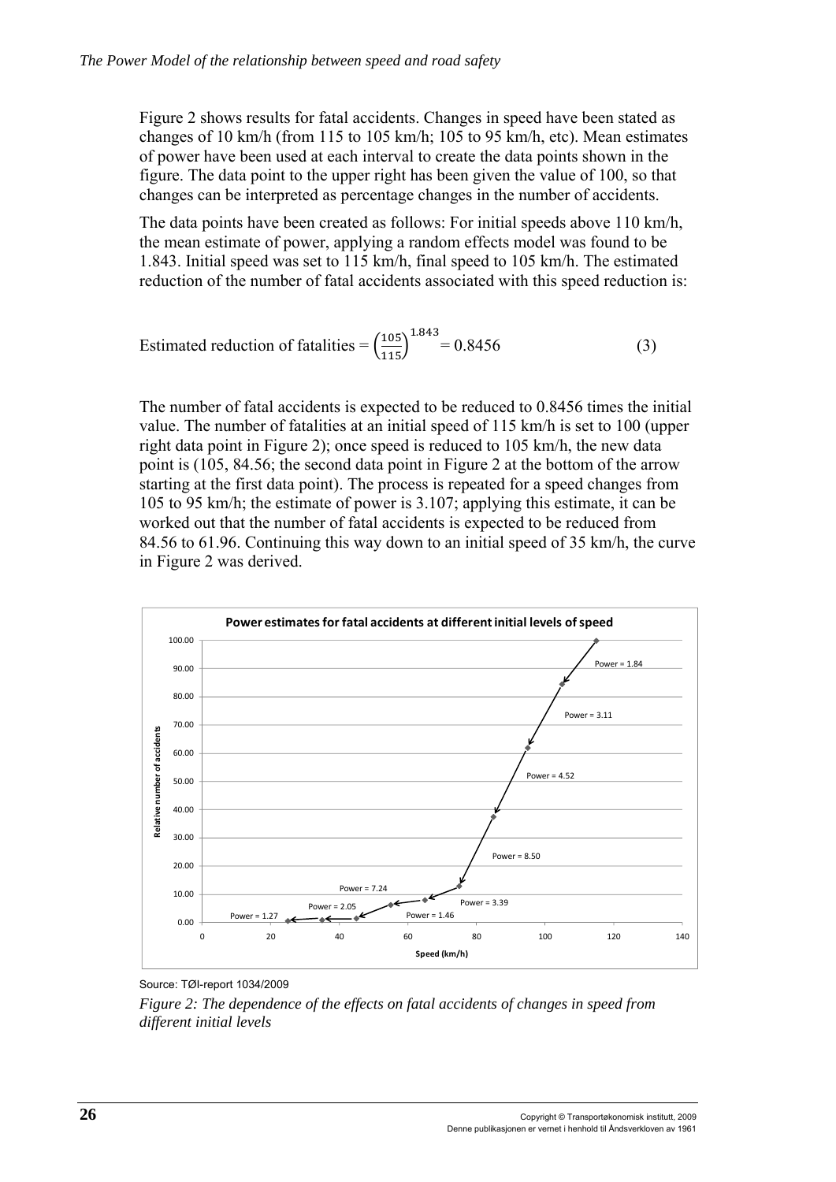Figure 2 shows results for fatal accidents. Changes in speed have been stated as changes of 10 km/h (from 115 to 105 km/h; 105 to 95 km/h, etc). Mean estimates of power have been used at each interval to create the data points shown in the figure. The data point to the upper right has been given the value of 100, so that changes can be interpreted as percentage changes in the number of accidents.

The data points have been created as follows: For initial speeds above 110 km/h, the mean estimate of power, applying a random effects model was found to be 1.843. Initial speed was set to 115 km/h, final speed to 105 km/h. The estimated reduction of the number of fatal accidents associated with this speed reduction is:

$$\text{Estimated reduction of fatalities} = \left(\frac{105}{115}\right)^{1.843} = 0.8456 \qquad (3)$$

The number of fatal accidents is expected to be reduced to 0.8456 times the initial value. The number of fatalities at an initial speed of 115 km/h is set to 100 (upper right data point in Figure 2); once speed is reduced to 105 km/h, the new data point is (105, 84.56; the second data point in Figure 2 at the bottom of the arrow starting at the first data point). The process is repeated for a speed changes from 105 to 95 km/h; the estimate of power is 3.107; applying this estimate, it can be worked out that the number of fatal accidents is expected to be reduced from 84.56 to 61.96. Continuing this way down to an initial speed of 35 km/h, the curve in Figure 2 was derived.

Source: TØI-report 1034/2009

*Figure 2: The dependence of the effects on fatal accidents of changes in speed from different initial levels*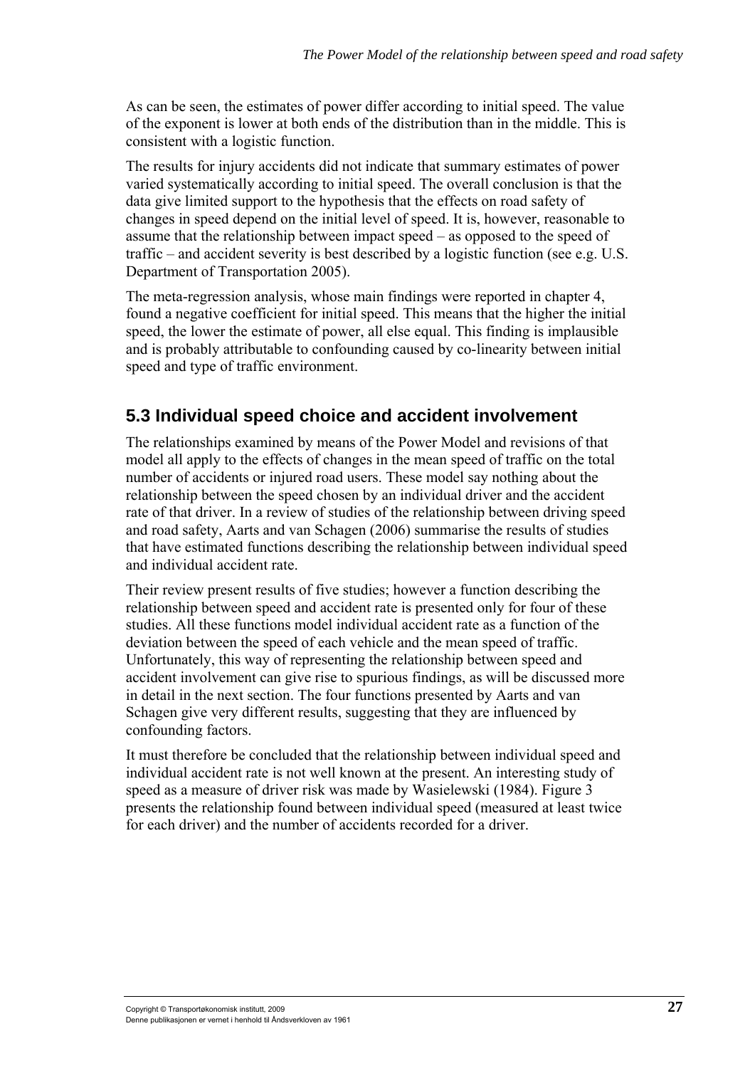As can be seen, the estimates of power differ according to initial speed. The value of the exponent is lower at both ends of the distribution than in the middle. This is consistent with a logistic function.

The results for injury accidents did not indicate that summary estimates of power varied systematically according to initial speed. The overall conclusion is that the data give limited support to the hypothesis that the effects on road safety of changes in speed depend on the initial level of speed. It is, however, reasonable to assume that the relationship between impact speed – as opposed to the speed of traffic – and accident severity is best described by a logistic function (see e.g. U.S. Department of Transportation 2005).

The meta-regression analysis, whose main findings were reported in chapter 4, found a negative coefficient for initial speed. This means that the higher the initial speed, the lower the estimate of power, all else equal. This finding is implausible and is probably attributable to confounding caused by co-linearity between initial speed and type of traffic environment.

## 5.3 Individual speed choice and accident involvement

The relationships examined by means of the Power Model and revisions of that model all apply to the effects of changes in the mean speed of traffic on the total number of accidents or injured road users. These model say nothing about the relationship between the speed chosen by an individual driver and the accident rate of that driver. In a review of studies of the relationship between driving speed and road safety, Aarts and van Schagen (2006) summarise the results of studies that have estimated functions describing the relationship between individual speed and individual accident rate.

Their review present results of five studies; however a function describing the relationship between speed and accident rate is presented only for four of these studies. All these functions model individual accident rate as a function of the deviation between the speed of each vehicle and the mean speed of traffic. Unfortunately, this way of representing the relationship between speed and accident involvement can give rise to spurious findings, as will be discussed more in detail in the next section. The four functions presented by Aarts and van Schagen give very different results, suggesting that they are influenced by confounding factors.

It must therefore be concluded that the relationship between individual speed and individual accident rate is not well known at the present. An interesting study of speed as a measure of driver risk was made by Wasielewski (1984). Figure 3 presents the relationship found between individual speed (measured at least twice for each driver) and the number of accidents recorded for a driver.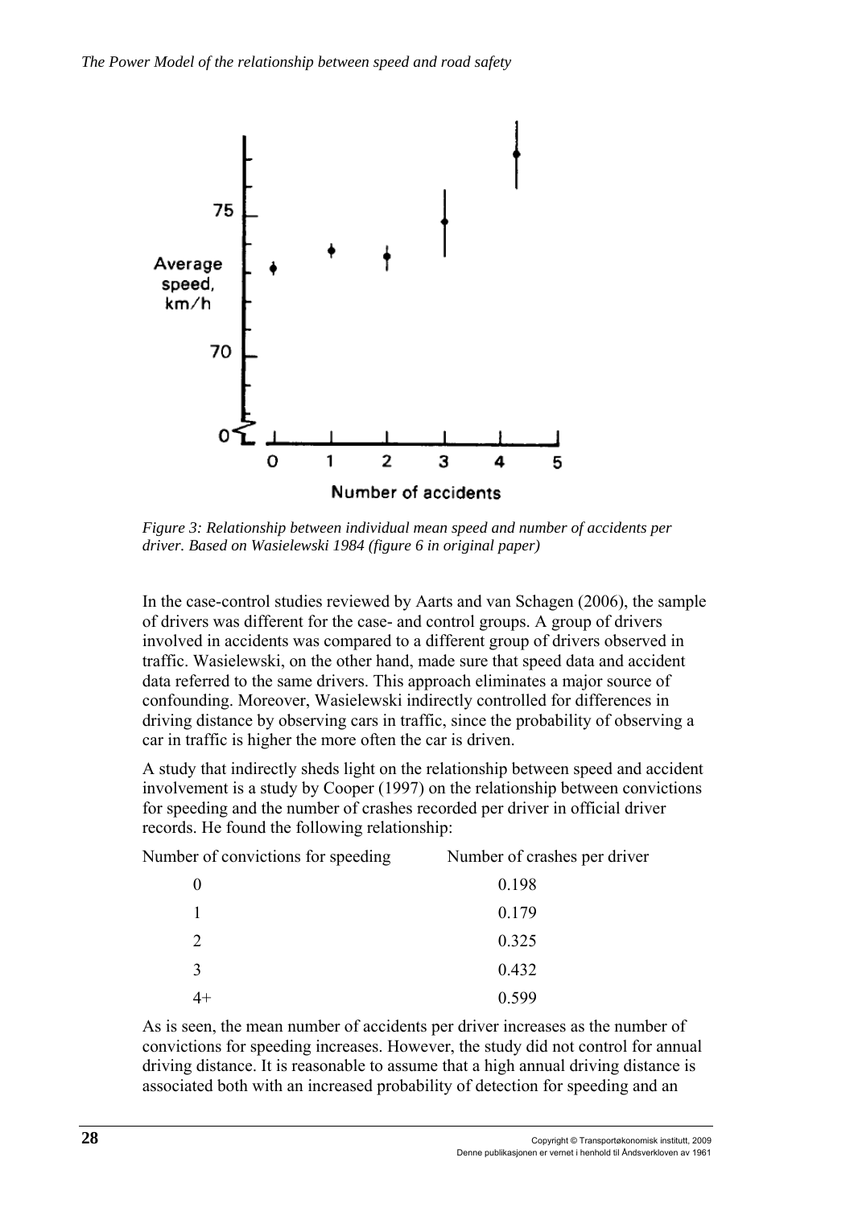*Figure 3: Relationship between individual mean speed and number of accidents per driver. Based on Wasielewski 1984 (figure 6 in original paper)*

In the case-control studies reviewed by Aarts and van Schagen (2006), the sample of drivers was different for the case- and control groups. A group of drivers involved in accidents was compared to a different group of drivers observed in traffic. Wasielewski, on the other hand, made sure that speed data and accident data referred to the same drivers. This approach eliminates a major source of confounding. Moreover, Wasielewski indirectly controlled for differences in driving distance by observing cars in traffic, since the probability of observing a car in traffic is higher the more often the car is driven.

A study that indirectly sheds light on the relationship between speed and accident involvement is a study by Cooper (1997) on the relationship between convictions for speeding and the number of crashes recorded per driver in official driver records. He found the following relationship:

| Number of convictions for speeding | Number of crashes per driver |
|---|---|
| 0 | 0.198 |
| 1 | 0.179 |
| 2 | 0.325 |
| 3 | 0.432 |
| 4+ | 0.599 |

As is seen, the mean number of accidents per driver increases as the number of convictions for speeding increases. However, the study did not control for annual driving distance. It is reasonable to assume that a high annual driving distance is associated both with an increased probability of detection for speeding and an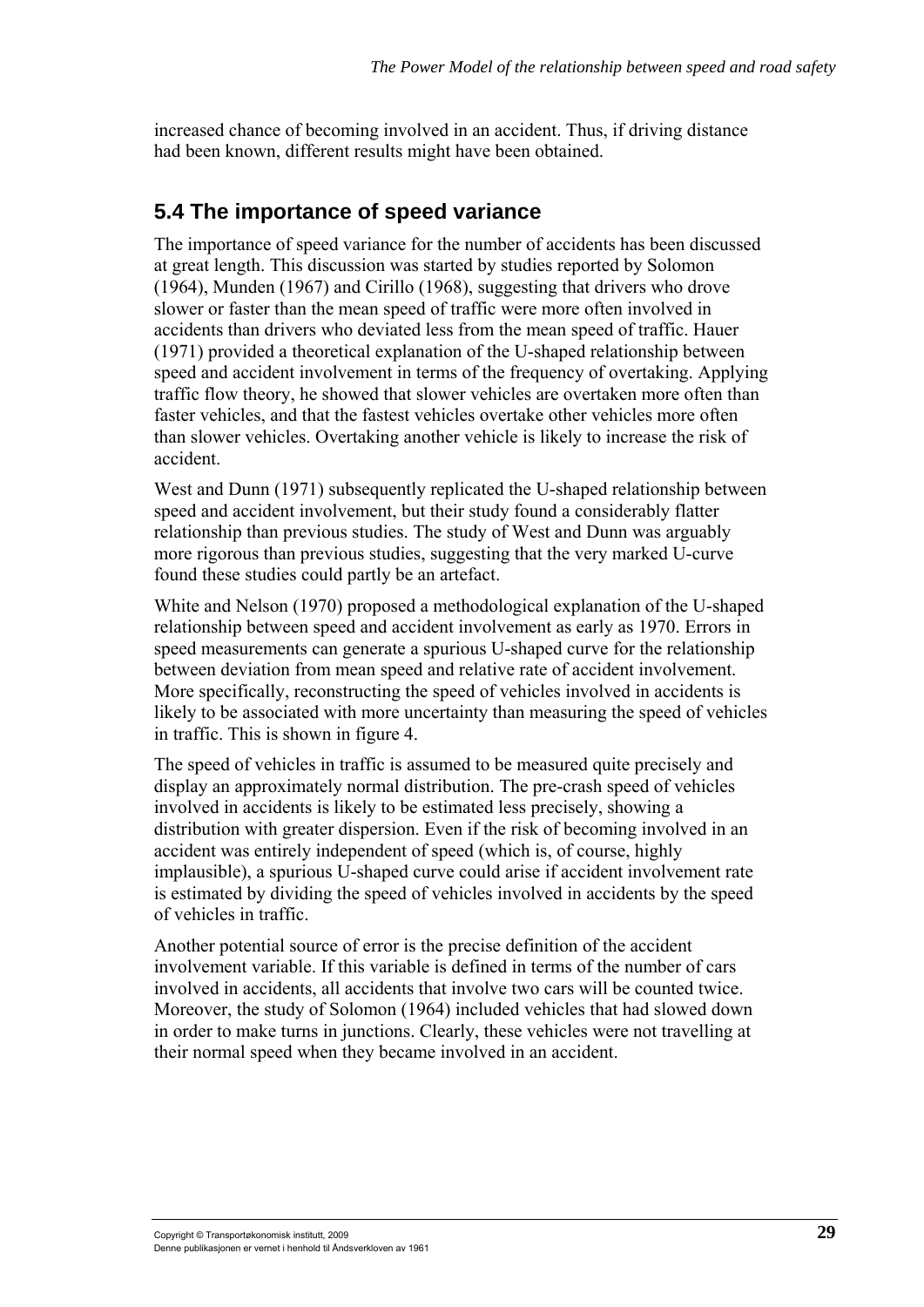increased chance of becoming involved in an accident. Thus, if driving distance had been known, different results might have been obtained.

## 5.4 The importance of speed variance

The importance of speed variance for the number of accidents has been discussed at great length. This discussion was started by studies reported by Solomon (1964), Munden (1967) and Cirillo (1968), suggesting that drivers who drove slower or faster than the mean speed of traffic were more often involved in accidents than drivers who deviated less from the mean speed of traffic. Hauer (1971) provided a theoretical explanation of the U-shaped relationship between speed and accident involvement in terms of the frequency of overtaking. Applying traffic flow theory, he showed that slower vehicles are overtaken more often than faster vehicles, and that the fastest vehicles overtake other vehicles more often than slower vehicles. Overtaking another vehicle is likely to increase the risk of accident.

West and Dunn (1971) subsequently replicated the U-shaped relationship between speed and accident involvement, but their study found a considerably flatter relationship than previous studies. The study of West and Dunn was arguably more rigorous than previous studies, suggesting that the very marked U-curve found these studies could partly be an artefact.

White and Nelson (1970) proposed a methodological explanation of the U-shaped relationship between speed and accident involvement as early as 1970. Errors in speed measurements can generate a spurious U-shaped curve for the relationship between deviation from mean speed and relative rate of accident involvement. More specifically, reconstructing the speed of vehicles involved in accidents is likely to be associated with more uncertainty than measuring the speed of vehicles in traffic. This is shown in figure 4.

The speed of vehicles in traffic is assumed to be measured quite precisely and display an approximately normal distribution. The pre-crash speed of vehicles involved in accidents is likely to be estimated less precisely, showing a distribution with greater dispersion. Even if the risk of becoming involved in an accident was entirely independent of speed (which is, of course, highly implausible), a spurious U-shaped curve could arise if accident involvement rate is estimated by dividing the speed of vehicles involved in accidents by the speed of vehicles in traffic.

Another potential source of error is the precise definition of the accident involvement variable. If this variable is defined in terms of the number of cars involved in accidents, all accidents that involve two cars will be counted twice. Moreover, the study of Solomon (1964) included vehicles that had slowed down in order to make turns in junctions. Clearly, these vehicles were not travelling at their normal speed when they became involved in an accident.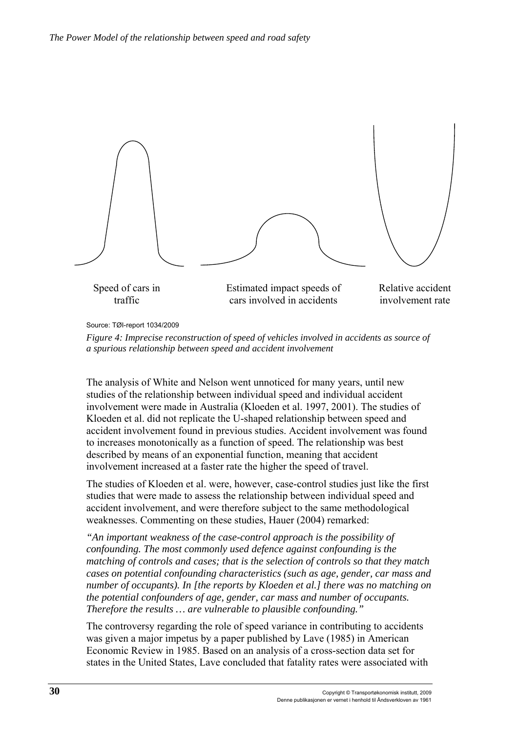Speed of cars in traffic

Estimated impact speeds of cars involved in accidents

Relative accident involvement rate

Source: TØI-report 1034/2009

*Figure 4: Imprecise reconstruction of speed of vehicles involved in accidents as source of a spurious relationship between speed and accident involvement*

The analysis of White and Nelson went unnoticed for many years, until new studies of the relationship between individual speed and individual accident involvement were made in Australia (Kloeden et al. 1997, 2001). The studies of Kloeden et al. did not replicate the U-shaped relationship between speed and accident involvement found in previous studies. Accident involvement was found to increases monotonically as a function of speed. The relationship was best described by means of an exponential function, meaning that accident involvement increased at a faster rate the higher the speed of travel.

The studies of Kloeden et al. were, however, case-control studies just like the first studies that were made to assess the relationship between individual speed and accident involvement, and were therefore subject to the same methodological weaknesses. Commenting on these studies, Hauer (2004) remarked:

*"An important weakness of the case-control approach is the possibility of confounding. The most commonly used defence against confounding is the matching of controls and cases; that is the selection of controls so that they match cases on potential confounding characteristics (such as age, gender, car mass and number of occupants). In [the reports by Kloeden et al.] there was no matching on the potential confounders of age, gender, car mass and number of occupants. Therefore the results … are vulnerable to plausible confounding."*

The controversy regarding the role of speed variance in contributing to accidents was given a major impetus by a paper published by Lave (1985) in American Economic Review in 1985. Based on an analysis of a cross-section data set for states in the United States, Lave concluded that fatality rates were associated with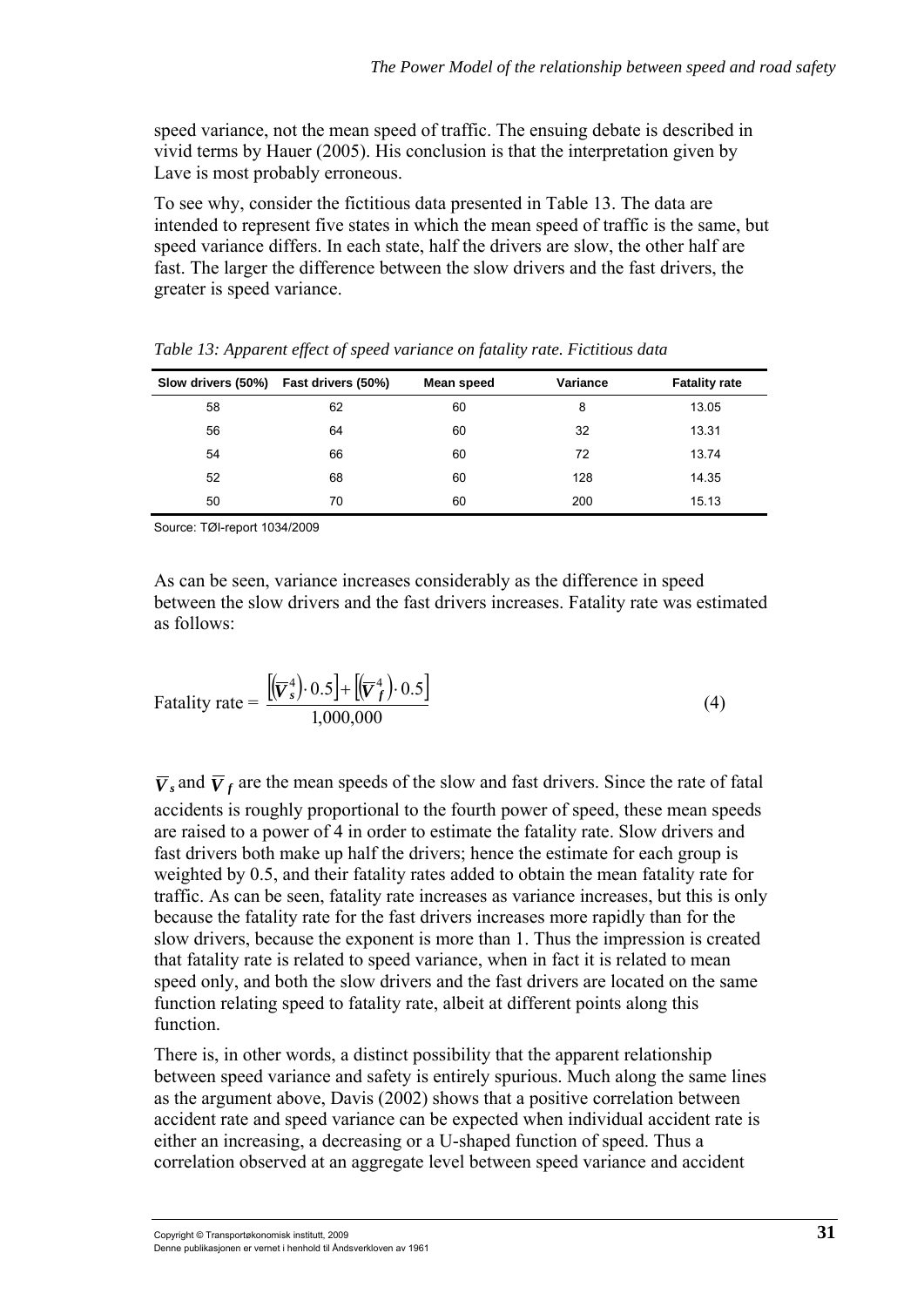speed variance, not the mean speed of traffic. The ensuing debate is described in vivid terms by Hauer (2005). His conclusion is that the interpretation given by Lave is most probably erroneous.

To see why, consider the fictitious data presented in Table 13. The data are intended to represent five states in which the mean speed of traffic is the same, but speed variance differs. In each state, half the drivers are slow, the other half are fast. The larger the difference between the slow drivers and the fast drivers, the greater is speed variance.

*Table 13: Apparent effect of speed variance on fatality rate. Fictitious data*

| Slow drivers (50%) | Fast drivers (50%) | Mean speed | Variance | Fatality rate |
|---|---|---|---|---|
| 58 | 62 | 60 | 8 | 13.05 |
| 56 | 64 | 60 | 32 | 13.31 |
| 54 | 66 | 60 | 72 | 13.74 |
| 52 | 68 | 60 | 128 | 14.35 |
| 50 | 70 | 60 | 200 | 15.13 |

Source: TØI-report 1034/2009

As can be seen, variance increases considerably as the difference in speed between the slow drivers and the fast drivers increases. Fatality rate was estimated as follows:

$$\text{Fatality rate} = \frac{\left[\left(\overline{V}_s^4\right) \cdot 0.5\right] + \left[\left(\overline{V}_f^4\right) \cdot 0.5\right]}{1{,}000{,}000} \qquad (4)$$

$\overline{V}_s$ and $\overline{V}_f$ are the mean speeds of the slow and fast drivers. Since the rate of fatal accidents is roughly proportional to the fourth power of speed, these mean speeds are raised to a power of 4 in order to estimate the fatality rate. Slow drivers and fast drivers both make up half the drivers; hence the estimate for each group is weighted by 0.5, and their fatality rates added to obtain the mean fatality rate for traffic. As can be seen, fatality rate increases as variance increases, but this is only because the fatality rate for the fast drivers increases more rapidly than for the slow drivers, because the exponent is more than 1. Thus the impression is created that fatality rate is related to speed variance, when in fact it is related to mean speed only, and both the slow drivers and the fast drivers are located on the same function relating speed to fatality rate, albeit at different points along this function.

There is, in other words, a distinct possibility that the apparent relationship between speed variance and safety is entirely spurious. Much along the same lines as the argument above, Davis (2002) shows that a positive correlation between accident rate and speed variance can be expected when individual accident rate is either an increasing, a decreasing or a U-shaped function of speed. Thus a correlation observed at an aggregate level between speed variance and accident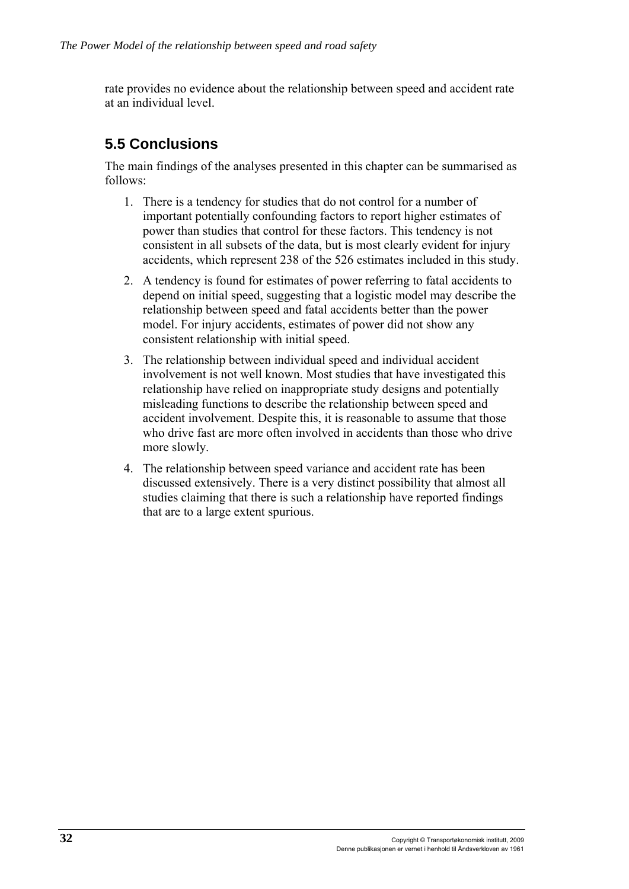rate provides no evidence about the relationship between speed and accident rate at an individual level.

## 5.5 Conclusions

The main findings of the analyses presented in this chapter can be summarised as follows:

1. There is a tendency for studies that do not control for a number of important potentially confounding factors to report higher estimates of power than studies that control for these factors. This tendency is not consistent in all subsets of the data, but is most clearly evident for injury accidents, which represent 238 of the 526 estimates included in this study.
2. A tendency is found for estimates of power referring to fatal accidents to depend on initial speed, suggesting that a logistic model may describe the relationship between speed and fatal accidents better than the power model. For injury accidents, estimates of power did not show any consistent relationship with initial speed.
3. The relationship between individual speed and individual accident involvement is not well known. Most studies that have investigated this relationship have relied on inappropriate study designs and potentially misleading functions to describe the relationship between speed and accident involvement. Despite this, it is reasonable to assume that those who drive fast are more often involved in accidents than those who drive more slowly.
4. The relationship between speed variance and accident rate has been discussed extensively. There is a very distinct possibility that almost all studies claiming that there is such a relationship have reported findings that are to a large extent spurious.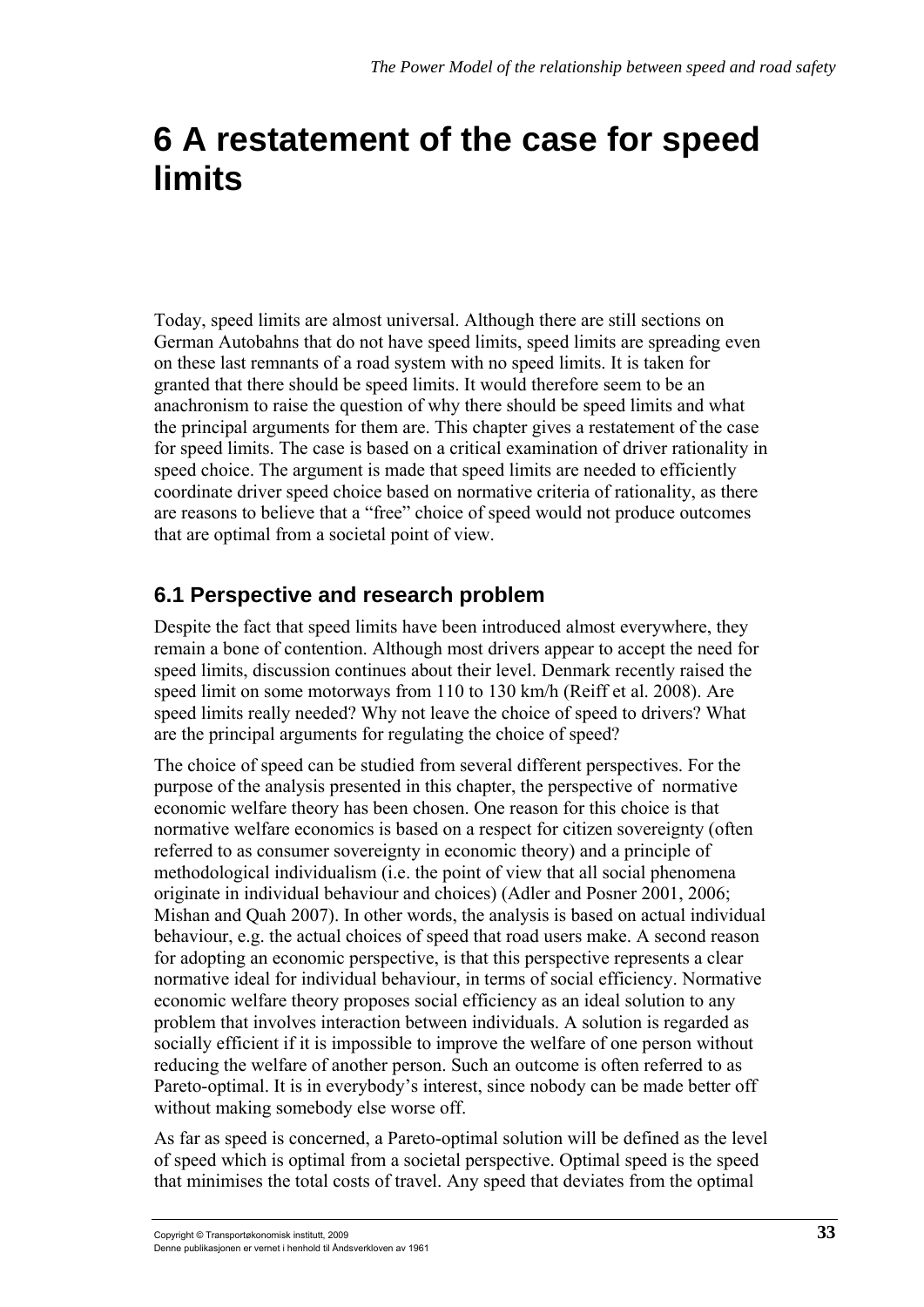# 6 A restatement of the case for speed limits

Today, speed limits are almost universal. Although there are still sections on German Autobahns that do not have speed limits, speed limits are spreading even on these last remnants of a road system with no speed limits. It is taken for granted that there should be speed limits. It would therefore seem to be an anachronism to raise the question of why there should be speed limits and what the principal arguments for them are. This chapter gives a restatement of the case for speed limits. The case is based on a critical examination of driver rationality in speed choice. The argument is made that speed limits are needed to efficiently coordinate driver speed choice based on normative criteria of rationality, as there are reasons to believe that a "free" choice of speed would not produce outcomes that are optimal from a societal point of view.

## 6.1 Perspective and research problem

Despite the fact that speed limits have been introduced almost everywhere, they remain a bone of contention. Although most drivers appear to accept the need for speed limits, discussion continues about their level. Denmark recently raised the speed limit on some motorways from 110 to 130 km/h (Reiff et al. 2008). Are speed limits really needed? Why not leave the choice of speed to drivers? What are the principal arguments for regulating the choice of speed?

The choice of speed can be studied from several different perspectives. For the purpose of the analysis presented in this chapter, the perspective of normative economic welfare theory has been chosen. One reason for this choice is that normative welfare economics is based on a respect for citizen sovereignty (often referred to as consumer sovereignty in economic theory) and a principle of methodological individualism (i.e. the point of view that all social phenomena originate in individual behaviour and choices) (Adler and Posner 2001, 2006; Mishan and Quah 2007). In other words, the analysis is based on actual individual behaviour, e.g. the actual choices of speed that road users make. A second reason for adopting an economic perspective, is that this perspective represents a clear normative ideal for individual behaviour, in terms of social efficiency. Normative economic welfare theory proposes social efficiency as an ideal solution to any problem that involves interaction between individuals. A solution is regarded as socially efficient if it is impossible to improve the welfare of one person without reducing the welfare of another person. Such an outcome is often referred to as Pareto-optimal. It is in everybody's interest, since nobody can be made better off without making somebody else worse off.

As far as speed is concerned, a Pareto-optimal solution will be defined as the level of speed which is optimal from a societal perspective. Optimal speed is the speed that minimises the total costs of travel. Any speed that deviates from the optimal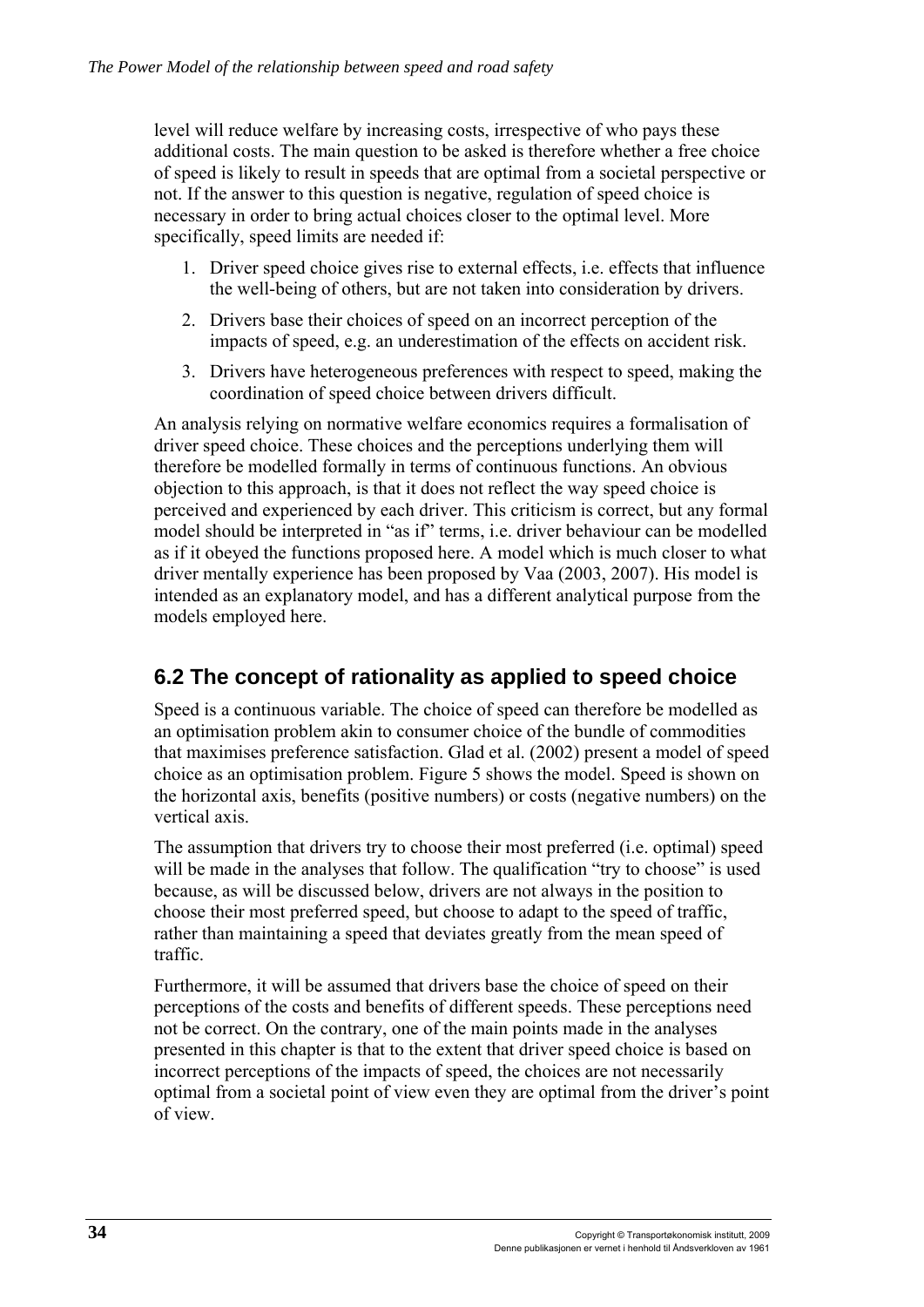level will reduce welfare by increasing costs, irrespective of who pays these additional costs. The main question to be asked is therefore whether a free choice of speed is likely to result in speeds that are optimal from a societal perspective or not. If the answer to this question is negative, regulation of speed choice is necessary in order to bring actual choices closer to the optimal level. More specifically, speed limits are needed if:

1. Driver speed choice gives rise to external effects, i.e. effects that influence the well-being of others, but are not taken into consideration by drivers.
2. Drivers base their choices of speed on an incorrect perception of the impacts of speed, e.g. an underestimation of the effects on accident risk.
3. Drivers have heterogeneous preferences with respect to speed, making the coordination of speed choice between drivers difficult.

An analysis relying on normative welfare economics requires a formalisation of driver speed choice. These choices and the perceptions underlying them will therefore be modelled formally in terms of continuous functions. An obvious objection to this approach, is that it does not reflect the way speed choice is perceived and experienced by each driver. This criticism is correct, but any formal model should be interpreted in "as if" terms, i.e. driver behaviour can be modelled as if it obeyed the functions proposed here. A model which is much closer to what driver mentally experience has been proposed by Vaa (2003, 2007). His model is intended as an explanatory model, and has a different analytical purpose from the models employed here.

## 6.2 The concept of rationality as applied to speed choice

Speed is a continuous variable. The choice of speed can therefore be modelled as an optimisation problem akin to consumer choice of the bundle of commodities that maximises preference satisfaction. Glad et al. (2002) present a model of speed choice as an optimisation problem. Figure 5 shows the model. Speed is shown on the horizontal axis, benefits (positive numbers) or costs (negative numbers) on the vertical axis.

The assumption that drivers try to choose their most preferred (i.e. optimal) speed will be made in the analyses that follow. The qualification "try to choose" is used because, as will be discussed below, drivers are not always in the position to choose their most preferred speed, but choose to adapt to the speed of traffic, rather than maintaining a speed that deviates greatly from the mean speed of traffic.

Furthermore, it will be assumed that drivers base the choice of speed on their perceptions of the costs and benefits of different speeds. These perceptions need not be correct. On the contrary, one of the main points made in the analyses presented in this chapter is that to the extent that driver speed choice is based on incorrect perceptions of the impacts of speed, the choices are not necessarily optimal from a societal point of view even they are optimal from the driver's point of view.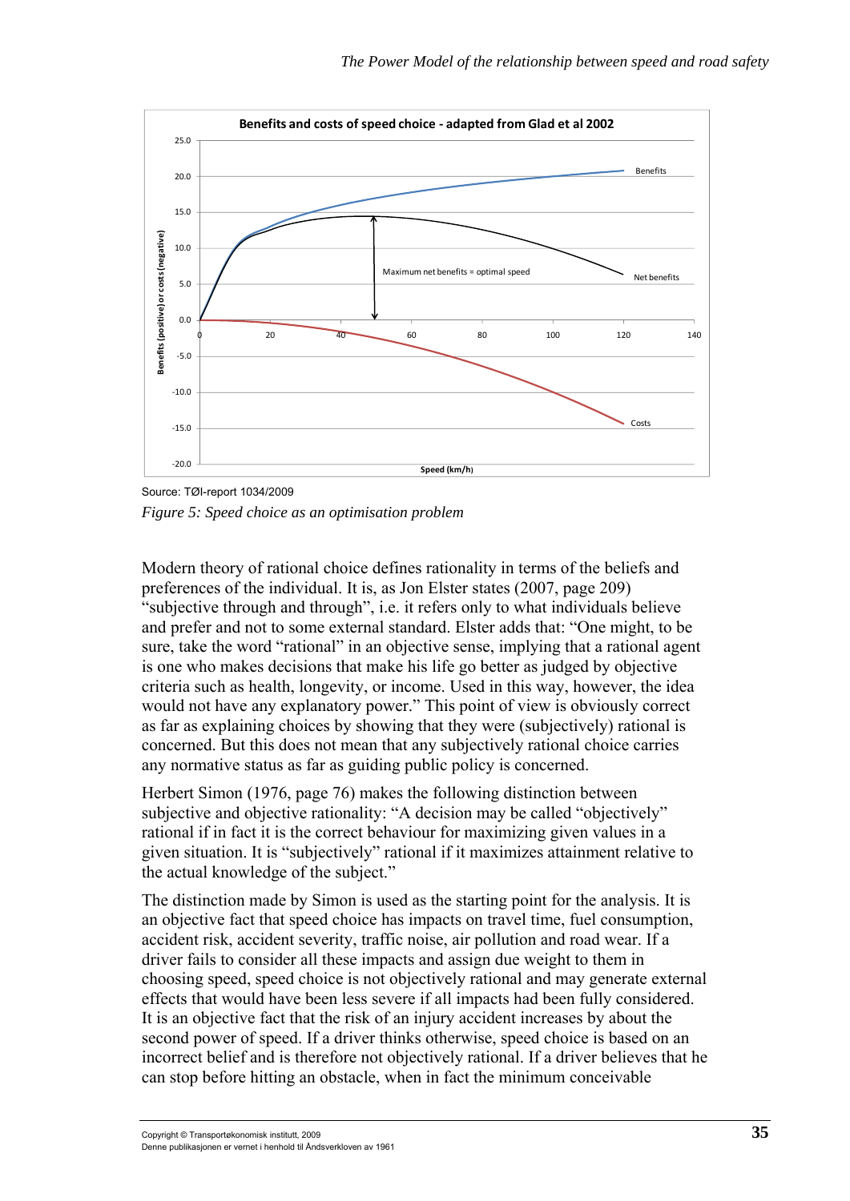Source: TØI-report 1034/2009

*Figure 5: Speed choice as an optimisation problem*

Modern theory of rational choice defines rationality in terms of the beliefs and preferences of the individual. It is, as Jon Elster states (2007, page 209) "subjective through and through", i.e. it refers only to what individuals believe and prefer and not to some external standard. Elster adds that: "One might, to be sure, take the word "rational" in an objective sense, implying that a rational agent is one who makes decisions that make his life go better as judged by objective criteria such as health, longevity, or income. Used in this way, however, the idea would not have any explanatory power." This point of view is obviously correct as far as explaining choices by showing that they were (subjectively) rational is concerned. But this does not mean that any subjectively rational choice carries any normative status as far as guiding public policy is concerned.

Herbert Simon (1976, page 76) makes the following distinction between subjective and objective rationality: "A decision may be called "objectively" rational if in fact it is the correct behaviour for maximizing given values in a given situation. It is "subjectively" rational if it maximizes attainment relative to the actual knowledge of the subject."

The distinction made by Simon is used as the starting point for the analysis. It is an objective fact that speed choice has impacts on travel time, fuel consumption, accident risk, accident severity, traffic noise, air pollution and road wear. If a driver fails to consider all these impacts and assign due weight to them in choosing speed, speed choice is not objectively rational and may generate external effects that would have been less severe if all impacts had been fully considered. It is an objective fact that the risk of an injury accident increases by about the second power of speed. If a driver thinks otherwise, speed choice is based on an incorrect belief and is therefore not objectively rational. If a driver believes that he can stop before hitting an obstacle, when in fact the minimum conceivable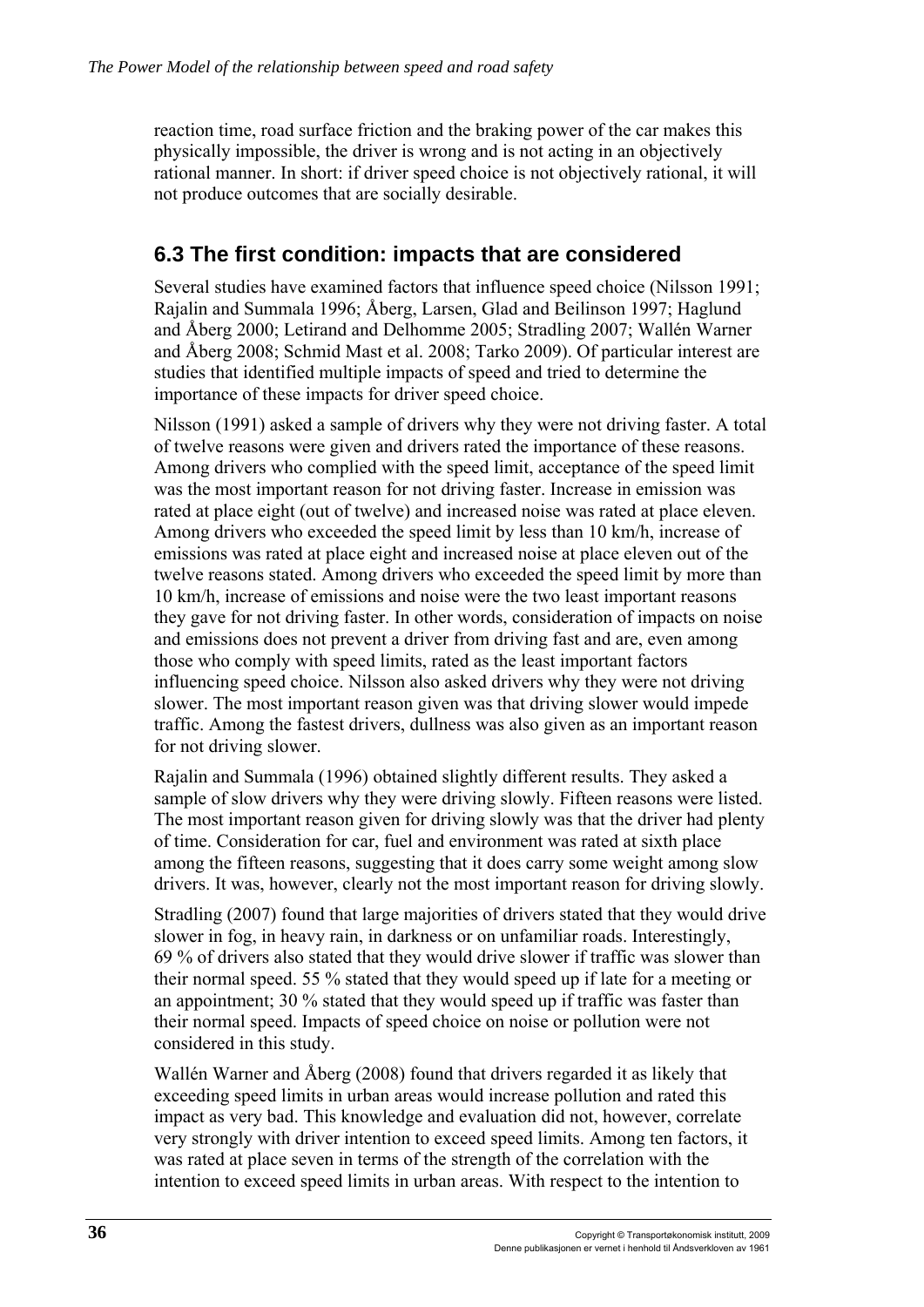reaction time, road surface friction and the braking power of the car makes this physically impossible, the driver is wrong and is not acting in an objectively rational manner. In short: if driver speed choice is not objectively rational, it will not produce outcomes that are socially desirable.

## 6.3 The first condition: impacts that are considered

Several studies have examined factors that influence speed choice (Nilsson 1991; Rajalin and Summala 1996; Åberg, Larsen, Glad and Beilinson 1997; Haglund and Åberg 2000; Letirand and Delhomme 2005; Stradling 2007; Wallén Warner and Åberg 2008; Schmid Mast et al. 2008; Tarko 2009). Of particular interest are studies that identified multiple impacts of speed and tried to determine the importance of these impacts for driver speed choice.

Nilsson (1991) asked a sample of drivers why they were not driving faster. A total of twelve reasons were given and drivers rated the importance of these reasons. Among drivers who complied with the speed limit, acceptance of the speed limit was the most important reason for not driving faster. Increase in emission was rated at place eight (out of twelve) and increased noise was rated at place eleven. Among drivers who exceeded the speed limit by less than 10 km/h, increase of emissions was rated at place eight and increased noise at place eleven out of the twelve reasons stated. Among drivers who exceeded the speed limit by more than 10 km/h, increase of emissions and noise were the two least important reasons they gave for not driving faster. In other words, consideration of impacts on noise and emissions does not prevent a driver from driving fast and are, even among those who comply with speed limits, rated as the least important factors influencing speed choice. Nilsson also asked drivers why they were not driving slower. The most important reason given was that driving slower would impede traffic. Among the fastest drivers, dullness was also given as an important reason for not driving slower.

Rajalin and Summala (1996) obtained slightly different results. They asked a sample of slow drivers why they were driving slowly. Fifteen reasons were listed. The most important reason given for driving slowly was that the driver had plenty of time. Consideration for car, fuel and environment was rated at sixth place among the fifteen reasons, suggesting that it does carry some weight among slow drivers. It was, however, clearly not the most important reason for driving slowly.

Stradling (2007) found that large majorities of drivers stated that they would drive slower in fog, in heavy rain, in darkness or on unfamiliar roads. Interestingly, 69 % of drivers also stated that they would drive slower if traffic was slower than their normal speed. 55 % stated that they would speed up if late for a meeting or an appointment; 30 % stated that they would speed up if traffic was faster than their normal speed. Impacts of speed choice on noise or pollution were not considered in this study.

Wallén Warner and Åberg (2008) found that drivers regarded it as likely that exceeding speed limits in urban areas would increase pollution and rated this impact as very bad. This knowledge and evaluation did not, however, correlate very strongly with driver intention to exceed speed limits. Among ten factors, it was rated at place seven in terms of the strength of the correlation with the intention to exceed speed limits in urban areas. With respect to the intention to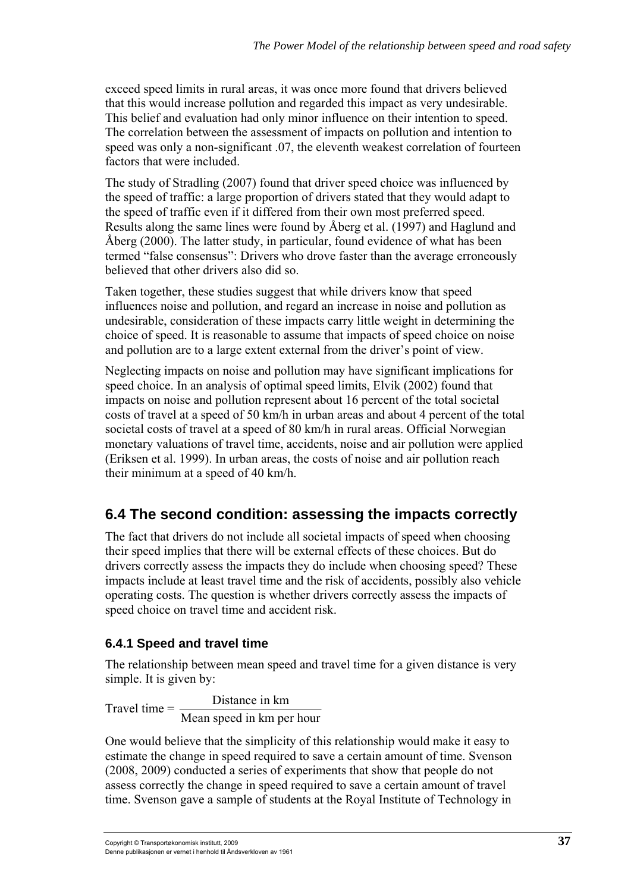exceed speed limits in rural areas, it was once more found that drivers believed that this would increase pollution and regarded this impact as very undesirable. This belief and evaluation had only minor influence on their intention to speed. The correlation between the assessment of impacts on pollution and intention to speed was only a non-significant .07, the eleventh weakest correlation of fourteen factors that were included.

The study of Stradling (2007) found that driver speed choice was influenced by the speed of traffic: a large proportion of drivers stated that they would adapt to the speed of traffic even if it differed from their own most preferred speed. Results along the same lines were found by Åberg et al. (1997) and Haglund and Åberg (2000). The latter study, in particular, found evidence of what has been termed "false consensus": Drivers who drove faster than the average erroneously believed that other drivers also did so.

Taken together, these studies suggest that while drivers know that speed influences noise and pollution, and regard an increase in noise and pollution as undesirable, consideration of these impacts carry little weight in determining the choice of speed. It is reasonable to assume that impacts of speed choice on noise and pollution are to a large extent external from the driver's point of view.

Neglecting impacts on noise and pollution may have significant implications for speed choice. In an analysis of optimal speed limits, Elvik (2002) found that impacts on noise and pollution represent about 16 percent of the total societal costs of travel at a speed of 50 km/h in urban areas and about 4 percent of the total societal costs of travel at a speed of 80 km/h in rural areas. Official Norwegian monetary valuations of travel time, accidents, noise and air pollution were applied (Eriksen et al. 1999). In urban areas, the costs of noise and air pollution reach their minimum at a speed of 40 km/h.

## 6.4 The second condition: assessing the impacts correctly

The fact that drivers do not include all societal impacts of speed when choosing their speed implies that there will be external effects of these choices. But do drivers correctly assess the impacts they do include when choosing speed? These impacts include at least travel time and the risk of accidents, possibly also vehicle operating costs. The question is whether drivers correctly assess the impacts of speed choice on travel time and accident risk.

### 6.4.1 Speed and travel time

The relationship between mean speed and travel time for a given distance is very simple. It is given by:

$$\text{Travel time} = \frac{\text{Distance in km}}{\text{Mean speed in km per hour}}$$

One would believe that the simplicity of this relationship would make it easy to estimate the change in speed required to save a certain amount of time. Svenson (2008, 2009) conducted a series of experiments that show that people do not assess correctly the change in speed required to save a certain amount of travel time. Svenson gave a sample of students at the Royal Institute of Technology in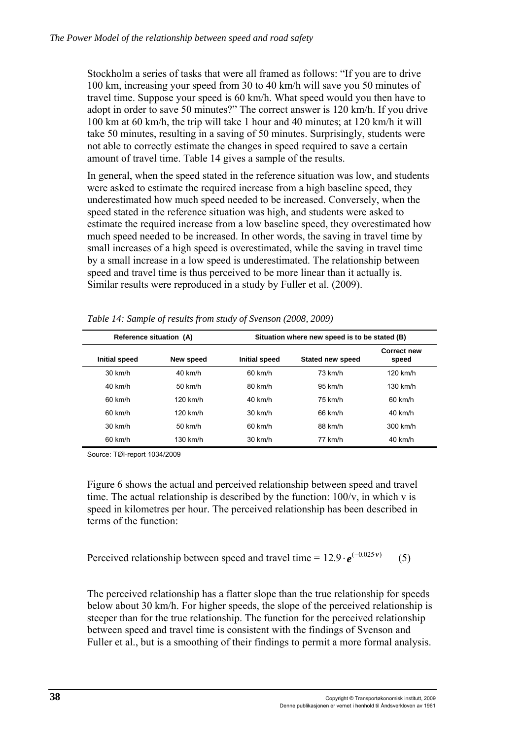Stockholm a series of tasks that were all framed as follows: "If you are to drive 100 km, increasing your speed from 30 to 40 km/h will save you 50 minutes of travel time. Suppose your speed is 60 km/h. What speed would you then have to adopt in order to save 50 minutes?" The correct answer is 120 km/h. If you drive 100 km at 60 km/h, the trip will take 1 hour and 40 minutes; at 120 km/h it will take 50 minutes, resulting in a saving of 50 minutes. Surprisingly, students were not able to correctly estimate the changes in speed required to save a certain amount of travel time. Table 14 gives a sample of the results.

In general, when the speed stated in the reference situation was low, and students were asked to estimate the required increase from a high baseline speed, they underestimated how much speed needed to be increased. Conversely, when the speed stated in the reference situation was high, and students were asked to estimate the required increase from a low baseline speed, they overestimated how much speed needed to be increased. In other words, the saving in travel time by small increases of a high speed is overestimated, while the saving in travel time by a small increase in a low speed is underestimated. The relationship between speed and travel time is thus perceived to be more linear than it actually is. Similar results were reproduced in a study by Fuller et al. (2009).

*Table 14: Sample of results from study of Svenson (2008, 2009)*

| Reference situation (A) | | Situation where new speed is to be stated (B) | | |
|---|---|---|---|---|
| **Initial speed** | **New speed** | **Initial speed** | **Stated new speed** | **Correct new speed** |
| 30 km/h | 40 km/h | 60 km/h | 73 km/h | 120 km/h |
| 40 km/h | 50 km/h | 80 km/h | 95 km/h | 130 km/h |
| 60 km/h | 120 km/h | 40 km/h | 75 km/h | 60 km/h |
| 60 km/h | 120 km/h | 30 km/h | 66 km/h | 40 km/h |
| 30 km/h | 50 km/h | 60 km/h | 88 km/h | 300 km/h |
| 60 km/h | 130 km/h | 30 km/h | 77 km/h | 40 km/h |

Source: TØI-report 1034/2009

Figure 6 shows the actual and perceived relationship between speed and travel time. The actual relationship is described by the function: 100/v, in which v is speed in kilometres per hour. The perceived relationship has been described in terms of the function:

$$\text{Perceived relationship between speed and travel time} = 12.9 \cdot e^{(-0.025 \cdot v)} \qquad (5)$$

The perceived relationship has a flatter slope than the true relationship for speeds below about 30 km/h. For higher speeds, the slope of the perceived relationship is steeper than for the true relationship. The function for the perceived relationship between speed and travel time is consistent with the findings of Svenson and Fuller et al., but is a smoothing of their findings to permit a more formal analysis.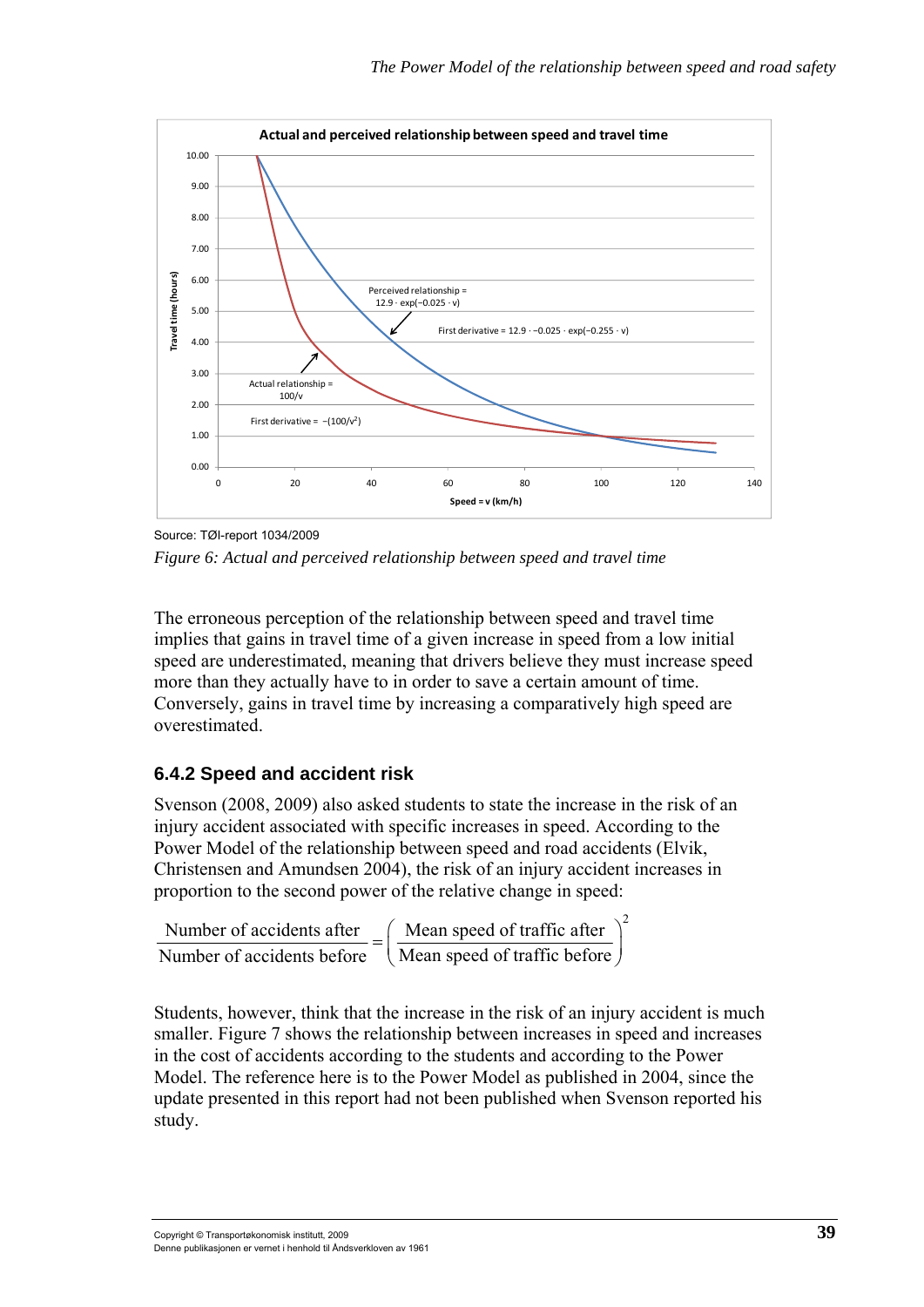Source: TØI-report 1034/2009

*Figure 6: Actual and perceived relationship between speed and travel time*

The erroneous perception of the relationship between speed and travel time implies that gains in travel time of a given increase in speed from a low initial speed are underestimated, meaning that drivers believe they must increase speed more than they actually have to in order to save a certain amount of time. Conversely, gains in travel time by increasing a comparatively high speed are overestimated.

### 6.4.2 Speed and accident risk

Svenson (2008, 2009) also asked students to state the increase in the risk of an injury accident associated with specific increases in speed. According to the Power Model of the relationship between speed and road accidents (Elvik, Christensen and Amundsen 2004), the risk of an injury accident increases in proportion to the second power of the relative change in speed:

$$\frac{\text{Number of accidents after}}{\text{Number of accidents before}} = \left(\frac{\text{Mean speed of traffic after}}{\text{Mean speed of traffic before}}\right)^2$$

Students, however, think that the increase in the risk of an injury accident is much smaller. Figure 7 shows the relationship between increases in speed and increases in the cost of accidents according to the students and according to the Power Model. The reference here is to the Power Model as published in 2004, since the update presented in this report had not been published when Svenson reported his study.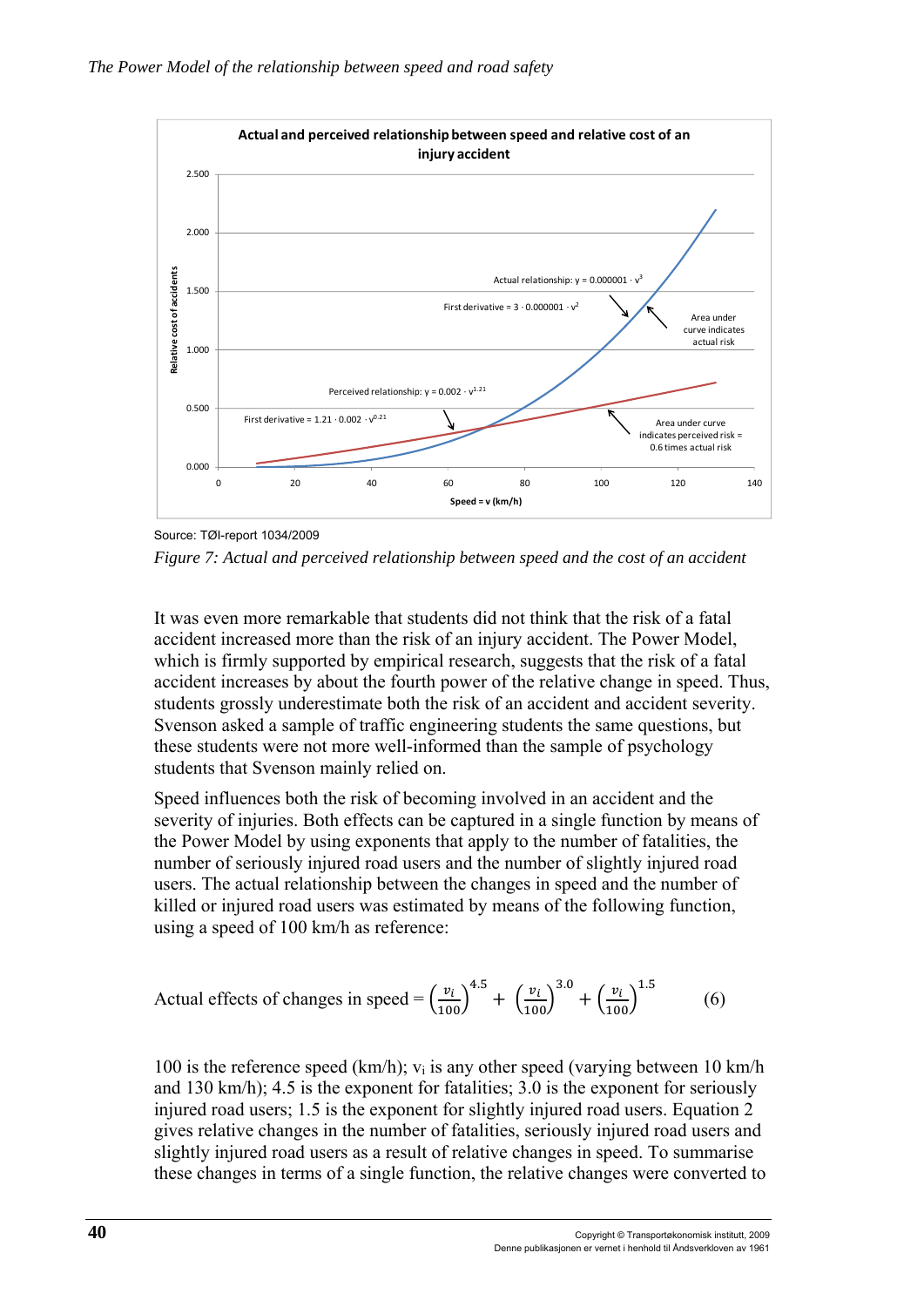Source: TØI-report 1034/2009

*Figure 7: Actual and perceived relationship between speed and the cost of an accident*

It was even more remarkable that students did not think that the risk of a fatal accident increased more than the risk of an injury accident. The Power Model, which is firmly supported by empirical research, suggests that the risk of a fatal accident increases by about the fourth power of the relative change in speed. Thus, students grossly underestimate both the risk of an accident and accident severity. Svenson asked a sample of traffic engineering students the same questions, but these students were not more well-informed than the sample of psychology students that Svenson mainly relied on.

Speed influences both the risk of becoming involved in an accident and the severity of injuries. Both effects can be captured in a single function by means of the Power Model by using exponents that apply to the number of fatalities, the number of seriously injured road users and the number of slightly injured road users. The actual relationship between the changes in speed and the number of killed or injured road users was estimated by means of the following function, using a speed of 100 km/h as reference:

$$\text{Actual effects of changes in speed} = \left(\frac{v_i}{100}\right)^{4.5} + \left(\frac{v_i}{100}\right)^{3.0} + \left(\frac{v_i}{100}\right)^{1.5} \qquad (6)$$

100 is the reference speed (km/h); $v_i$ is any other speed (varying between 10 km/h and 130 km/h); 4.5 is the exponent for fatalities; 3.0 is the exponent for seriously injured road users; 1.5 is the exponent for slightly injured road users. Equation 2 gives relative changes in the number of fatalities, seriously injured road users and slightly injured road users as a result of relative changes in speed. To summarise these changes in terms of a single function, the relative changes were converted to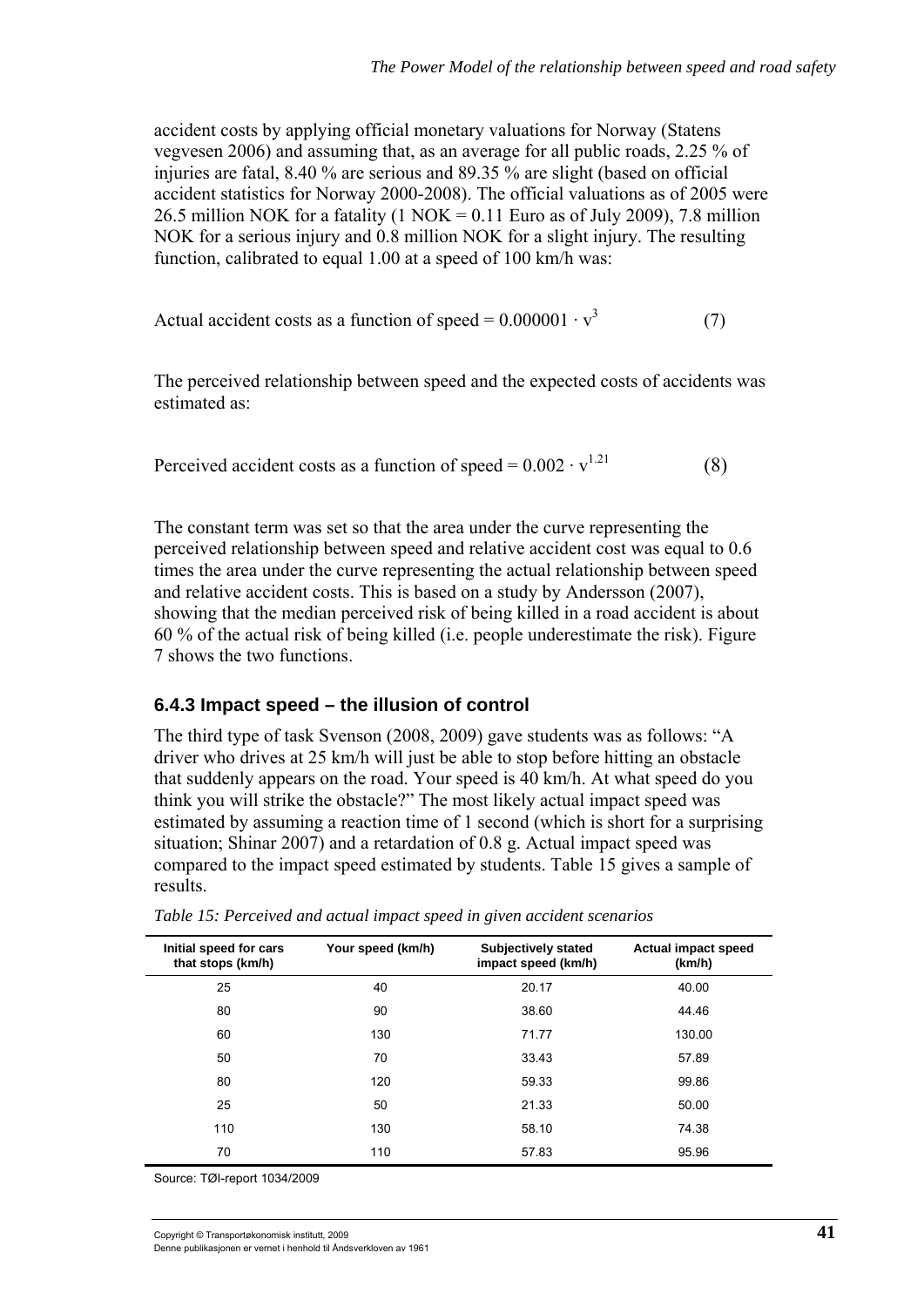accident costs by applying official monetary valuations for Norway (Statens vegvesen 2006) and assuming that, as an average for all public roads, 2.25 % of injuries are fatal, 8.40 % are serious and 89.35 % are slight (based on official accident statistics for Norway 2000-2008). The official valuations as of 2005 were 26.5 million NOK for a fatality (1 NOK = 0.11 Euro as of July 2009), 7.8 million NOK for a serious injury and 0.8 million NOK for a slight injury. The resulting function, calibrated to equal 1.00 at a speed of 100 km/h was:

$$\text{Actual accident costs as a function of speed} = 0.000001 \cdot v^3 \quad (7)$$

The perceived relationship between speed and the expected costs of accidents was estimated as:

$$\text{Perceived accident costs as a function of speed} = 0.002 \cdot v^{1.21} \quad (8)$$

The constant term was set so that the area under the curve representing the perceived relationship between speed and relative accident cost was equal to 0.6 times the area under the curve representing the actual relationship between speed and relative accident costs. This is based on a study by Andersson (2007), showing that the median perceived risk of being killed in a road accident is about 60 % of the actual risk of being killed (i.e. people underestimate the risk). Figure 7 shows the two functions.

### 6.4.3 Impact speed – the illusion of control

The third type of task Svenson (2008, 2009) gave students was as follows: "A driver who drives at 25 km/h will just be able to stop before hitting an obstacle that suddenly appears on the road. Your speed is 40 km/h. At what speed do you think you will strike the obstacle?" The most likely actual impact speed was estimated by assuming a reaction time of 1 second (which is short for a surprising situation; Shinar 2007) and a retardation of 0.8 g. Actual impact speed was compared to the impact speed estimated by students. Table 15 gives a sample of results.

*Table 15: Perceived and actual impact speed in given accident scenarios*

| Initial speed for cars that stops (km/h) | Your speed (km/h) | Subjectively stated impact speed (km/h) | Actual impact speed (km/h) |
|---|---|---|---|
| 25 | 40 | 20.17 | 40.00 |
| 80 | 90 | 38.60 | 44.46 |
| 60 | 130 | 71.77 | 130.00 |
| 50 | 70 | 33.43 | 57.89 |
| 80 | 120 | 59.33 | 99.86 |
| 25 | 50 | 21.33 | 50.00 |
| 110 | 130 | 58.10 | 74.38 |
| 70 | 110 | 57.83 | 95.96 |

Source: TØI-report 1034/2009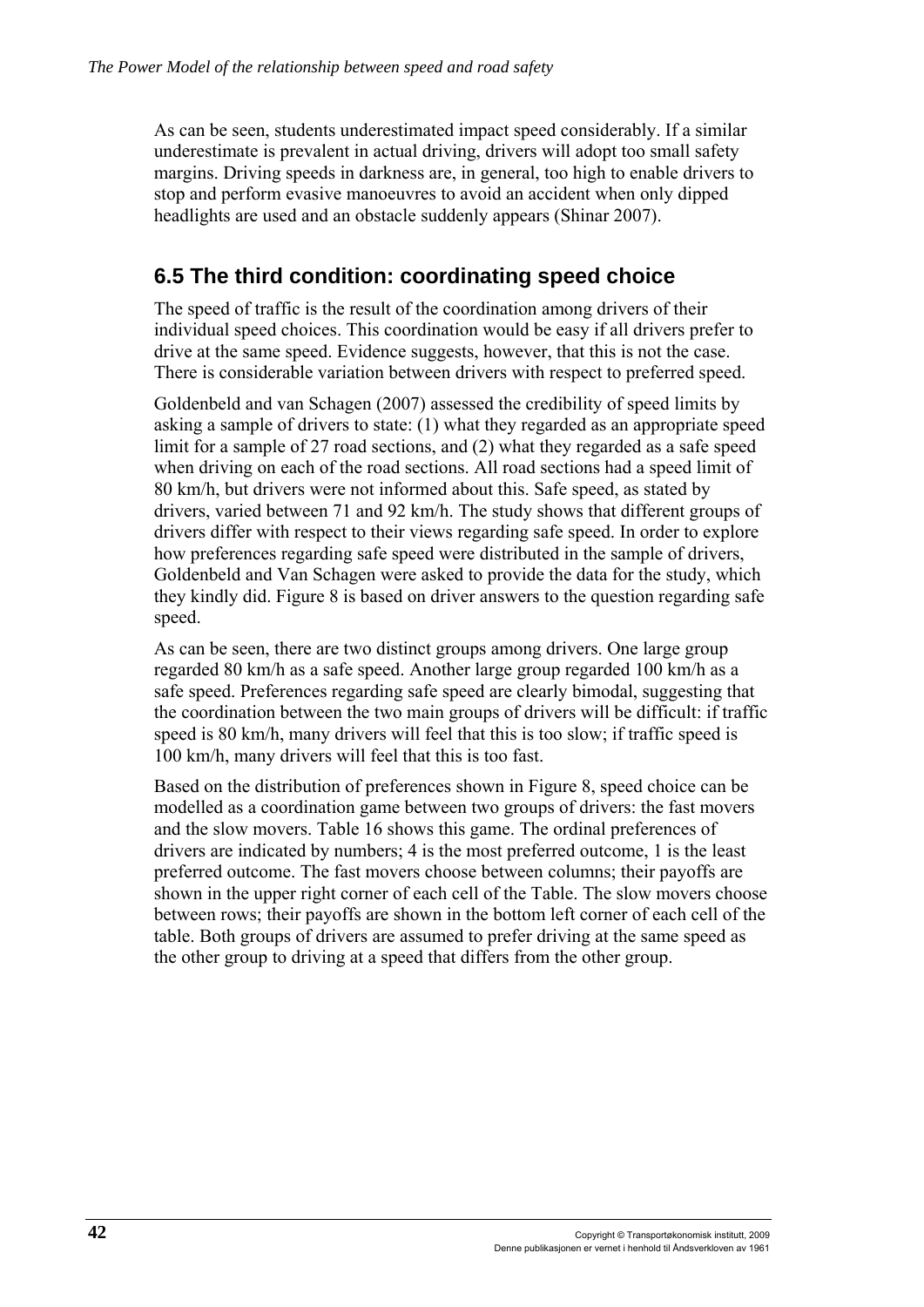As can be seen, students underestimated impact speed considerably. If a similar underestimate is prevalent in actual driving, drivers will adopt too small safety margins. Driving speeds in darkness are, in general, too high to enable drivers to stop and perform evasive manoeuvres to avoid an accident when only dipped headlights are used and an obstacle suddenly appears (Shinar 2007).

## 6.5 The third condition: coordinating speed choice

The speed of traffic is the result of the coordination among drivers of their individual speed choices. This coordination would be easy if all drivers prefer to drive at the same speed. Evidence suggests, however, that this is not the case. There is considerable variation between drivers with respect to preferred speed.

Goldenbeld and van Schagen (2007) assessed the credibility of speed limits by asking a sample of drivers to state: (1) what they regarded as an appropriate speed limit for a sample of 27 road sections, and (2) what they regarded as a safe speed when driving on each of the road sections. All road sections had a speed limit of 80 km/h, but drivers were not informed about this. Safe speed, as stated by drivers, varied between 71 and 92 km/h. The study shows that different groups of drivers differ with respect to their views regarding safe speed. In order to explore how preferences regarding safe speed were distributed in the sample of drivers, Goldenbeld and Van Schagen were asked to provide the data for the study, which they kindly did. Figure 8 is based on driver answers to the question regarding safe speed.

As can be seen, there are two distinct groups among drivers. One large group regarded 80 km/h as a safe speed. Another large group regarded 100 km/h as a safe speed. Preferences regarding safe speed are clearly bimodal, suggesting that the coordination between the two main groups of drivers will be difficult: if traffic speed is 80 km/h, many drivers will feel that this is too slow; if traffic speed is 100 km/h, many drivers will feel that this is too fast.

Based on the distribution of preferences shown in Figure 8, speed choice can be modelled as a coordination game between two groups of drivers: the fast movers and the slow movers. Table 16 shows this game. The ordinal preferences of drivers are indicated by numbers; 4 is the most preferred outcome, 1 is the least preferred outcome. The fast movers choose between columns; their payoffs are shown in the upper right corner of each cell of the Table. The slow movers choose between rows; their payoffs are shown in the bottom left corner of each cell of the table. Both groups of drivers are assumed to prefer driving at the same speed as the other group to driving at a speed that differs from the other group.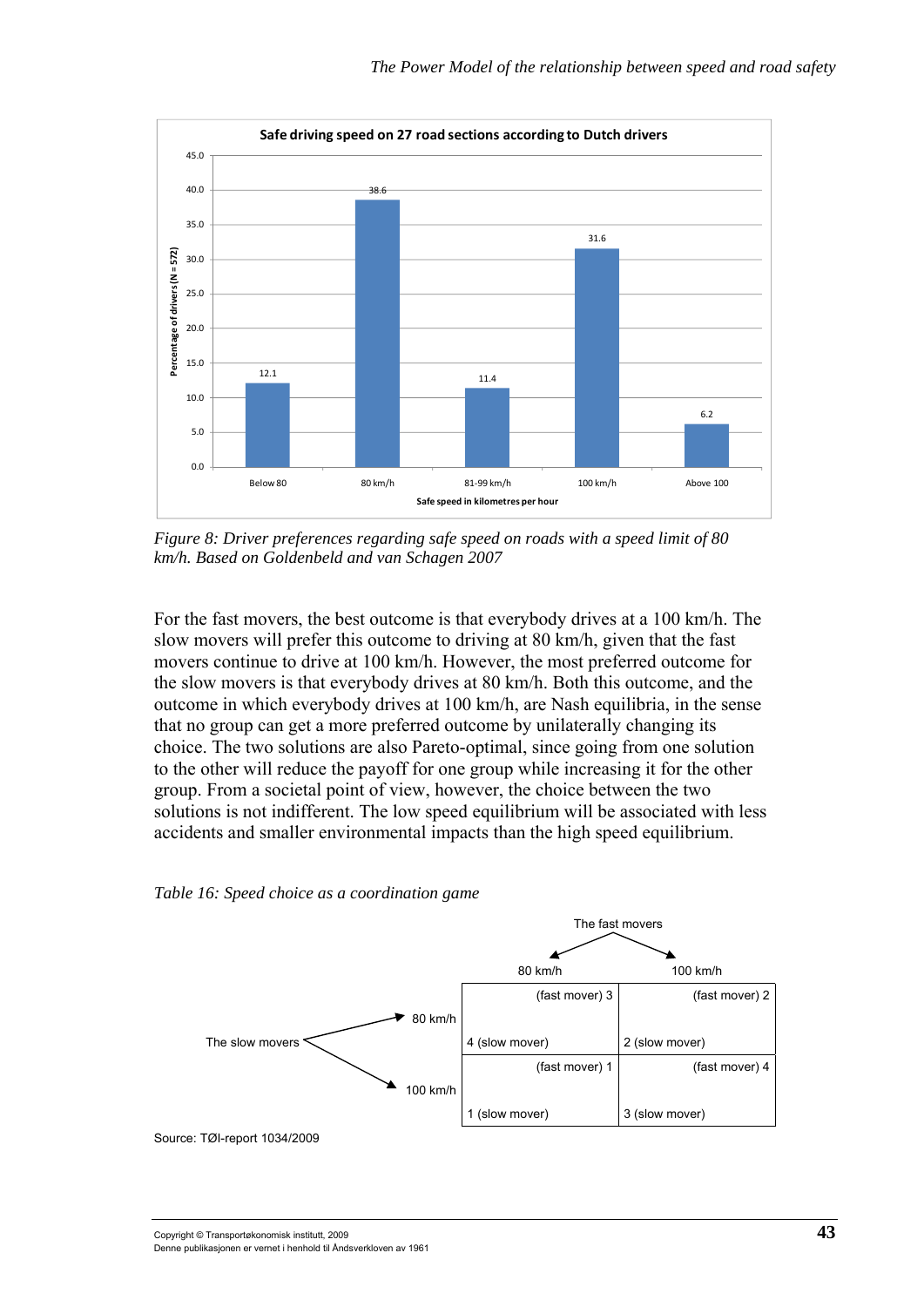**Safe driving speed on 27 road sections according to Dutch drivers**

| Safe speed in kilometres per hour | Percentage of drivers (N = 572) |
|---|---|
| Below 80 | 12.1 |
| 80 km/h | 38.6 |
| 81-99 km/h | 11.4 |
| 100 km/h | 31.6 |
| Above 100 | 6.2 |

*Figure 8: Driver preferences regarding safe speed on roads with a speed limit of 80 km/h. Based on Goldenbeld and van Schagen 2007*

For the fast movers, the best outcome is that everybody drives at a 100 km/h. The slow movers will prefer this outcome to driving at 80 km/h, given that the fast movers continue to drive at 100 km/h. However, the most preferred outcome for the slow movers is that everybody drives at 80 km/h. Both this outcome, and the outcome in which everybody drives at 100 km/h, are Nash equilibria, in the sense that no group can get a more preferred outcome by unilaterally changing its choice. The two solutions are also Pareto-optimal, since going from one solution to the other will reduce the payoff for one group while increasing it for the other group. From a societal point of view, however, the choice between the two solutions is not indifferent. The low speed equilibrium will be associated with less accidents and smaller environmental impacts than the high speed equilibrium.

*Table 16: Speed choice as a coordination game*

| | | The fast movers | |
|---|---|---|---|
| | | 80 km/h | 100 km/h |
| The slow movers | 80 km/h | (fast mover) 3<br>4 (slow mover) | (fast mover) 2<br>2 (slow mover) |
| | 100 km/h | (fast mover) 1<br>1 (slow mover) | (fast mover) 4<br>3 (slow mover) |

Source: TØI-report 1034/2009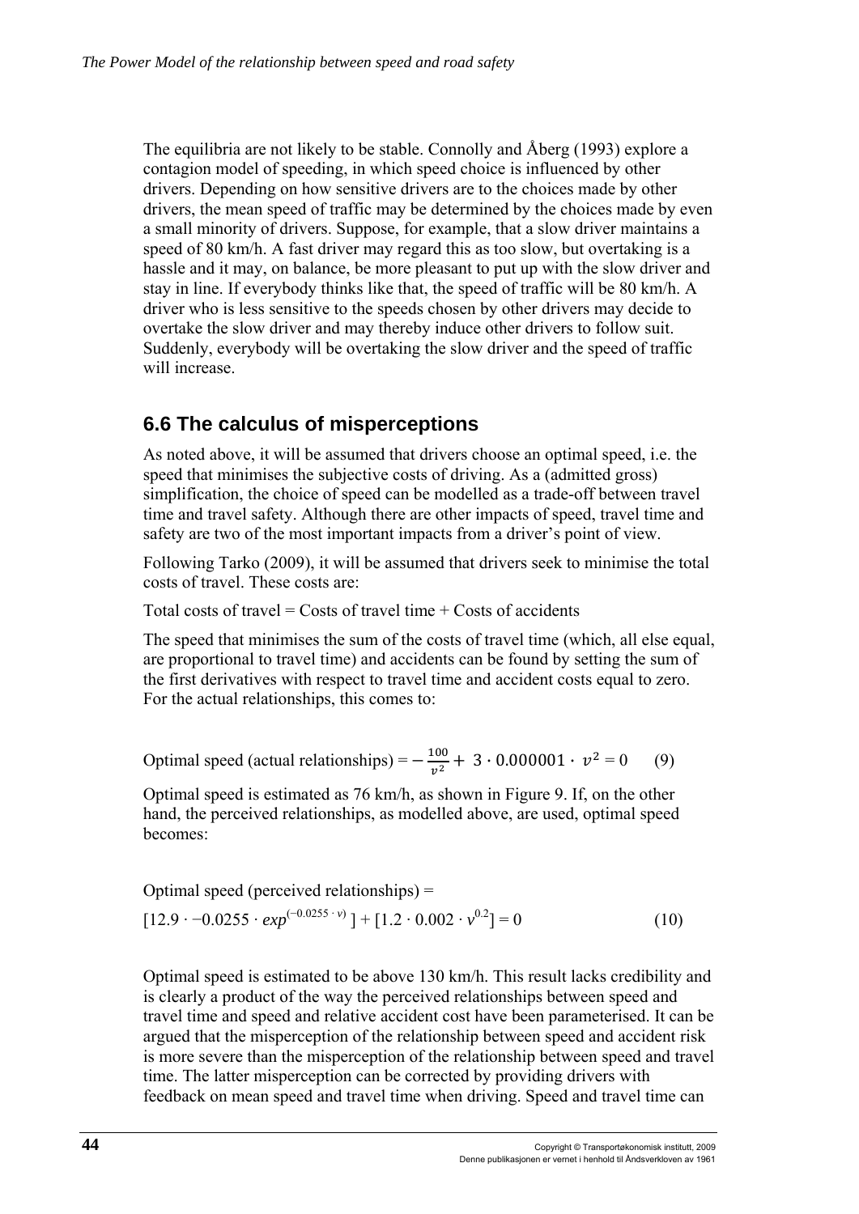The equilibria are not likely to be stable. Connolly and Åberg (1993) explore a contagion model of speeding, in which speed choice is influenced by other drivers. Depending on how sensitive drivers are to the choices made by other drivers, the mean speed of traffic may be determined by the choices made by even a small minority of drivers. Suppose, for example, that a slow driver maintains a speed of 80 km/h. A fast driver may regard this as too slow, but overtaking is a hassle and it may, on balance, be more pleasant to put up with the slow driver and stay in line. If everybody thinks like that, the speed of traffic will be 80 km/h. A driver who is less sensitive to the speeds chosen by other drivers may decide to overtake the slow driver and may thereby induce other drivers to follow suit. Suddenly, everybody will be overtaking the slow driver and the speed of traffic will increase.

## 6.6 The calculus of misperceptions

As noted above, it will be assumed that drivers choose an optimal speed, i.e. the speed that minimises the subjective costs of driving. As a (admitted gross) simplification, the choice of speed can be modelled as a trade-off between travel time and travel safety. Although there are other impacts of speed, travel time and safety are two of the most important impacts from a driver's point of view.

Following Tarko (2009), it will be assumed that drivers seek to minimise the total costs of travel. These costs are:

Total costs of travel = Costs of travel time + Costs of accidents

The speed that minimises the sum of the costs of travel time (which, all else equal, are proportional to travel time) and accidents can be found by setting the sum of the first derivatives with respect to travel time and accident costs equal to zero. For the actual relationships, this comes to:

$$\text{Optimal speed (actual relationships)} = -\frac{100}{v^2} + 3 \cdot 0.000001 \cdot v^2 = 0 \qquad (9)$$

Optimal speed is estimated as 76 km/h, as shown in Figure 9. If, on the other hand, the perceived relationships, as modelled above, are used, optimal speed becomes:

Optimal speed (perceived relationships) =

$$[12.9 \cdot -0.0255 \cdot exp^{(-0.0255 \cdot v)}] + [1.2 \cdot 0.002 \cdot v^{0.2}] = 0 \qquad (10)$$

Optimal speed is estimated to be above 130 km/h. This result lacks credibility and is clearly a product of the way the perceived relationships between speed and travel time and speed and relative accident cost have been parameterised. It can be argued that the misperception of the relationship between speed and accident risk is more severe than the misperception of the relationship between speed and travel time. The latter misperception can be corrected by providing drivers with feedback on mean speed and travel time when driving. Speed and travel time can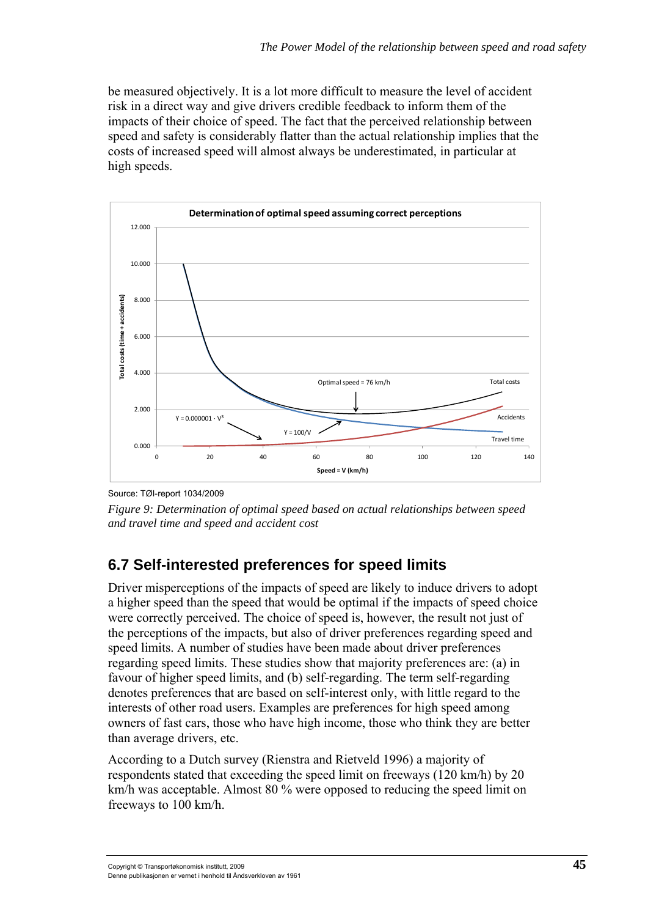be measured objectively. It is a lot more difficult to measure the level of accident risk in a direct way and give drivers credible feedback to inform them of the impacts of their choice of speed. The fact that the perceived relationship between speed and safety is considerably flatter than the actual relationship implies that the costs of increased speed will almost always be underestimated, in particular at high speeds.

Source: TØI-report 1034/2009

*Figure 9: Determination of optimal speed based on actual relationships between speed and travel time and speed and accident cost*

## 6.7 Self-interested preferences for speed limits

Driver misperceptions of the impacts of speed are likely to induce drivers to adopt a higher speed than the speed that would be optimal if the impacts of speed choice were correctly perceived. The choice of speed is, however, the result not just of the perceptions of the impacts, but also of driver preferences regarding speed and speed limits. A number of studies have been made about driver preferences regarding speed limits. These studies show that majority preferences are: (a) in favour of higher speed limits, and (b) self-regarding. The term self-regarding denotes preferences that are based on self-interest only, with little regard to the interests of other road users. Examples are preferences for high speed among owners of fast cars, those who have high income, those who think they are better than average drivers, etc.

According to a Dutch survey (Rienstra and Rietveld 1996) a majority of respondents stated that exceeding the speed limit on freeways (120 km/h) by 20 km/h was acceptable. Almost 80 % were opposed to reducing the speed limit on freeways to 100 km/h.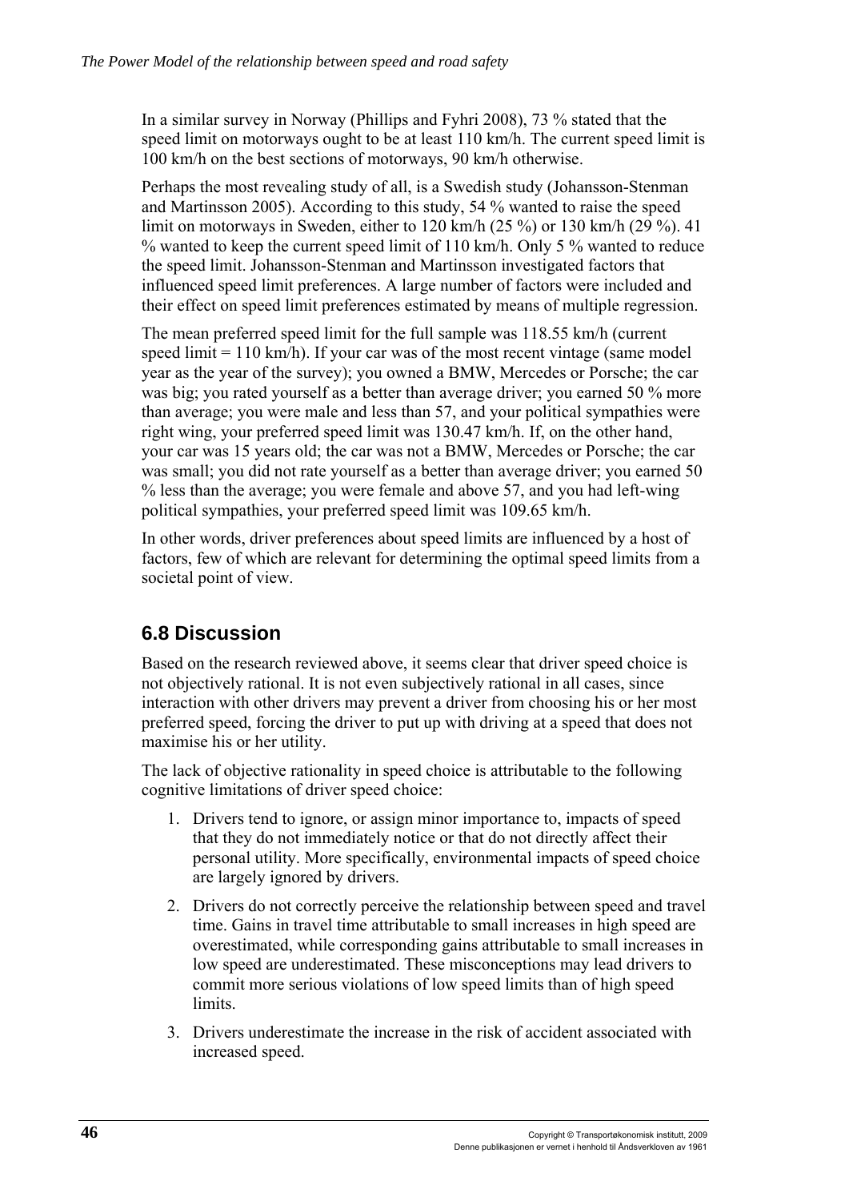In a similar survey in Norway (Phillips and Fyhri 2008), 73 % stated that the speed limit on motorways ought to be at least 110 km/h. The current speed limit is 100 km/h on the best sections of motorways, 90 km/h otherwise.

Perhaps the most revealing study of all, is a Swedish study (Johansson-Stenman and Martinsson 2005). According to this study, 54 % wanted to raise the speed limit on motorways in Sweden, either to 120 km/h (25 %) or 130 km/h (29 %). 41 % wanted to keep the current speed limit of 110 km/h. Only 5 % wanted to reduce the speed limit. Johansson-Stenman and Martinsson investigated factors that influenced speed limit preferences. A large number of factors were included and their effect on speed limit preferences estimated by means of multiple regression.

The mean preferred speed limit for the full sample was 118.55 km/h (current speed limit = 110 km/h). If your car was of the most recent vintage (same model year as the year of the survey); you owned a BMW, Mercedes or Porsche; the car was big; you rated yourself as a better than average driver; you earned 50 % more than average; you were male and less than 57, and your political sympathies were right wing, your preferred speed limit was 130.47 km/h. If, on the other hand, your car was 15 years old; the car was not a BMW, Mercedes or Porsche; the car was small; you did not rate yourself as a better than average driver; you earned 50 % less than the average; you were female and above 57, and you had left-wing political sympathies, your preferred speed limit was 109.65 km/h.

In other words, driver preferences about speed limits are influenced by a host of factors, few of which are relevant for determining the optimal speed limits from a societal point of view.

## 6.8 Discussion

Based on the research reviewed above, it seems clear that driver speed choice is not objectively rational. It is not even subjectively rational in all cases, since interaction with other drivers may prevent a driver from choosing his or her most preferred speed, forcing the driver to put up with driving at a speed that does not maximise his or her utility.

The lack of objective rationality in speed choice is attributable to the following cognitive limitations of driver speed choice:

1. Drivers tend to ignore, or assign minor importance to, impacts of speed that they do not immediately notice or that do not directly affect their personal utility. More specifically, environmental impacts of speed choice are largely ignored by drivers.
2. Drivers do not correctly perceive the relationship between speed and travel time. Gains in travel time attributable to small increases in high speed are overestimated, while corresponding gains attributable to small increases in low speed are underestimated. These misconceptions may lead drivers to commit more serious violations of low speed limits than of high speed limits.
3. Drivers underestimate the increase in the risk of accident associated with increased speed.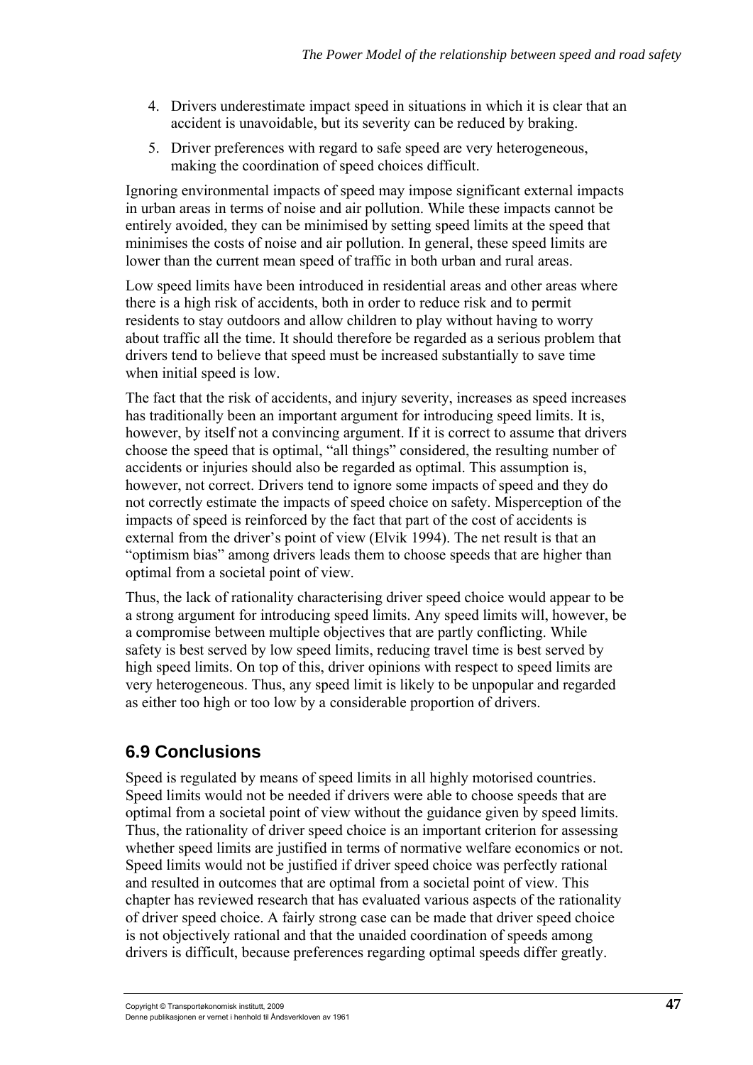4. Drivers underestimate impact speed in situations in which it is clear that an accident is unavoidable, but its severity can be reduced by braking.
5. Driver preferences with regard to safe speed are very heterogeneous, making the coordination of speed choices difficult.

Ignoring environmental impacts of speed may impose significant external impacts in urban areas in terms of noise and air pollution. While these impacts cannot be entirely avoided, they can be minimised by setting speed limits at the speed that minimises the costs of noise and air pollution. In general, these speed limits are lower than the current mean speed of traffic in both urban and rural areas.

Low speed limits have been introduced in residential areas and other areas where there is a high risk of accidents, both in order to reduce risk and to permit residents to stay outdoors and allow children to play without having to worry about traffic all the time. It should therefore be regarded as a serious problem that drivers tend to believe that speed must be increased substantially to save time when initial speed is low.

The fact that the risk of accidents, and injury severity, increases as speed increases has traditionally been an important argument for introducing speed limits. It is, however, by itself not a convincing argument. If it is correct to assume that drivers choose the speed that is optimal, "all things" considered, the resulting number of accidents or injuries should also be regarded as optimal. This assumption is, however, not correct. Drivers tend to ignore some impacts of speed and they do not correctly estimate the impacts of speed choice on safety. Misperception of the impacts of speed is reinforced by the fact that part of the cost of accidents is external from the driver's point of view (Elvik 1994). The net result is that an "optimism bias" among drivers leads them to choose speeds that are higher than optimal from a societal point of view.

Thus, the lack of rationality characterising driver speed choice would appear to be a strong argument for introducing speed limits. Any speed limits will, however, be a compromise between multiple objectives that are partly conflicting. While safety is best served by low speed limits, reducing travel time is best served by high speed limits. On top of this, driver opinions with respect to speed limits are very heterogeneous. Thus, any speed limit is likely to be unpopular and regarded as either too high or too low by a considerable proportion of drivers.

## 6.9 Conclusions

Speed is regulated by means of speed limits in all highly motorised countries. Speed limits would not be needed if drivers were able to choose speeds that are optimal from a societal point of view without the guidance given by speed limits. Thus, the rationality of driver speed choice is an important criterion for assessing whether speed limits are justified in terms of normative welfare economics or not. Speed limits would not be justified if driver speed choice was perfectly rational and resulted in outcomes that are optimal from a societal point of view. This chapter has reviewed research that has evaluated various aspects of the rationality of driver speed choice. A fairly strong case can be made that driver speed choice is not objectively rational and that the unaided coordination of speeds among drivers is difficult, because preferences regarding optimal speeds differ greatly.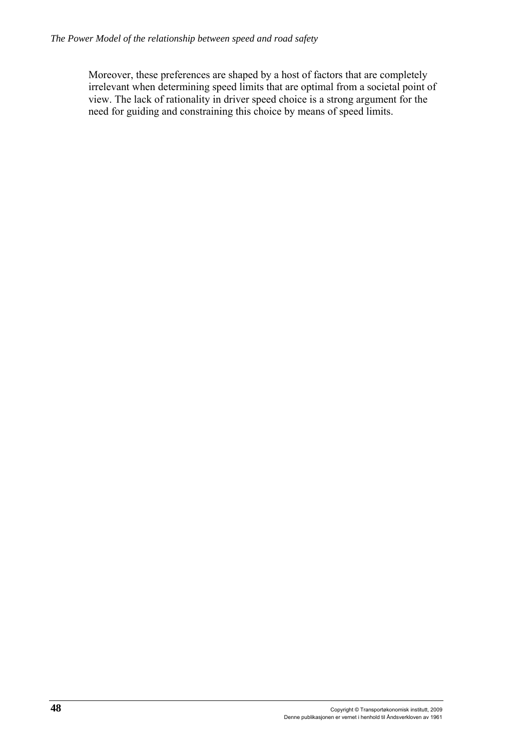Moreover, these preferences are shaped by a host of factors that are completely irrelevant when determining speed limits that are optimal from a societal point of view. The lack of rationality in driver speed choice is a strong argument for the need for guiding and constraining this choice by means of speed limits.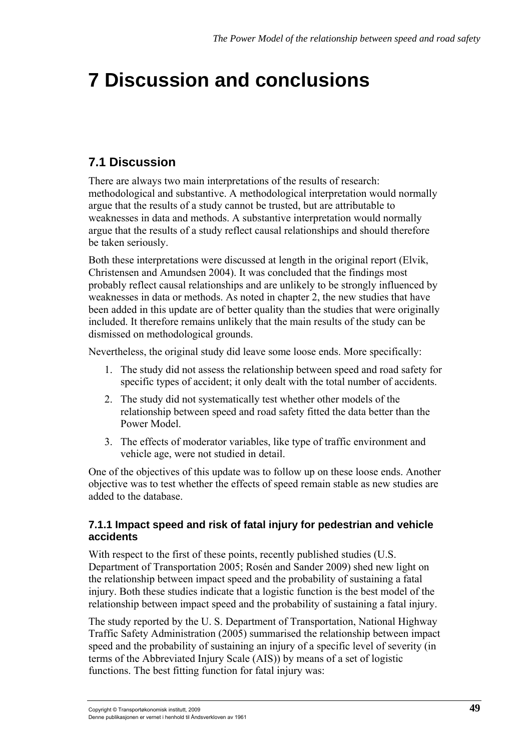# 7 Discussion and conclusions

## 7.1 Discussion

There are always two main interpretations of the results of research: methodological and substantive. A methodological interpretation would normally argue that the results of a study cannot be trusted, but are attributable to weaknesses in data and methods. A substantive interpretation would normally argue that the results of a study reflect causal relationships and should therefore be taken seriously.

Both these interpretations were discussed at length in the original report (Elvik, Christensen and Amundsen 2004). It was concluded that the findings most probably reflect causal relationships and are unlikely to be strongly influenced by weaknesses in data or methods. As noted in chapter 2, the new studies that have been added in this update are of better quality than the studies that were originally included. It therefore remains unlikely that the main results of the study can be dismissed on methodological grounds.

Nevertheless, the original study did leave some loose ends. More specifically:

1. The study did not assess the relationship between speed and road safety for specific types of accident; it only dealt with the total number of accidents.
2. The study did not systematically test whether other models of the relationship between speed and road safety fitted the data better than the Power Model.
3. The effects of moderator variables, like type of traffic environment and vehicle age, were not studied in detail.

One of the objectives of this update was to follow up on these loose ends. Another objective was to test whether the effects of speed remain stable as new studies are added to the database.

### 7.1.1 Impact speed and risk of fatal injury for pedestrian and vehicle accidents

With respect to the first of these points, recently published studies (U.S. Department of Transportation 2005; Rosén and Sander 2009) shed new light on the relationship between impact speed and the probability of sustaining a fatal injury. Both these studies indicate that a logistic function is the best model of the relationship between impact speed and the probability of sustaining a fatal injury.

The study reported by the U. S. Department of Transportation, National Highway Traffic Safety Administration (2005) summarised the relationship between impact speed and the probability of sustaining an injury of a specific level of severity (in terms of the Abbreviated Injury Scale (AIS)) by means of a set of logistic functions. The best fitting function for fatal injury was: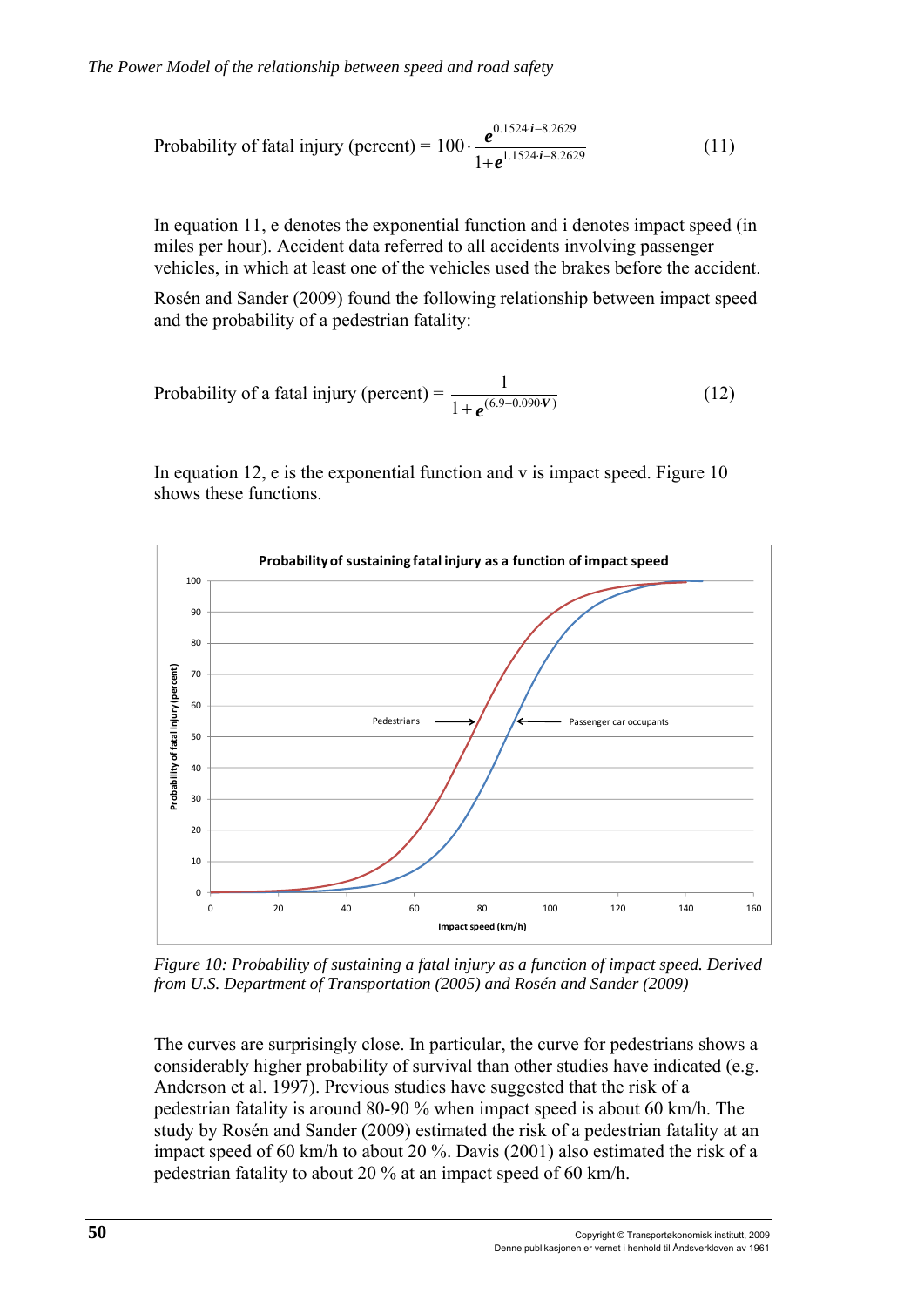$$\text{Probability of fatal injury (percent)} = 100 \cdot \frac{e^{0.1524 \cdot i - 8.2629}}{1 + e^{1.1524 \cdot i - 8.2629}} \tag{11}$$

In equation 11, e denotes the exponential function and i denotes impact speed (in miles per hour). Accident data referred to all accidents involving passenger vehicles, in which at least one of the vehicles used the brakes before the accident.

Rosén and Sander (2009) found the following relationship between impact speed and the probability of a pedestrian fatality:

$$\text{Probability of a fatal injury (percent)} = \frac{1}{1 + e^{(6.9 - 0.090 \cdot V)}} \tag{12}$$

In equation 12, e is the exponential function and v is impact speed. Figure 10 shows these functions.

*Figure 10: Probability of sustaining a fatal injury as a function of impact speed. Derived from U.S. Department of Transportation (2005) and Rosén and Sander (2009)*

The curves are surprisingly close. In particular, the curve for pedestrians shows a considerably higher probability of survival than other studies have indicated (e.g. Anderson et al. 1997). Previous studies have suggested that the risk of a pedestrian fatality is around 80-90 % when impact speed is about 60 km/h. The study by Rosén and Sander (2009) estimated the risk of a pedestrian fatality at an impact speed of 60 km/h to about 20 %. Davis (2001) also estimated the risk of a pedestrian fatality to about 20 % at an impact speed of 60 km/h.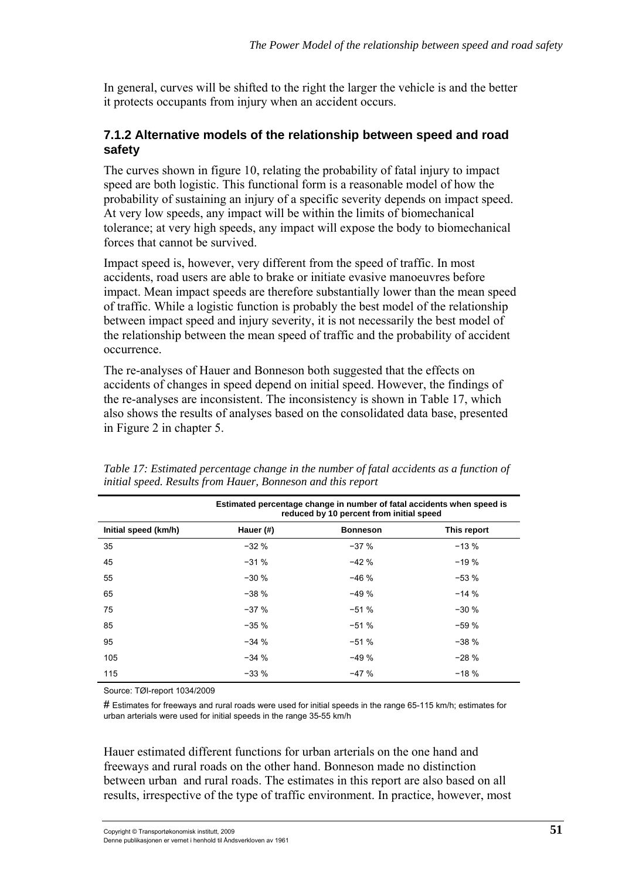In general, curves will be shifted to the right the larger the vehicle is and the better it protects occupants from injury when an accident occurs.

### 7.1.2 Alternative models of the relationship between speed and road safety

The curves shown in figure 10, relating the probability of fatal injury to impact speed are both logistic. This functional form is a reasonable model of how the probability of sustaining an injury of a specific severity depends on impact speed. At very low speeds, any impact will be within the limits of biomechanical tolerance; at very high speeds, any impact will expose the body to biomechanical forces that cannot be survived.

Impact speed is, however, very different from the speed of traffic. In most accidents, road users are able to brake or initiate evasive manoeuvres before impact. Mean impact speeds are therefore substantially lower than the mean speed of traffic. While a logistic function is probably the best model of the relationship between impact speed and injury severity, it is not necessarily the best model of the relationship between the mean speed of traffic and the probability of accident occurrence.

The re-analyses of Hauer and Bonneson both suggested that the effects on accidents of changes in speed depend on initial speed. However, the findings of the re-analyses are inconsistent. The inconsistency is shown in Table 17, which also shows the results of analyses based on the consolidated data base, presented in Figure 2 in chapter 5.

*Table 17: Estimated percentage change in the number of fatal accidents as a function of initial speed. Results from Hauer, Bonneson and this report*

| | Estimated percentage change in number of fatal accidents when speed is reduced by 10 percent from initial speed | | |
|---|---|---|---|
| Initial speed (km/h) | Hauer (#) | Bonneson | This report |
| 35 | −32 % | −37 % | −13 % |
| 45 | −31 % | −42 % | −19 % |
| 55 | −30 % | −46 % | −53 % |
| 65 | −38 % | −49 % | −14 % |
| 75 | −37 % | −51 % | −30 % |
| 85 | −35 % | −51 % | −59 % |
| 95 | −34 % | −51 % | −38 % |
| 105 | −34 % | −49 % | −28 % |
| 115 | −33 % | −47 % | −18 % |

Source: TØI-report 1034/2009

# Estimates for freeways and rural roads were used for initial speeds in the range 65-115 km/h; estimates for urban arterials were used for initial speeds in the range 35-55 km/h

Hauer estimated different functions for urban arterials on the one hand and freeways and rural roads on the other hand. Bonneson made no distinction between urban and rural roads. The estimates in this report are also based on all results, irrespective of the type of traffic environment. In practice, however, most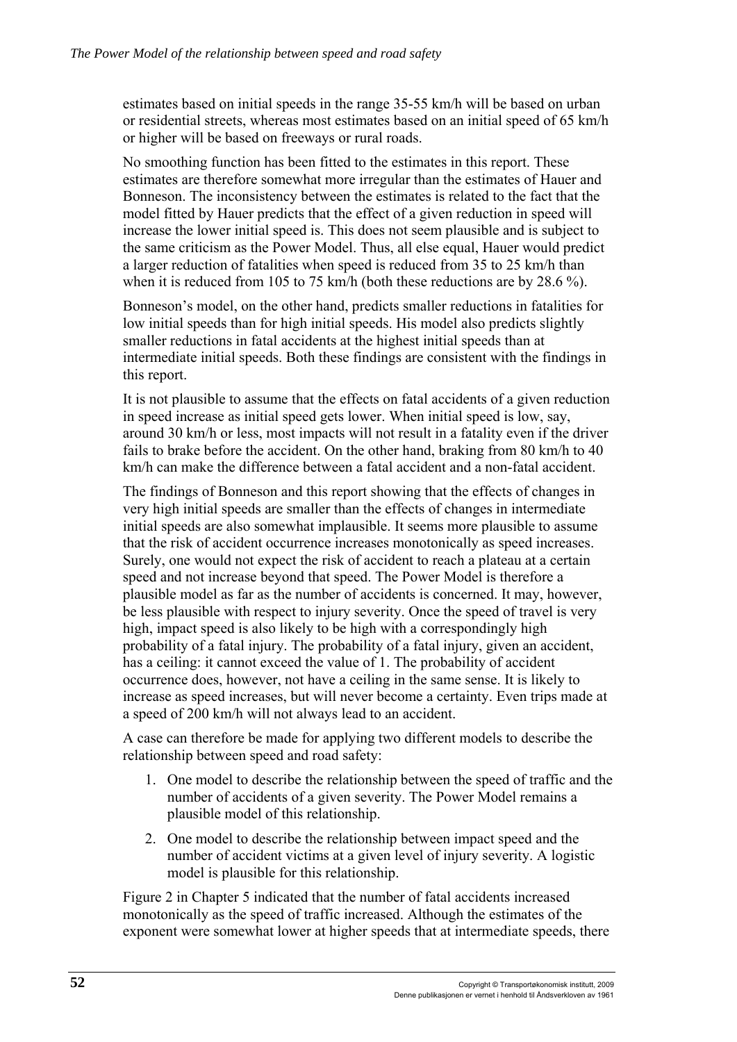estimates based on initial speeds in the range 35-55 km/h will be based on urban or residential streets, whereas most estimates based on an initial speed of 65 km/h or higher will be based on freeways or rural roads.

No smoothing function has been fitted to the estimates in this report. These estimates are therefore somewhat more irregular than the estimates of Hauer and Bonneson. The inconsistency between the estimates is related to the fact that the model fitted by Hauer predicts that the effect of a given reduction in speed will increase the lower initial speed is. This does not seem plausible and is subject to the same criticism as the Power Model. Thus, all else equal, Hauer would predict a larger reduction of fatalities when speed is reduced from 35 to 25 km/h than when it is reduced from 105 to 75 km/h (both these reductions are by 28.6 %).

Bonneson's model, on the other hand, predicts smaller reductions in fatalities for low initial speeds than for high initial speeds. His model also predicts slightly smaller reductions in fatal accidents at the highest initial speeds than at intermediate initial speeds. Both these findings are consistent with the findings in this report.

It is not plausible to assume that the effects on fatal accidents of a given reduction in speed increase as initial speed gets lower. When initial speed is low, say, around 30 km/h or less, most impacts will not result in a fatality even if the driver fails to brake before the accident. On the other hand, braking from 80 km/h to 40 km/h can make the difference between a fatal accident and a non-fatal accident.

The findings of Bonneson and this report showing that the effects of changes in very high initial speeds are smaller than the effects of changes in intermediate initial speeds are also somewhat implausible. It seems more plausible to assume that the risk of accident occurrence increases monotonically as speed increases. Surely, one would not expect the risk of accident to reach a plateau at a certain speed and not increase beyond that speed. The Power Model is therefore a plausible model as far as the number of accidents is concerned. It may, however, be less plausible with respect to injury severity. Once the speed of travel is very high, impact speed is also likely to be high with a correspondingly high probability of a fatal injury. The probability of a fatal injury, given an accident, has a ceiling: it cannot exceed the value of 1. The probability of accident occurrence does, however, not have a ceiling in the same sense. It is likely to increase as speed increases, but will never become a certainty. Even trips made at a speed of 200 km/h will not always lead to an accident.

A case can therefore be made for applying two different models to describe the relationship between speed and road safety:

1. One model to describe the relationship between the speed of traffic and the number of accidents of a given severity. The Power Model remains a plausible model of this relationship.
2. One model to describe the relationship between impact speed and the number of accident victims at a given level of injury severity. A logistic model is plausible for this relationship.

Figure 2 in Chapter 5 indicated that the number of fatal accidents increased monotonically as the speed of traffic increased. Although the estimates of the exponent were somewhat lower at higher speeds that at intermediate speeds, there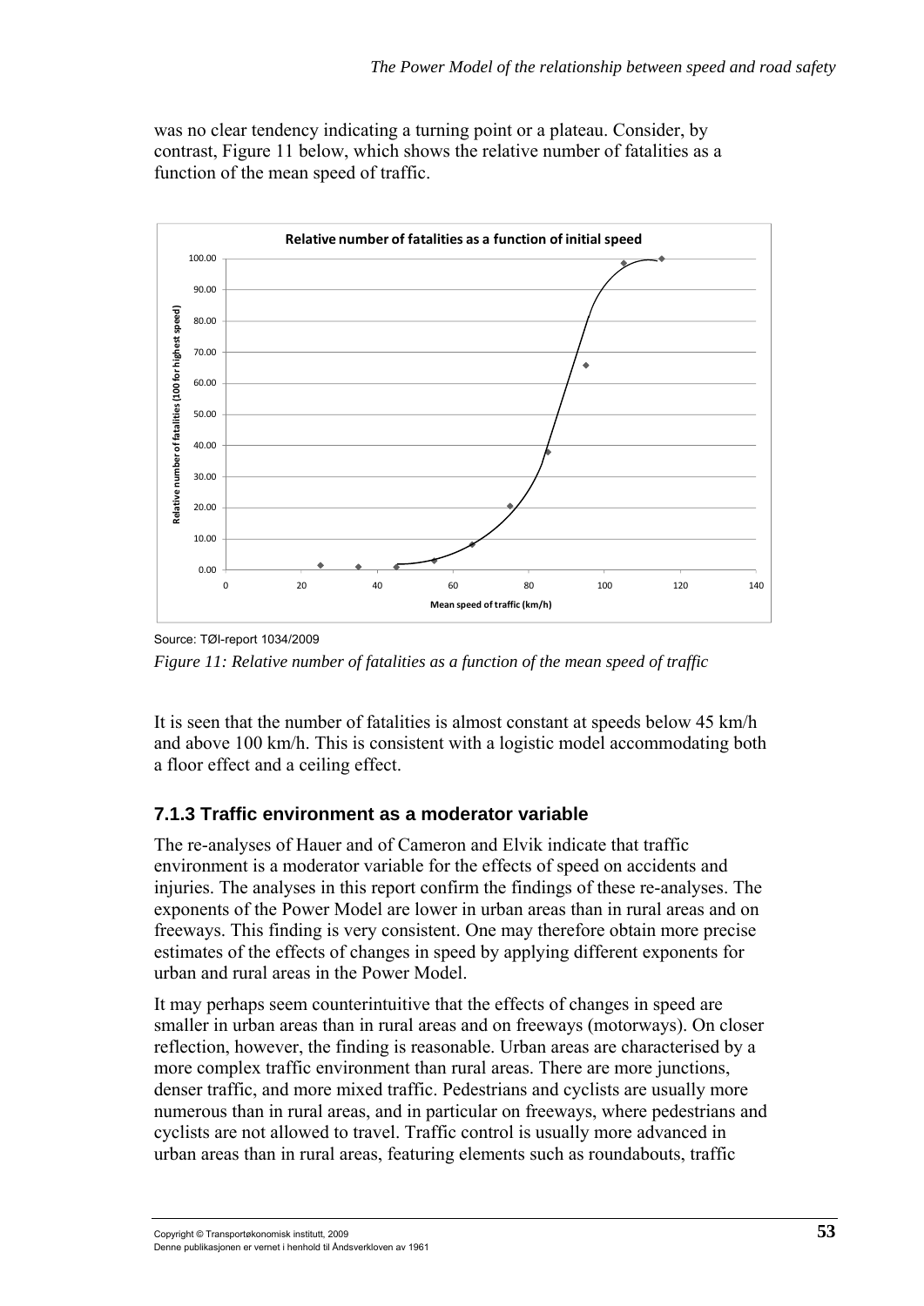was no clear tendency indicating a turning point or a plateau. Consider, by contrast, Figure 11 below, which shows the relative number of fatalities as a function of the mean speed of traffic.

Source: TØI-report 1034/2009

*Figure 11: Relative number of fatalities as a function of the mean speed of traffic*

It is seen that the number of fatalities is almost constant at speeds below 45 km/h and above 100 km/h. This is consistent with a logistic model accommodating both a floor effect and a ceiling effect.

### 7.1.3 Traffic environment as a moderator variable

The re-analyses of Hauer and of Cameron and Elvik indicate that traffic environment is a moderator variable for the effects of speed on accidents and injuries. The analyses in this report confirm the findings of these re-analyses. The exponents of the Power Model are lower in urban areas than in rural areas and on freeways. This finding is very consistent. One may therefore obtain more precise estimates of the effects of changes in speed by applying different exponents for urban and rural areas in the Power Model.

It may perhaps seem counterintuitive that the effects of changes in speed are smaller in urban areas than in rural areas and on freeways (motorways). On closer reflection, however, the finding is reasonable. Urban areas are characterised by a more complex traffic environment than rural areas. There are more junctions, denser traffic, and more mixed traffic. Pedestrians and cyclists are usually more numerous than in rural areas, and in particular on freeways, where pedestrians and cyclists are not allowed to travel. Traffic control is usually more advanced in urban areas than in rural areas, featuring elements such as roundabouts, traffic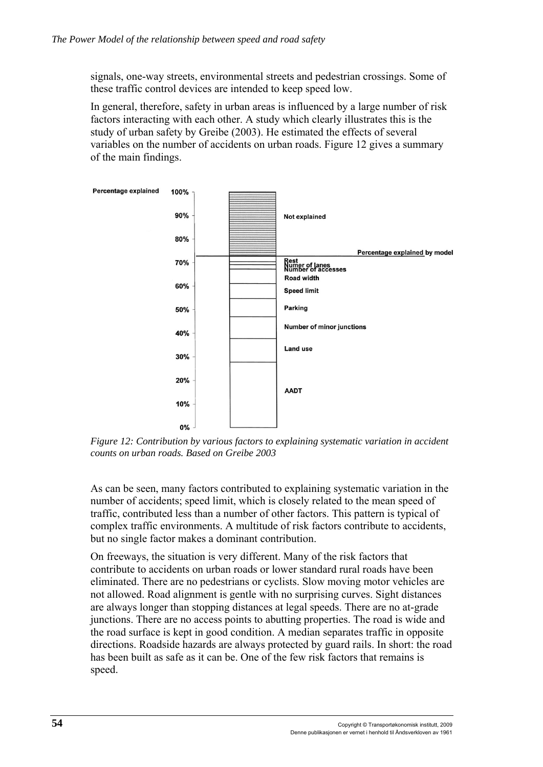signals, one-way streets, environmental streets and pedestrian crossings. Some of these traffic control devices are intended to keep speed low.

In general, therefore, safety in urban areas is influenced by a large number of risk factors interacting with each other. A study which clearly illustrates this is the study of urban safety by Greibe (2003). He estimated the effects of several variables on the number of accidents on urban roads. Figure 12 gives a summary of the main findings.

*Figure 12: Contribution by various factors to explaining systematic variation in accident counts on urban roads. Based on Greibe 2003*

As can be seen, many factors contributed to explaining systematic variation in the number of accidents; speed limit, which is closely related to the mean speed of traffic, contributed less than a number of other factors. This pattern is typical of complex traffic environments. A multitude of risk factors contribute to accidents, but no single factor makes a dominant contribution.

On freeways, the situation is very different. Many of the risk factors that contribute to accidents on urban roads or lower standard rural roads have been eliminated. There are no pedestrians or cyclists. Slow moving motor vehicles are not allowed. Road alignment is gentle with no surprising curves. Sight distances are always longer than stopping distances at legal speeds. There are no at-grade junctions. There are no access points to abutting properties. The road is wide and the road surface is kept in good condition. A median separates traffic in opposite directions. Roadside hazards are always protected by guard rails. In short: the road has been built as safe as it can be. One of the few risk factors that remains is speed.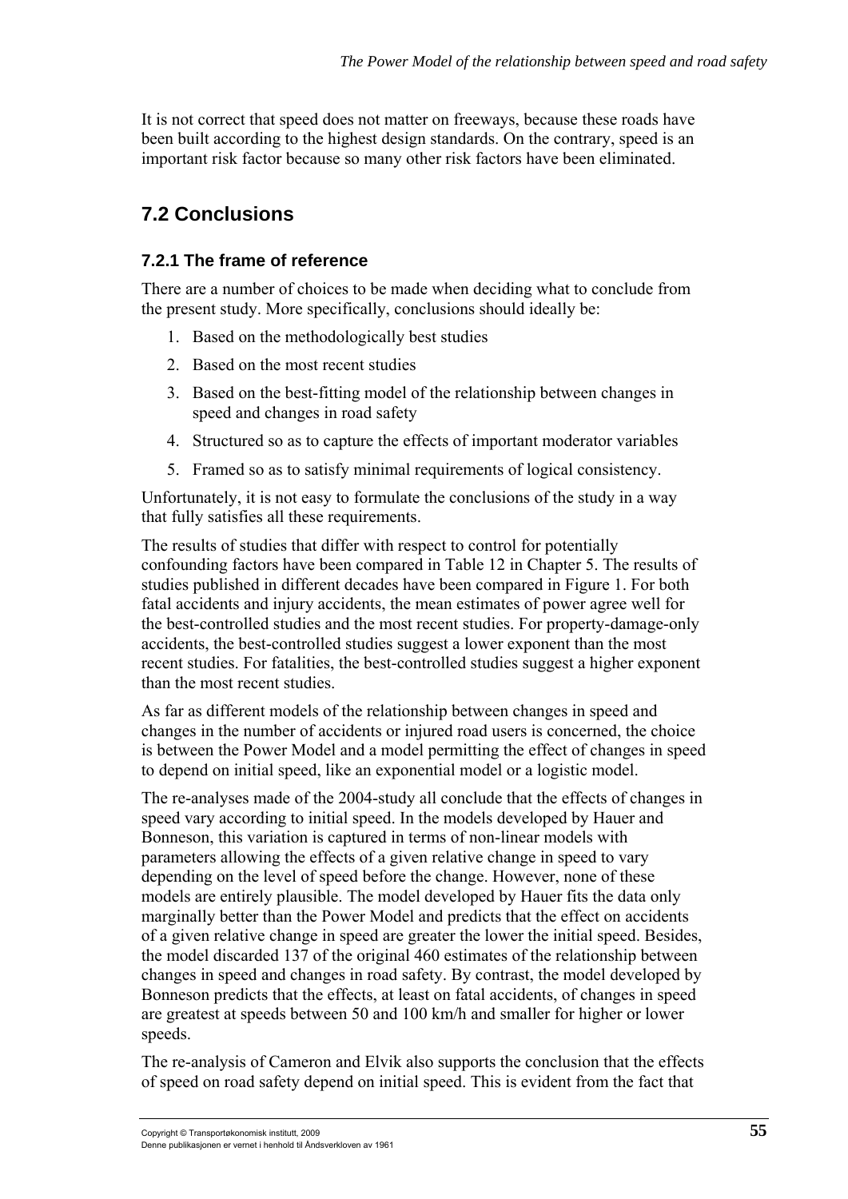It is not correct that speed does not matter on freeways, because these roads have been built according to the highest design standards. On the contrary, speed is an important risk factor because so many other risk factors have been eliminated.

## 7.2 Conclusions

### 7.2.1 The frame of reference

There are a number of choices to be made when deciding what to conclude from the present study. More specifically, conclusions should ideally be:

1. Based on the methodologically best studies
2. Based on the most recent studies
3. Based on the best-fitting model of the relationship between changes in speed and changes in road safety
4. Structured so as to capture the effects of important moderator variables
5. Framed so as to satisfy minimal requirements of logical consistency.

Unfortunately, it is not easy to formulate the conclusions of the study in a way that fully satisfies all these requirements.

The results of studies that differ with respect to control for potentially confounding factors have been compared in Table 12 in Chapter 5. The results of studies published in different decades have been compared in Figure 1. For both fatal accidents and injury accidents, the mean estimates of power agree well for the best-controlled studies and the most recent studies. For property-damage-only accidents, the best-controlled studies suggest a lower exponent than the most recent studies. For fatalities, the best-controlled studies suggest a higher exponent than the most recent studies.

As far as different models of the relationship between changes in speed and changes in the number of accidents or injured road users is concerned, the choice is between the Power Model and a model permitting the effect of changes in speed to depend on initial speed, like an exponential model or a logistic model.

The re-analyses made of the 2004-study all conclude that the effects of changes in speed vary according to initial speed. In the models developed by Hauer and Bonneson, this variation is captured in terms of non-linear models with parameters allowing the effects of a given relative change in speed to vary depending on the level of speed before the change. However, none of these models are entirely plausible. The model developed by Hauer fits the data only marginally better than the Power Model and predicts that the effect on accidents of a given relative change in speed are greater the lower the initial speed. Besides, the model discarded 137 of the original 460 estimates of the relationship between changes in speed and changes in road safety. By contrast, the model developed by Bonneson predicts that the effects, at least on fatal accidents, of changes in speed are greatest at speeds between 50 and 100 km/h and smaller for higher or lower speeds.

The re-analysis of Cameron and Elvik also supports the conclusion that the effects of speed on road safety depend on initial speed. This is evident from the fact that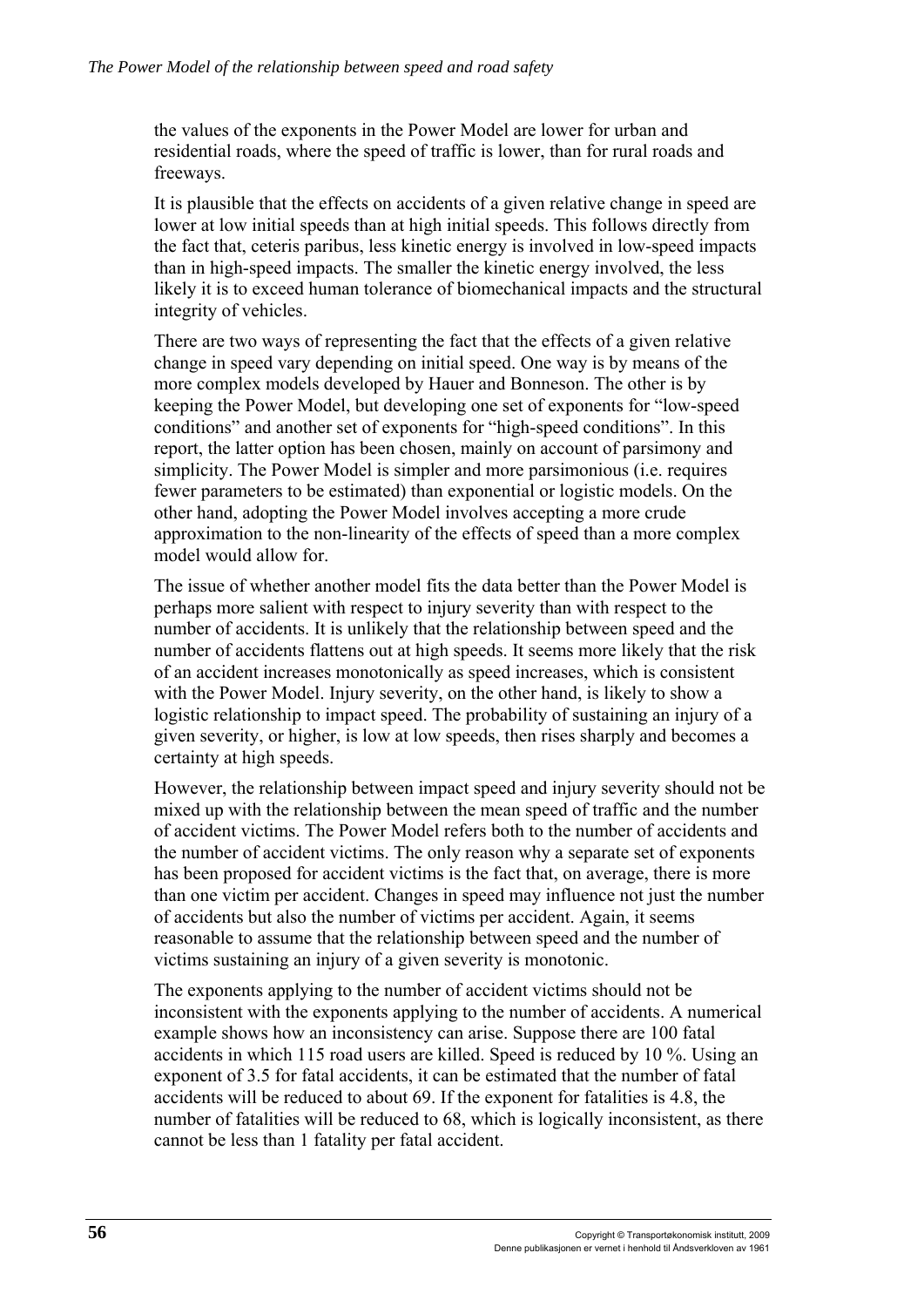the values of the exponents in the Power Model are lower for urban and residential roads, where the speed of traffic is lower, than for rural roads and freeways.

It is plausible that the effects on accidents of a given relative change in speed are lower at low initial speeds than at high initial speeds. This follows directly from the fact that, ceteris paribus, less kinetic energy is involved in low-speed impacts than in high-speed impacts. The smaller the kinetic energy involved, the less likely it is to exceed human tolerance of biomechanical impacts and the structural integrity of vehicles.

There are two ways of representing the fact that the effects of a given relative change in speed vary depending on initial speed. One way is by means of the more complex models developed by Hauer and Bonneson. The other is by keeping the Power Model, but developing one set of exponents for "low-speed conditions" and another set of exponents for "high-speed conditions". In this report, the latter option has been chosen, mainly on account of parsimony and simplicity. The Power Model is simpler and more parsimonious (i.e. requires fewer parameters to be estimated) than exponential or logistic models. On the other hand, adopting the Power Model involves accepting a more crude approximation to the non-linearity of the effects of speed than a more complex model would allow for.

The issue of whether another model fits the data better than the Power Model is perhaps more salient with respect to injury severity than with respect to the number of accidents. It is unlikely that the relationship between speed and the number of accidents flattens out at high speeds. It seems more likely that the risk of an accident increases monotonically as speed increases, which is consistent with the Power Model. Injury severity, on the other hand, is likely to show a logistic relationship to impact speed. The probability of sustaining an injury of a given severity, or higher, is low at low speeds, then rises sharply and becomes a certainty at high speeds.

However, the relationship between impact speed and injury severity should not be mixed up with the relationship between the mean speed of traffic and the number of accident victims. The Power Model refers both to the number of accidents and the number of accident victims. The only reason why a separate set of exponents has been proposed for accident victims is the fact that, on average, there is more than one victim per accident. Changes in speed may influence not just the number of accidents but also the number of victims per accident. Again, it seems reasonable to assume that the relationship between speed and the number of victims sustaining an injury of a given severity is monotonic.

The exponents applying to the number of accident victims should not be inconsistent with the exponents applying to the number of accidents. A numerical example shows how an inconsistency can arise. Suppose there are 100 fatal accidents in which 115 road users are killed. Speed is reduced by 10 %. Using an exponent of 3.5 for fatal accidents, it can be estimated that the number of fatal accidents will be reduced to about 69. If the exponent for fatalities is 4.8, the number of fatalities will be reduced to 68, which is logically inconsistent, as there cannot be less than 1 fatality per fatal accident.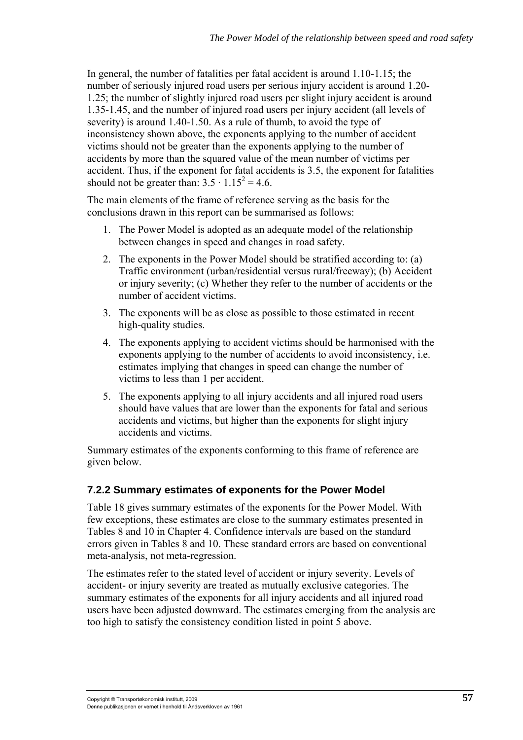In general, the number of fatalities per fatal accident is around 1.10-1.15; the number of seriously injured road users per serious injury accident is around 1.20-1.25; the number of slightly injured road users per slight injury accident is around 1.35-1.45, and the number of injured road users per injury accident (all levels of severity) is around 1.40-1.50. As a rule of thumb, to avoid the type of inconsistency shown above, the exponents applying to the number of accident victims should not be greater than the exponents applying to the number of accidents by more than the squared value of the mean number of victims per accident. Thus, if the exponent for fatal accidents is 3.5, the exponent for fatalities should not be greater than: $3.5 \cdot 1.15^2 = 4.6$.

The main elements of the frame of reference serving as the basis for the conclusions drawn in this report can be summarised as follows:

1. The Power Model is adopted as an adequate model of the relationship between changes in speed and changes in road safety.
2. The exponents in the Power Model should be stratified according to: (a) Traffic environment (urban/residential versus rural/freeway); (b) Accident or injury severity; (c) Whether they refer to the number of accidents or the number of accident victims.
3. The exponents will be as close as possible to those estimated in recent high-quality studies.
4. The exponents applying to accident victims should be harmonised with the exponents applying to the number of accidents to avoid inconsistency, i.e. estimates implying that changes in speed can change the number of victims to less than 1 per accident.
5. The exponents applying to all injury accidents and all injured road users should have values that are lower than the exponents for fatal and serious accidents and victims, but higher than the exponents for slight injury accidents and victims.

Summary estimates of the exponents conforming to this frame of reference are given below.

### 7.2.2 Summary estimates of exponents for the Power Model

Table 18 gives summary estimates of the exponents for the Power Model. With few exceptions, these estimates are close to the summary estimates presented in Tables 8 and 10 in Chapter 4. Confidence intervals are based on the standard errors given in Tables 8 and 10. These standard errors are based on conventional meta-analysis, not meta-regression.

The estimates refer to the stated level of accident or injury severity. Levels of accident- or injury severity are treated as mutually exclusive categories. The summary estimates of the exponents for all injury accidents and all injured road users have been adjusted downward. The estimates emerging from the analysis are too high to satisfy the consistency condition listed in point 5 above.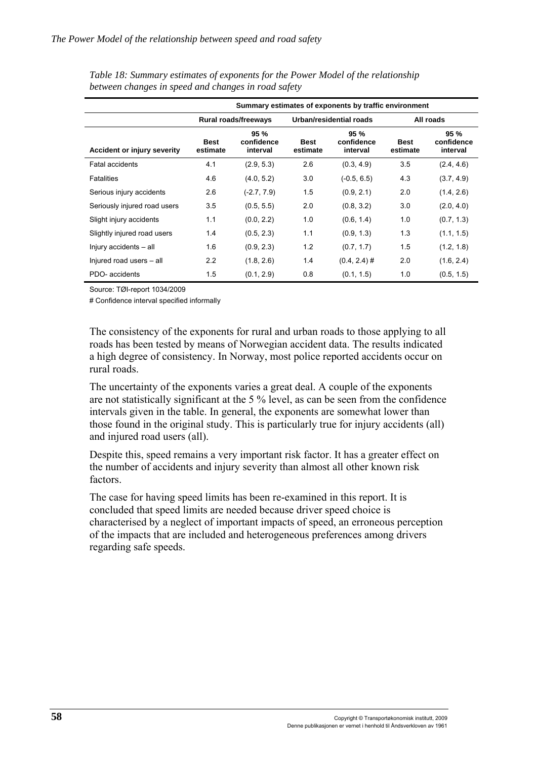*Table 18: Summary estimates of exponents for the Power Model of the relationship between changes in speed and changes in road safety*

| | Summary estimates of exponents by traffic environment | | | | | |
|---|---|---|---|---|---|---|
| | Rural roads/freeways | | Urban/residential roads | | All roads | |
| **Accident or injury severity** | **Best estimate** | **95 % confidence interval** | **Best estimate** | **95 % confidence interval** | **Best estimate** | **95 % confidence interval** |
| Fatal accidents | 4.1 | (2.9, 5.3) | 2.6 | (0.3, 4.9) | 3.5 | (2.4, 4.6) |
| Fatalities | 4.6 | (4.0, 5.2) | 3.0 | (-0.5, 6.5) | 4.3 | (3.7, 4.9) |
| Serious injury accidents | 2.6 | (-2.7, 7.9) | 1.5 | (0.9, 2.1) | 2.0 | (1.4, 2.6) |
| Seriously injured road users | 3.5 | (0.5, 5.5) | 2.0 | (0.8, 3.2) | 3.0 | (2.0, 4.0) |
| Slight injury accidents | 1.1 | (0.0, 2.2) | 1.0 | (0.6, 1.4) | 1.0 | (0.7, 1.3) |
| Slightly injured road users | 1.4 | (0.5, 2.3) | 1.1 | (0.9, 1.3) | 1.3 | (1.1, 1.5) |
| Injury accidents – all | 1.6 | (0.9, 2.3) | 1.2 | (0.7, 1.7) | 1.5 | (1.2, 1.8) |
| Injured road users – all | 2.2 | (1.8, 2.6) | 1.4 | (0.4, 2.4) # | 2.0 | (1.6, 2.4) |
| PDO- accidents | 1.5 | (0.1, 2.9) | 0.8 | (0.1, 1.5) | 1.0 | (0.5, 1.5) |

Source: TØI-report 1034/2009

# Confidence interval specified informally

The consistency of the exponents for rural and urban roads to those applying to all roads has been tested by means of Norwegian accident data. The results indicated a high degree of consistency. In Norway, most police reported accidents occur on rural roads.

The uncertainty of the exponents varies a great deal. A couple of the exponents are not statistically significant at the 5 % level, as can be seen from the confidence intervals given in the table. In general, the exponents are somewhat lower than those found in the original study. This is particularly true for injury accidents (all) and injured road users (all).

Despite this, speed remains a very important risk factor. It has a greater effect on the number of accidents and injury severity than almost all other known risk factors.

The case for having speed limits has been re-examined in this report. It is concluded that speed limits are needed because driver speed choice is characterised by a neglect of important impacts of speed, an erroneous perception of the impacts that are included and heterogeneous preferences among drivers regarding safe speeds.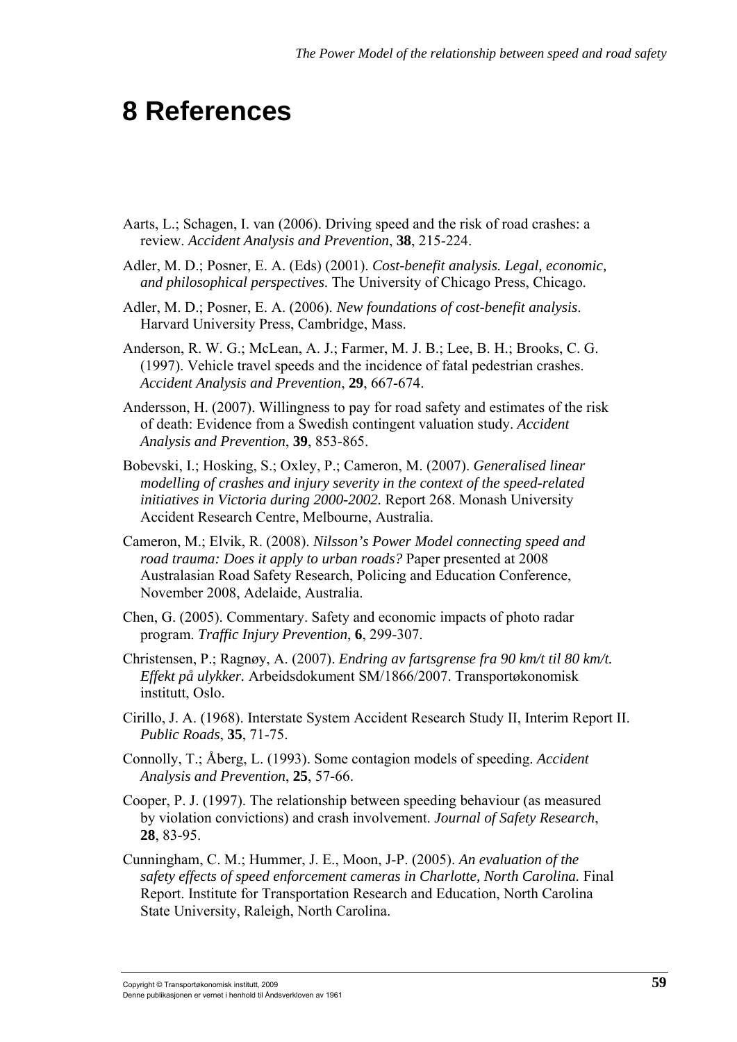# 8 References

Aarts, L.; Schagen, I. van (2006). Driving speed and the risk of road crashes: a review. *Accident Analysis and Prevention*, **38**, 215-224.

Adler, M. D.; Posner, E. A. (Eds) (2001). *Cost-benefit analysis. Legal, economic, and philosophical perspectives.* The University of Chicago Press, Chicago.

Adler, M. D.; Posner, E. A. (2006). *New foundations of cost-benefit analysis*. Harvard University Press, Cambridge, Mass.

Anderson, R. W. G.; McLean, A. J.; Farmer, M. J. B.; Lee, B. H.; Brooks, C. G. (1997). Vehicle travel speeds and the incidence of fatal pedestrian crashes. *Accident Analysis and Prevention*, **29**, 667-674.

Andersson, H. (2007). Willingness to pay for road safety and estimates of the risk of death: Evidence from a Swedish contingent valuation study. *Accident Analysis and Prevention*, **39**, 853-865.

Bobevski, I.; Hosking, S.; Oxley, P.; Cameron, M. (2007). *Generalised linear modelling of crashes and injury severity in the context of the speed-related initiatives in Victoria during 2000-2002.* Report 268. Monash University Accident Research Centre, Melbourne, Australia.

Cameron, M.; Elvik, R. (2008). *Nilsson's Power Model connecting speed and road trauma: Does it apply to urban roads?* Paper presented at 2008 Australasian Road Safety Research, Policing and Education Conference, November 2008, Adelaide, Australia.

Chen, G. (2005). Commentary. Safety and economic impacts of photo radar program. *Traffic Injury Prevention*, **6**, 299-307.

Christensen, P.; Ragnøy, A. (2007). *Endring av fartsgrense fra 90 km/t til 80 km/t. Effekt på ulykker.* Arbeidsdokument SM/1866/2007. Transportøkonomisk institutt, Oslo.

Cirillo, J. A. (1968). Interstate System Accident Research Study II, Interim Report II. *Public Roads*, **35**, 71-75.

Connolly, T.; Åberg, L. (1993). Some contagion models of speeding. *Accident Analysis and Prevention*, **25**, 57-66.

Cooper, P. J. (1997). The relationship between speeding behaviour (as measured by violation convictions) and crash involvement. *Journal of Safety Research*, **28**, 83-95.

Cunningham, C. M.; Hummer, J. E., Moon, J-P. (2005). *An evaluation of the safety effects of speed enforcement cameras in Charlotte, North Carolina.* Final Report. Institute for Transportation Research and Education, North Carolina State University, Raleigh, North Carolina.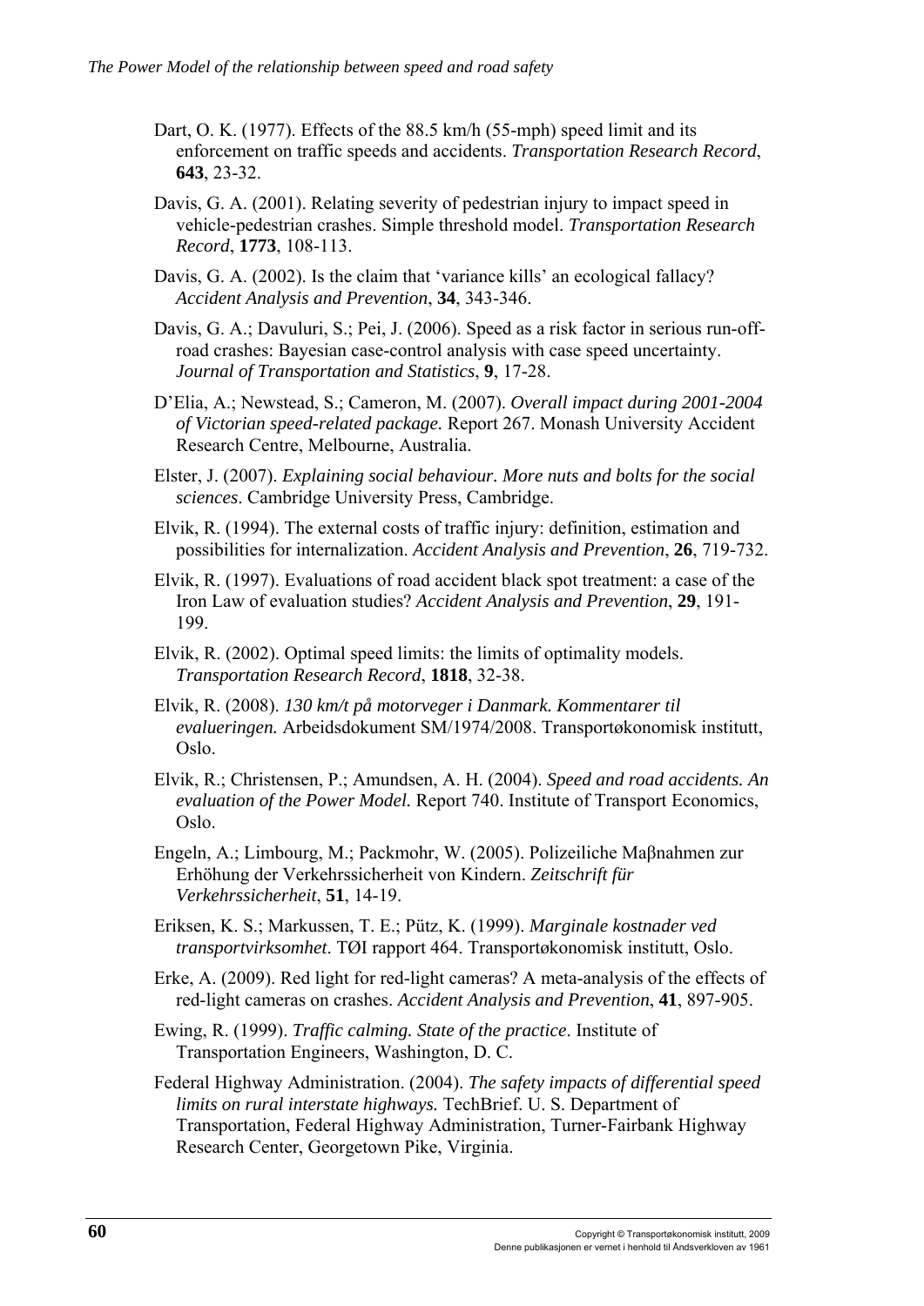Dart, O. K. (1977). Effects of the 88.5 km/h (55-mph) speed limit and its enforcement on traffic speeds and accidents. *Transportation Research Record*, **643**, 23-32.

Davis, G. A. (2001). Relating severity of pedestrian injury to impact speed in vehicle-pedestrian crashes. Simple threshold model. *Transportation Research Record*, **1773**, 108-113.

Davis, G. A. (2002). Is the claim that 'variance kills' an ecological fallacy? *Accident Analysis and Prevention*, **34**, 343-346.

Davis, G. A.; Davuluri, S.; Pei, J. (2006). Speed as a risk factor in serious run-off-road crashes: Bayesian case-control analysis with case speed uncertainty. *Journal of Transportation and Statistics*, **9**, 17-28.

D'Elia, A.; Newstead, S.; Cameron, M. (2007). *Overall impact during 2001-2004 of Victorian speed-related package.* Report 267. Monash University Accident Research Centre, Melbourne, Australia.

Elster, J. (2007). *Explaining social behaviour. More nuts and bolts for the social sciences*. Cambridge University Press, Cambridge.

Elvik, R. (1994). The external costs of traffic injury: definition, estimation and possibilities for internalization. *Accident Analysis and Prevention*, **26**, 719-732.

Elvik, R. (1997). Evaluations of road accident black spot treatment: a case of the Iron Law of evaluation studies? *Accident Analysis and Prevention*, **29**, 191-199.

Elvik, R. (2002). Optimal speed limits: the limits of optimality models. *Transportation Research Record*, **1818**, 32-38.

Elvik, R. (2008). *130 km/t på motorveger i Danmark. Kommentarer til evalueringen.* Arbeidsdokument SM/1974/2008. Transportøkonomisk institutt, Oslo.

Elvik, R.; Christensen, P.; Amundsen, A. H. (2004). *Speed and road accidents. An evaluation of the Power Model.* Report 740. Institute of Transport Economics, Oslo.

Engeln, A.; Limbourg, M.; Packmohr, W. (2005). Polizeiliche Maβnahmen zur Erhöhung der Verkehrssicherheit von Kindern. *Zeitschrift für Verkehrssicherheit*, **51**, 14-19.

Eriksen, K. S.; Markussen, T. E.; Pütz, K. (1999). *Marginale kostnader ved transportvirksomhet*. TØI rapport 464. Transportøkonomisk institutt, Oslo.

Erke, A. (2009). Red light for red-light cameras? A meta-analysis of the effects of red-light cameras on crashes. *Accident Analysis and Prevention*, **41**, 897-905.

Ewing, R. (1999). *Traffic calming. State of the practice*. Institute of Transportation Engineers, Washington, D. C.

Federal Highway Administration. (2004). *The safety impacts of differential speed limits on rural interstate highways.* TechBrief. U. S. Department of Transportation, Federal Highway Administration, Turner-Fairbank Highway Research Center, Georgetown Pike, Virginia.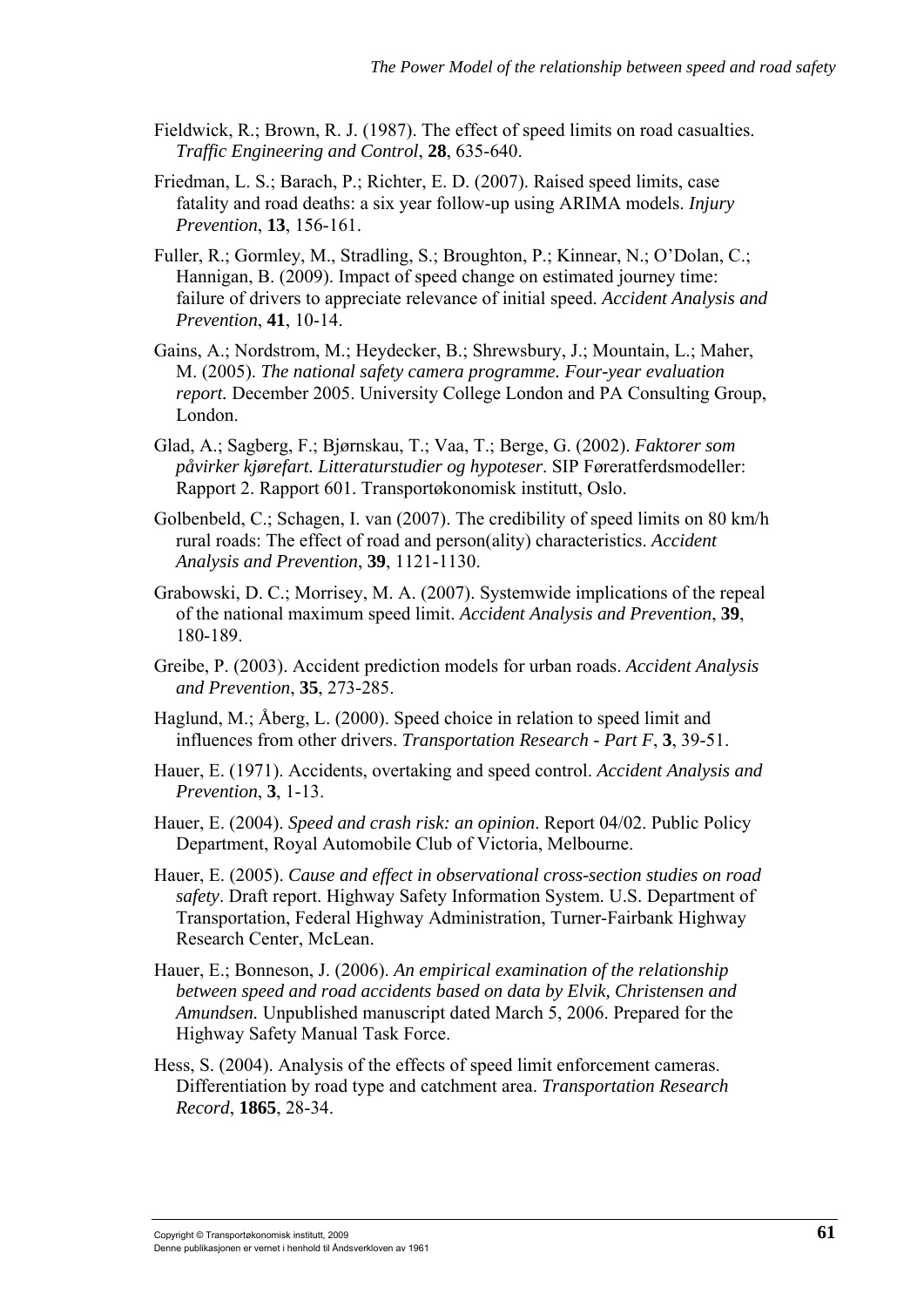Fieldwick, R.; Brown, R. J. (1987). The effect of speed limits on road casualties. *Traffic Engineering and Control*, **28**, 635-640.

Friedman, L. S.; Barach, P.; Richter, E. D. (2007). Raised speed limits, case fatality and road deaths: a six year follow-up using ARIMA models. *Injury Prevention*, **13**, 156-161.

Fuller, R.; Gormley, M., Stradling, S.; Broughton, P.; Kinnear, N.; O'Dolan, C.; Hannigan, B. (2009). Impact of speed change on estimated journey time: failure of drivers to appreciate relevance of initial speed. *Accident Analysis and Prevention*, **41**, 10-14.

Gains, A.; Nordstrom, M.; Heydecker, B.; Shrewsbury, J.; Mountain, L.; Maher, M. (2005). *The national safety camera programme. Four-year evaluation report.* December 2005. University College London and PA Consulting Group, London.

Glad, A.; Sagberg, F.; Bjørnskau, T.; Vaa, T.; Berge, G. (2002). *Faktorer som påvirker kjørefart. Litteraturstudier og hypoteser*. SIP Føreratferdsmodeller: Rapport 2. Rapport 601. Transportøkonomisk institutt, Oslo.

Golbenbeld, C.; Schagen, I. van (2007). The credibility of speed limits on 80 km/h rural roads: The effect of road and person(ality) characteristics. *Accident Analysis and Prevention*, **39**, 1121-1130.

Grabowski, D. C.; Morrisey, M. A. (2007). Systemwide implications of the repeal of the national maximum speed limit. *Accident Analysis and Prevention*, **39**, 180-189.

Greibe, P. (2003). Accident prediction models for urban roads. *Accident Analysis and Prevention*, **35**, 273-285.

Haglund, M.; Åberg, L. (2000). Speed choice in relation to speed limit and influences from other drivers. *Transportation Research - Part F*, **3**, 39-51.

Hauer, E. (1971). Accidents, overtaking and speed control. *Accident Analysis and Prevention*, **3**, 1-13.

Hauer, E. (2004). *Speed and crash risk: an opinion*. Report 04/02. Public Policy Department, Royal Automobile Club of Victoria, Melbourne.

Hauer, E. (2005). *Cause and effect in observational cross-section studies on road safety*. Draft report. Highway Safety Information System. U.S. Department of Transportation, Federal Highway Administration, Turner-Fairbank Highway Research Center, McLean.

Hauer, E.; Bonneson, J. (2006). *An empirical examination of the relationship between speed and road accidents based on data by Elvik, Christensen and Amundsen.* Unpublished manuscript dated March 5, 2006. Prepared for the Highway Safety Manual Task Force.

Hess, S. (2004). Analysis of the effects of speed limit enforcement cameras. Differentiation by road type and catchment area. *Transportation Research Record*, **1865**, 28-34.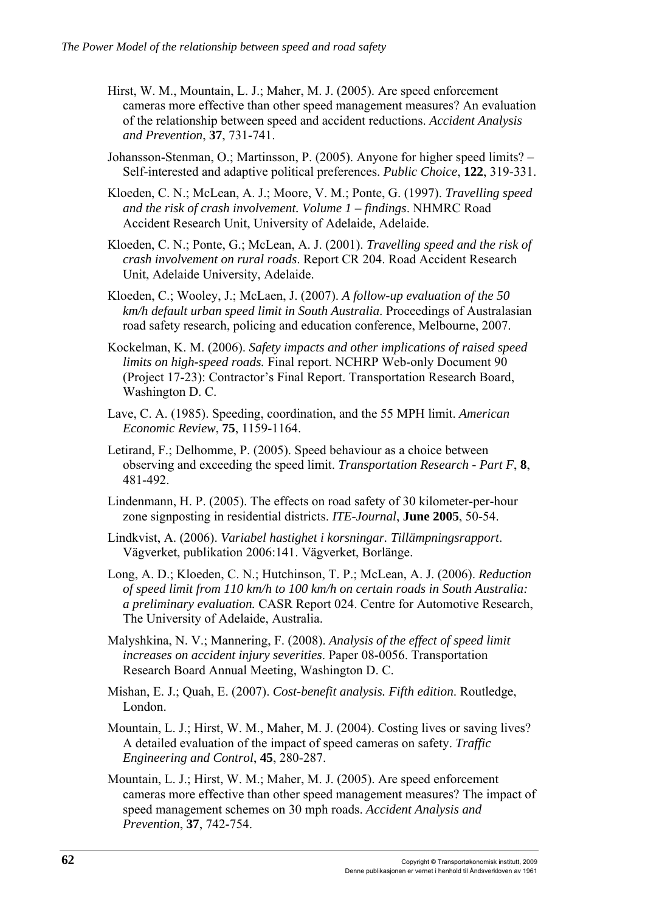Hirst, W. M., Mountain, L. J.; Maher, M. J. (2005). Are speed enforcement cameras more effective than other speed management measures? An evaluation of the relationship between speed and accident reductions. *Accident Analysis and Prevention*, **37**, 731-741.

Johansson-Stenman, O.; Martinsson, P. (2005). Anyone for higher speed limits? – Self-interested and adaptive political preferences. *Public Choice*, **122**, 319-331.

Kloeden, C. N.; McLean, A. J.; Moore, V. M.; Ponte, G. (1997). *Travelling speed and the risk of crash involvement. Volume 1 – findings*. NHMRC Road Accident Research Unit, University of Adelaide, Adelaide.

Kloeden, C. N.; Ponte, G.; McLean, A. J. (2001). *Travelling speed and the risk of crash involvement on rural roads*. Report CR 204. Road Accident Research Unit, Adelaide University, Adelaide.

Kloeden, C.; Wooley, J.; McLaen, J. (2007). *A follow-up evaluation of the 50 km/h default urban speed limit in South Australia*. Proceedings of Australasian road safety research, policing and education conference, Melbourne, 2007.

Kockelman, K. M. (2006). *Safety impacts and other implications of raised speed limits on high-speed roads.* Final report. NCHRP Web-only Document 90 (Project 17-23): Contractor's Final Report. Transportation Research Board, Washington D. C.

Lave, C. A. (1985). Speeding, coordination, and the 55 MPH limit. *American Economic Review*, **75**, 1159-1164.

Letirand, F.; Delhomme, P. (2005). Speed behaviour as a choice between observing and exceeding the speed limit. *Transportation Research - Part F*, **8**, 481-492.

Lindenmann, H. P. (2005). The effects on road safety of 30 kilometer-per-hour zone signposting in residential districts. *ITE-Journal*, **June 2005**, 50-54.

Lindkvist, A. (2006). *Variabel hastighet i korsningar. Tillämpningsrapport*. Vägverket, publikation 2006:141. Vägverket, Borlänge.

Long, A. D.; Kloeden, C. N.; Hutchinson, T. P.; McLean, A. J. (2006). *Reduction of speed limit from 110 km/h to 100 km/h on certain roads in South Australia: a preliminary evaluation.* CASR Report 024. Centre for Automotive Research, The University of Adelaide, Australia.

Malyshkina, N. V.; Mannering, F. (2008). *Analysis of the effect of speed limit increases on accident injury severities*. Paper 08-0056. Transportation Research Board Annual Meeting, Washington D. C.

Mishan, E. J.; Quah, E. (2007). *Cost-benefit analysis. Fifth edition*. Routledge, London.

Mountain, L. J.; Hirst, W. M., Maher, M. J. (2004). Costing lives or saving lives? A detailed evaluation of the impact of speed cameras on safety. *Traffic Engineering and Control*, **45**, 280-287.

Mountain, L. J.; Hirst, W. M.; Maher, M. J. (2005). Are speed enforcement cameras more effective than other speed management measures? The impact of speed management schemes on 30 mph roads. *Accident Analysis and Prevention*, **37**, 742-754.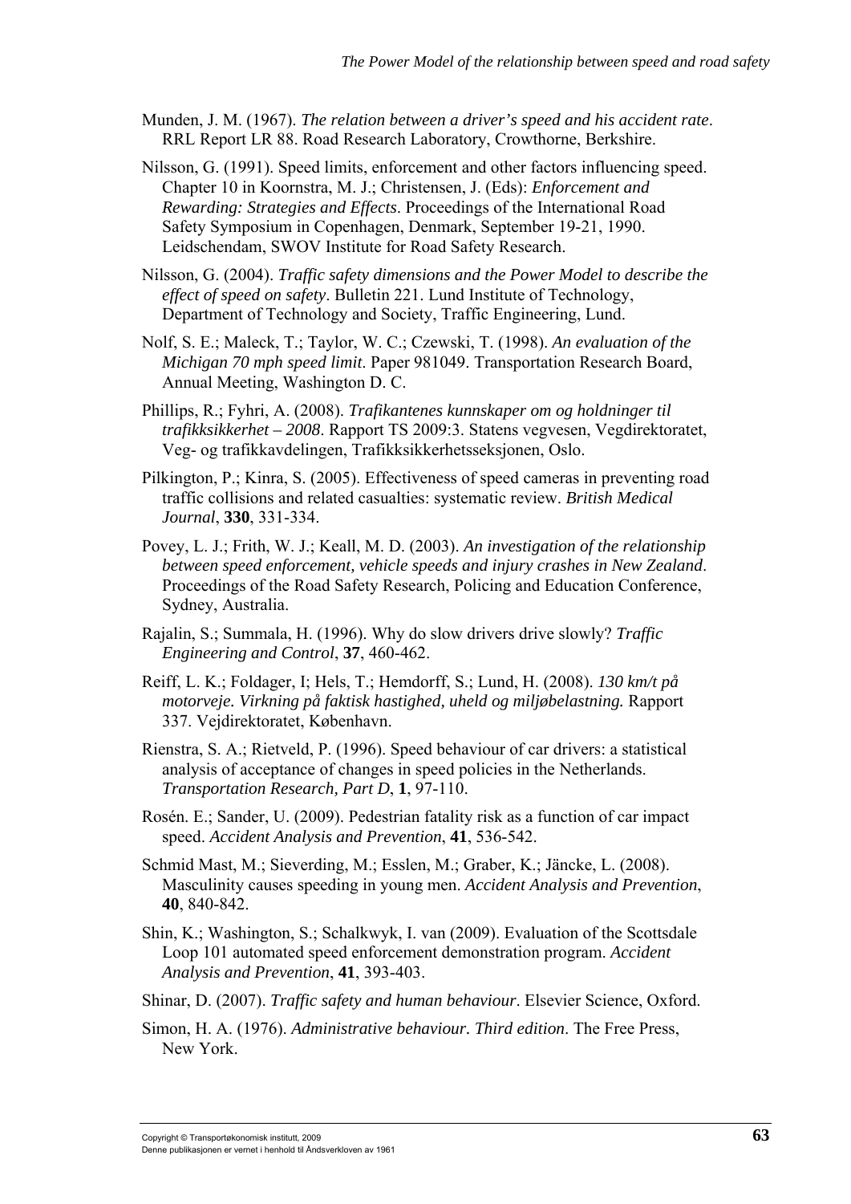Munden, J. M. (1967). *The relation between a driver's speed and his accident rate*. RRL Report LR 88. Road Research Laboratory, Crowthorne, Berkshire.

Nilsson, G. (1991). Speed limits, enforcement and other factors influencing speed. Chapter 10 in Koornstra, M. J.; Christensen, J. (Eds): *Enforcement and Rewarding: Strategies and Effects*. Proceedings of the International Road Safety Symposium in Copenhagen, Denmark, September 19-21, 1990. Leidschendam, SWOV Institute for Road Safety Research.

Nilsson, G. (2004). *Traffic safety dimensions and the Power Model to describe the effect of speed on safety*. Bulletin 221. Lund Institute of Technology, Department of Technology and Society, Traffic Engineering, Lund.

Nolf, S. E.; Maleck, T.; Taylor, W. C.; Czewski, T. (1998). *An evaluation of the Michigan 70 mph speed limit*. Paper 981049. Transportation Research Board, Annual Meeting, Washington D. C.

Phillips, R.; Fyhri, A. (2008). *Trafikantenes kunnskaper om og holdninger til trafikksikkerhet – 2008*. Rapport TS 2009:3. Statens vegvesen, Vegdirektoratet, Veg- og trafikkavdelingen, Trafikksikkerhetsseksjonen, Oslo.

Pilkington, P.; Kinra, S. (2005). Effectiveness of speed cameras in preventing road traffic collisions and related casualties: systematic review. *British Medical Journal*, **330**, 331-334.

Povey, L. J.; Frith, W. J.; Keall, M. D. (2003). *An investigation of the relationship between speed enforcement, vehicle speeds and injury crashes in New Zealand*. Proceedings of the Road Safety Research, Policing and Education Conference, Sydney, Australia.

Rajalin, S.; Summala, H. (1996). Why do slow drivers drive slowly? *Traffic Engineering and Control*, **37**, 460-462.

Reiff, L. K.; Foldager, I; Hels, T.; Hemdorff, S.; Lund, H. (2008). *130 km/t på motorveje. Virkning på faktisk hastighed, uheld og miljøbelastning.* Rapport 337. Vejdirektoratet, København.

Rienstra, S. A.; Rietveld, P. (1996). Speed behaviour of car drivers: a statistical analysis of acceptance of changes in speed policies in the Netherlands. *Transportation Research, Part D*, **1**, 97-110.

Rosén. E.; Sander, U. (2009). Pedestrian fatality risk as a function of car impact speed. *Accident Analysis and Prevention*, **41**, 536-542.

Schmid Mast, M.; Sieverding, M.; Esslen, M.; Graber, K.; Jäncke, L. (2008). Masculinity causes speeding in young men. *Accident Analysis and Prevention*, **40**, 840-842.

Shin, K.; Washington, S.; Schalkwyk, I. van (2009). Evaluation of the Scottsdale Loop 101 automated speed enforcement demonstration program. *Accident Analysis and Prevention*, **41**, 393-403.

Shinar, D. (2007). *Traffic safety and human behaviour*. Elsevier Science, Oxford.

Simon, H. A. (1976). *Administrative behaviour. Third edition*. The Free Press, New York.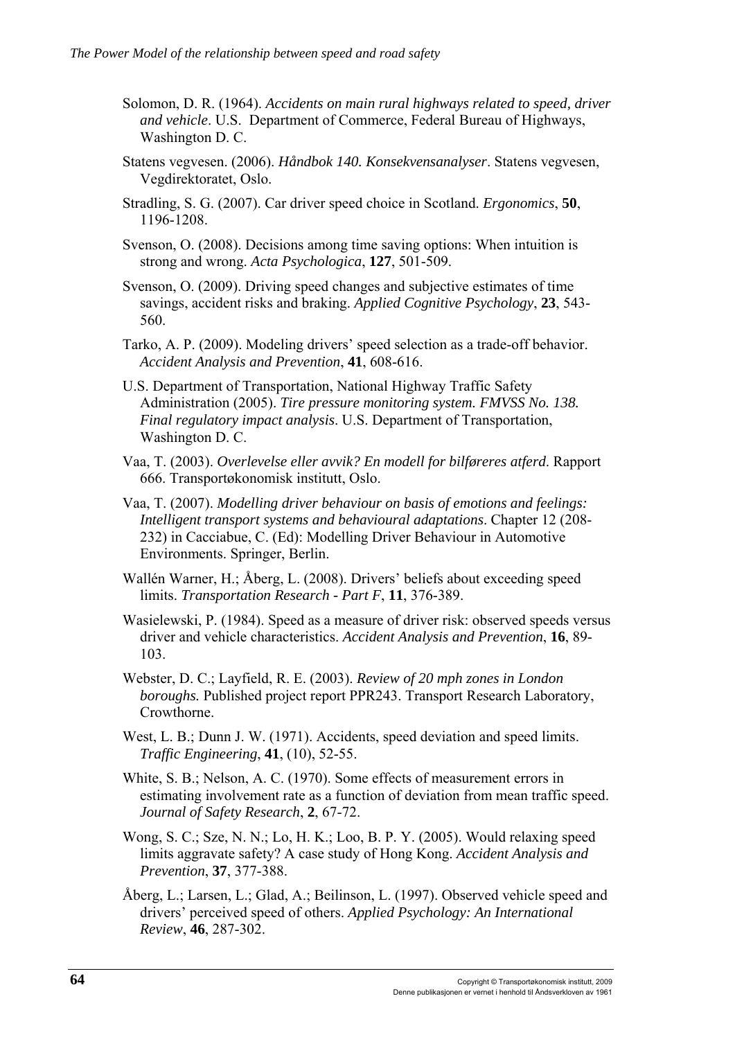Solomon, D. R. (1964). *Accidents on main rural highways related to speed, driver and vehicle*. U.S. Department of Commerce, Federal Bureau of Highways, Washington D. C.

Statens vegvesen. (2006). *Håndbok 140. Konsekvensanalyser*. Statens vegvesen, Vegdirektoratet, Oslo.

Stradling, S. G. (2007). Car driver speed choice in Scotland. *Ergonomics*, **50**, 1196-1208.

Svenson, O. (2008). Decisions among time saving options: When intuition is strong and wrong. *Acta Psychologica*, **127**, 501-509.

Svenson, O. (2009). Driving speed changes and subjective estimates of time savings, accident risks and braking. *Applied Cognitive Psychology*, **23**, 543-560.

Tarko, A. P. (2009). Modeling drivers' speed selection as a trade-off behavior. *Accident Analysis and Prevention*, **41**, 608-616.

U.S. Department of Transportation, National Highway Traffic Safety Administration (2005). *Tire pressure monitoring system. FMVSS No. 138. Final regulatory impact analysis*. U.S. Department of Transportation, Washington D. C.

Vaa, T. (2003). *Overlevelse eller avvik? En modell for bilføreres atferd*. Rapport 666. Transportøkonomisk institutt, Oslo.

Vaa, T. (2007). *Modelling driver behaviour on basis of emotions and feelings: Intelligent transport systems and behavioural adaptations*. Chapter 12 (208-232) in Cacciabue, C. (Ed): Modelling Driver Behaviour in Automotive Environments. Springer, Berlin.

Wallén Warner, H.; Åberg, L. (2008). Drivers' beliefs about exceeding speed limits. *Transportation Research - Part F*, **11**, 376-389.

Wasielewski, P. (1984). Speed as a measure of driver risk: observed speeds versus driver and vehicle characteristics. *Accident Analysis and Prevention*, **16**, 89-103.

Webster, D. C.; Layfield, R. E. (2003). *Review of 20 mph zones in London boroughs.* Published project report PPR243. Transport Research Laboratory, Crowthorne.

West, L. B.; Dunn J. W. (1971). Accidents, speed deviation and speed limits. *Traffic Engineering*, **41**, (10), 52-55.

White, S. B.; Nelson, A. C. (1970). Some effects of measurement errors in estimating involvement rate as a function of deviation from mean traffic speed. *Journal of Safety Research*, **2**, 67-72.

Wong, S. C.; Sze, N. N.; Lo, H. K.; Loo, B. P. Y. (2005). Would relaxing speed limits aggravate safety? A case study of Hong Kong. *Accident Analysis and Prevention*, **37**, 377-388.

Åberg, L.; Larsen, L.; Glad, A.; Beilinson, L. (1997). Observed vehicle speed and drivers' perceived speed of others. *Applied Psychology: An International Review*, **46**, 287-302.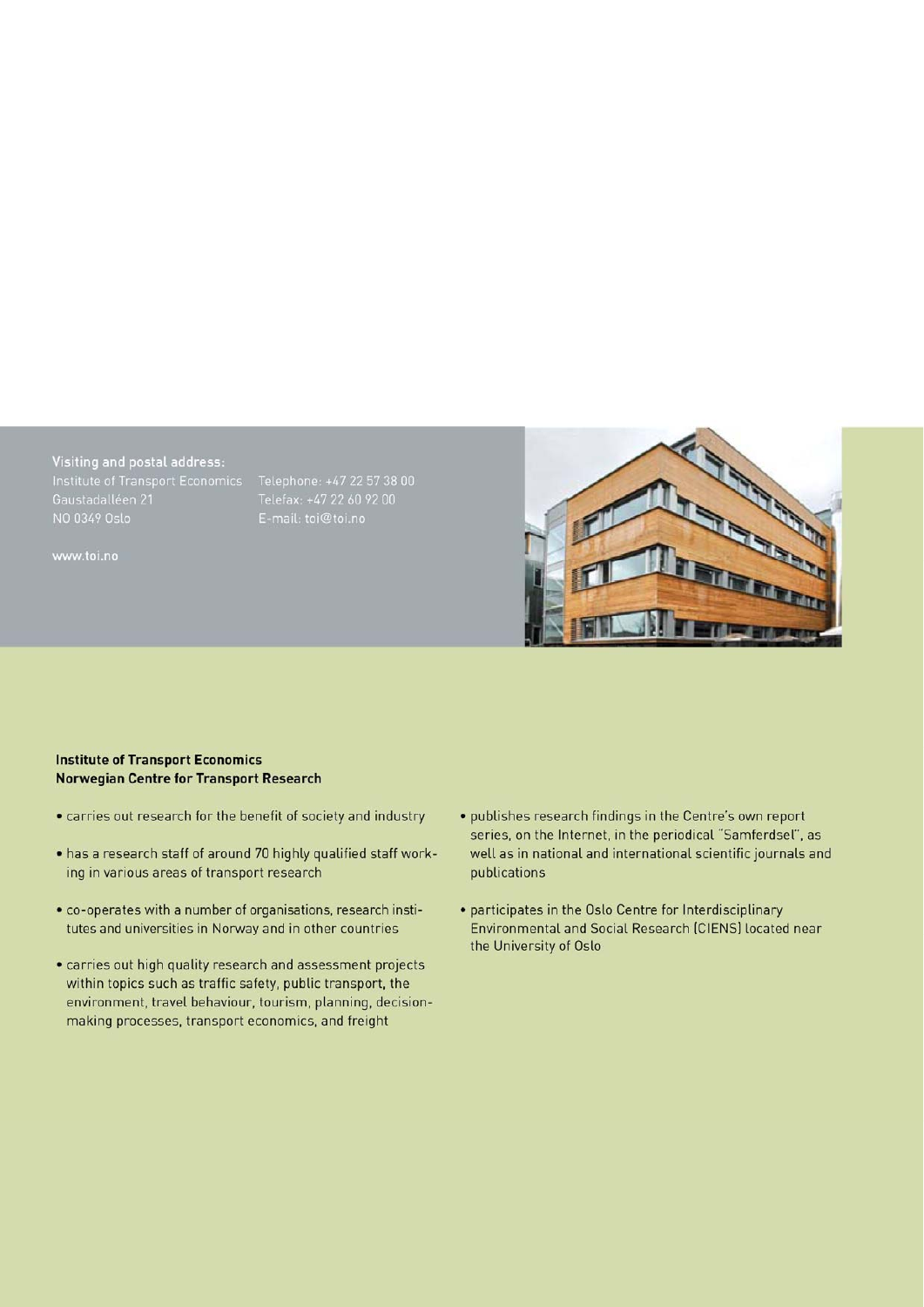**Visiting and postal address:**

Institute of Transport Economics
Gaustadalléen 21
NO 0349 Oslo

Telephone: +47 22 57 38 00
Telefax: +47 22 60 92 00
E-mail: toi@toi.no

www.toi.no

**Institute of Transport Economics**
**Norwegian Centre for Transport Research**

- carries out research for the benefit of society and industry
- has a research staff of around 70 highly qualified staff working in various areas of transport research
- co-operates with a number of organisations, research institutes and universities in Norway and in other countries
- carries out high quality research and assessment projects within topics such as traffic safety, public transport, the environment, travel behaviour, tourism, planning, decision-making processes, transport economics, and freight
- publishes research findings in the Centre's own report series, on the Internet, in the periodical "Samferdsel", as well as in national and international scientific journals and publications
- participates in the Oslo Centre for Interdisciplinary Environmental and Social Research (CIENS) located near the University of Oslo